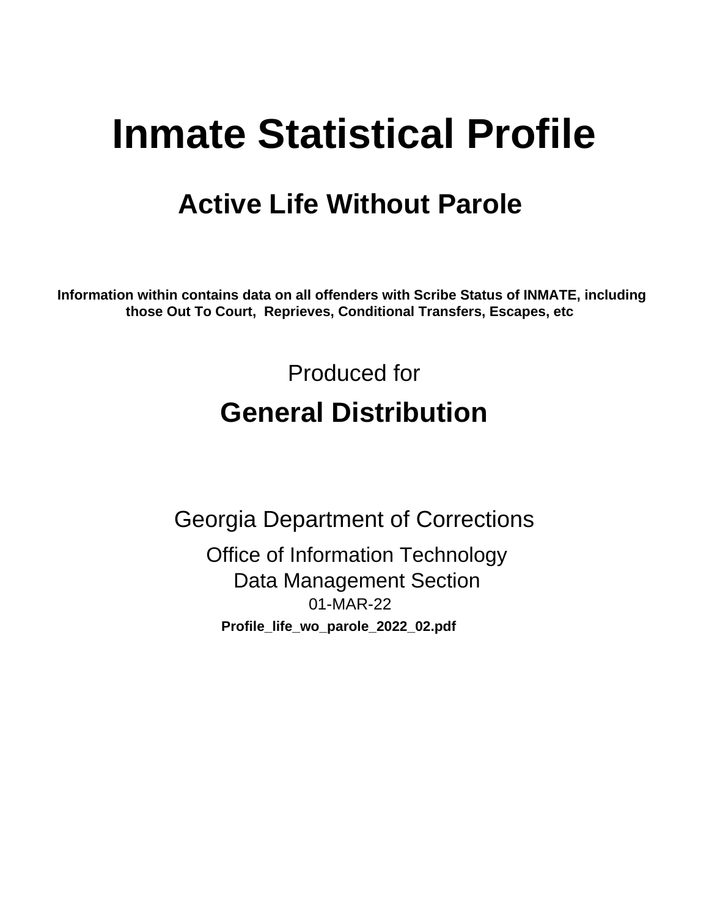# Inmate Statistical Profile

## Active Life Without Parole

**Information within contains data on all offenders with Scribe Status of INMATE, including those Out To Court, Reprieves, Conditional Transfers, Escapes, etc**

Produced for

## General Distribution

Georgia Department of Corrections

Office of Information Technology

Data Management Section

01-MAR-22

**Profile_life_wo_parole_2022_02.pdf**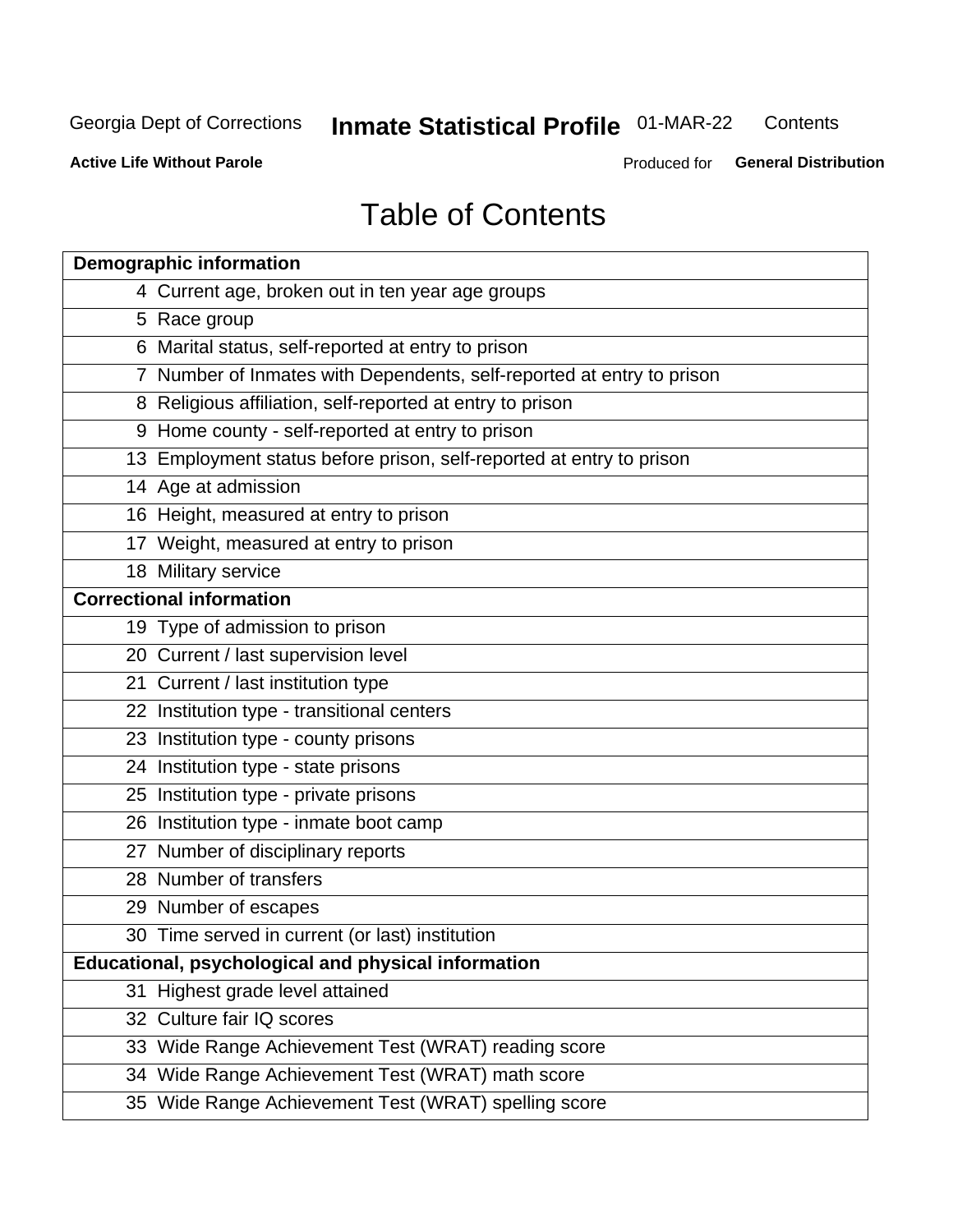# Table of Contents

| Demographic information | |
|---|---|
| 4 | Current age, broken out in ten year age groups |
| 5 | Race group |
| 6 | Marital status, self-reported at entry to prison |
| 7 | Number of Inmates with Dependents, self-reported at entry to prison |
| 8 | Religious affiliation, self-reported at entry to prison |
| 9 | Home county - self-reported at entry to prison |
| 13 | Employment status before prison, self-reported at entry to prison |
| 14 | Age at admission |
| 16 | Height, measured at entry to prison |
| 17 | Weight, measured at entry to prison |
| 18 | Military service |
| **Correctional information** | |
| 19 | Type of admission to prison |
| 20 | Current / last supervision level |
| 21 | Current / last institution type |
| 22 | Institution type - transitional centers |
| 23 | Institution type - county prisons |
| 24 | Institution type - state prisons |
| 25 | Institution type - private prisons |
| 26 | Institution type - inmate boot camp |
| 27 | Number of disciplinary reports |
| 28 | Number of transfers |
| 29 | Number of escapes |
| 30 | Time served in current (or last) institution |
| **Educational, psychological and physical information** | |
| 31 | Highest grade level attained |
| 32 | Culture fair IQ scores |
| 33 | Wide Range Achievement Test (WRAT) reading score |
| 34 | Wide Range Achievement Test (WRAT) math score |
| 35 | Wide Range Achievement Test (WRAT) spelling score |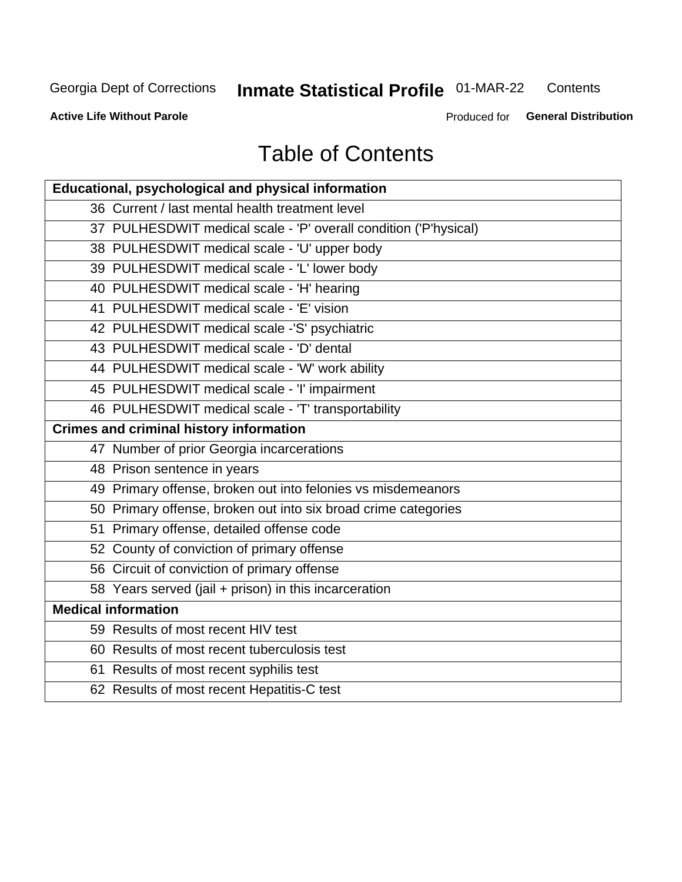# Table of Contents

| Educational, psychological and physical information |
|---|
| 36 Current / last mental health treatment level |
| 37 PULHESDWIT medical scale - 'P' overall condition ('P'hysical) |
| 38 PULHESDWIT medical scale - 'U' upper body |
| 39 PULHESDWIT medical scale - 'L' lower body |
| 40 PULHESDWIT medical scale - 'H' hearing |
| 41 PULHESDWIT medical scale - 'E' vision |
| 42 PULHESDWIT medical scale -'S' psychiatric |
| 43 PULHESDWIT medical scale - 'D' dental |
| 44 PULHESDWIT medical scale - 'W' work ability |
| 45 PULHESDWIT medical scale - 'I' impairment |
| 46 PULHESDWIT medical scale - 'T' transportability |
| **Crimes and criminal history information** |
| 47 Number of prior Georgia incarcerations |
| 48 Prison sentence in years |
| 49 Primary offense, broken out into felonies vs misdemeanors |
| 50 Primary offense, broken out into six broad crime categories |
| 51 Primary offense, detailed offense code |
| 52 County of conviction of primary offense |
| 56 Circuit of conviction of primary offense |
| 58 Years served (jail + prison) in this incarceration |
| **Medical information** |
| 59 Results of most recent HIV test |
| 60 Results of most recent tuberculosis test |
| 61 Results of most recent syphilis test |
| 62 Results of most recent Hepatitis-C test |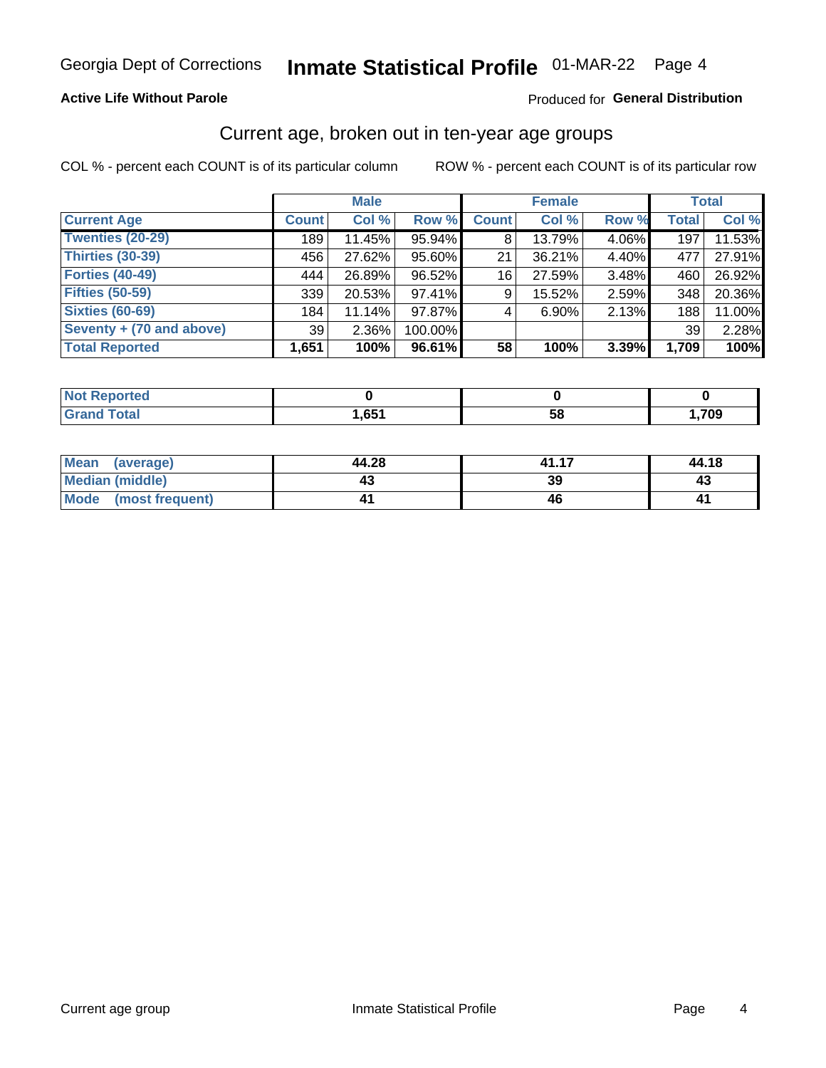Georgia Dept of Corrections **Inmate Statistical Profile** 01-MAR-22

**Active Life Without Parole**

Produced for **General Distribution**

## Current age, broken out in ten-year age groups

COL % - percent each COUNT is of its particular column ROW % - percent each COUNT is of its particular row

| | Male | | | Female | | | Total | |
|---|---|---|---|---|---|---|---|---|
| **Current Age** | **Count** | **Col %** | **Row %** | **Count** | **Col %** | **Row %** | **Total** | **Col %** |
| **Twenties (20-29)** | 189 | 11.45% | 95.94% | 8 | 13.79% | 4.06% | 197 | 11.53% |
| **Thirties (30-39)** | 456 | 27.62% | 95.60% | 21 | 36.21% | 4.40% | 477 | 27.91% |
| **Forties (40-49)** | 444 | 26.89% | 96.52% | 16 | 27.59% | 3.48% | 460 | 26.92% |
| **Fifties (50-59)** | 339 | 20.53% | 97.41% | 9 | 15.52% | 2.59% | 348 | 20.36% |
| **Sixties (60-69)** | 184 | 11.14% | 97.87% | 4 | 6.90% | 2.13% | 188 | 11.00% |
| **Seventy + (70 and above)** | 39 | 2.36% | 100.00% | | | | 39 | 2.28% |
| **Total Reported** | **1,651** | **100%** | **96.61%** | **58** | **100%** | **3.39%** | **1,709** | **100%** |

| | Male | Female | Total |
|---|---|---|---|
| **Not Reported** | **0** | **0** | **0** |
| **Grand Total** | **1,651** | **58** | **1,709** |

| | Male | Female | Total |
|---|---|---|---|
| **Mean (average)** | **44.28** | **41.17** | **44.18** |
| **Median (middle)** | **43** | **39** | **43** |
| **Mode (most frequent)** | **41** | **46** | **41** |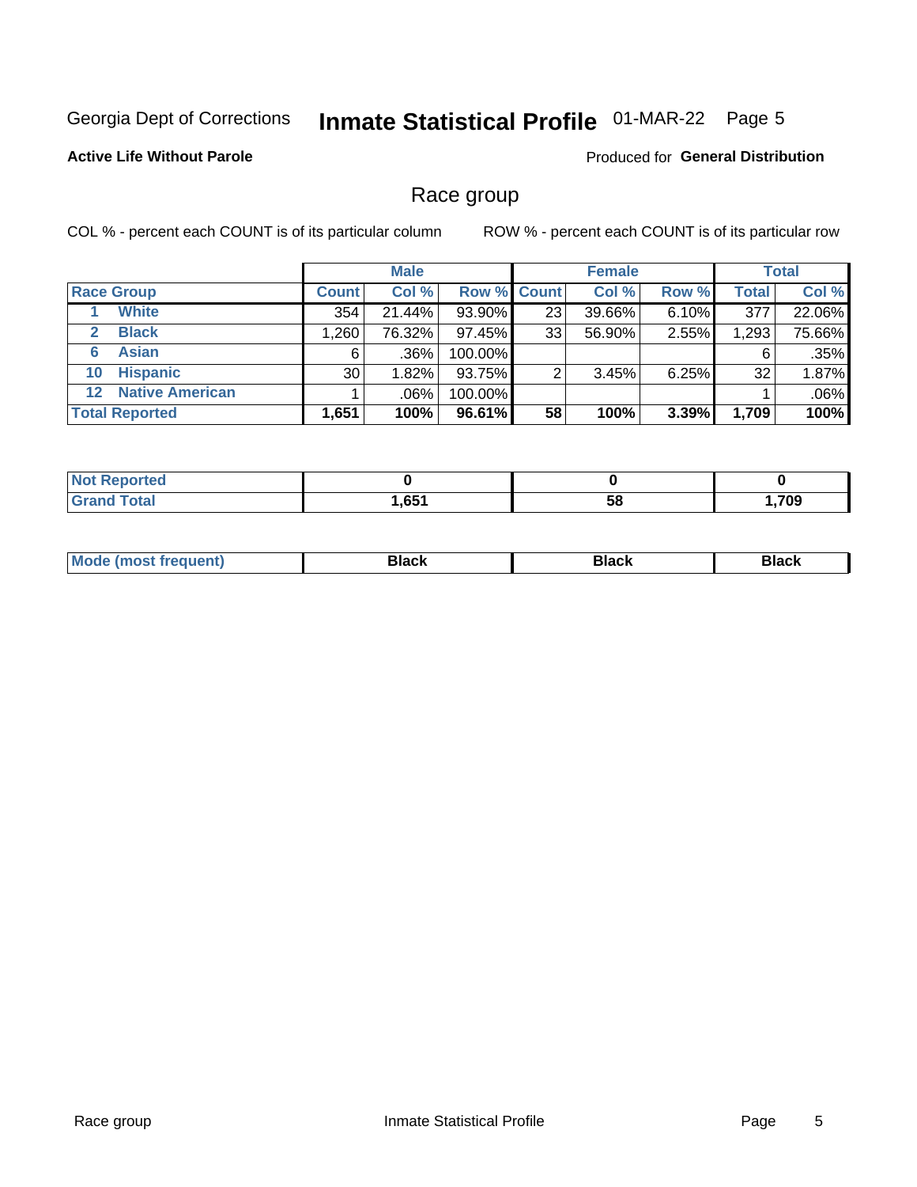Georgia Dept of Corrections **Inmate Statistical Profile** 01-MAR-22 Page 5

**Active Life Without Parole**

Produced for **General Distribution**

## Race group

COL % - percent each COUNT is of its particular column ROW % - percent each COUNT is of its particular row

| | Male | | | Female | | | Total | |
|---|---|---|---|---|---|---|---|---|
| **Race Group** | **Count** | **Col %** | **Row %** | **Count** | **Col %** | **Row %** | **Total** | **Col %** |
| 1 **White** | 354 | 21.44% | 93.90% | 23 | 39.66% | 6.10% | 377 | 22.06% |
| 2 **Black** | 1,260 | 76.32% | 97.45% | 33 | 56.90% | 2.55% | 1,293 | 75.66% |
| 6 **Asian** | 6 | .36% | 100.00% | | | | 6 | .35% |
| 10 **Hispanic** | 30 | 1.82% | 93.75% | 2 | 3.45% | 6.25% | 32 | 1.87% |
| 12 **Native American** | 1 | .06% | 100.00% | | | | 1 | .06% |
| **Total Reported** | **1,651** | **100%** | **96.61%** | **58** | **100%** | **3.39%** | **1,709** | **100%** |

| | Male | Female | Total |
|---|---|---|---|
| **Not Reported** | **0** | **0** | **0** |
| **Grand Total** | **1,651** | **58** | **1,709** |

| | Male | Female | Total |
|---|---|---|---|
| **Mode (most frequent)** | **Black** | **Black** | **Black** |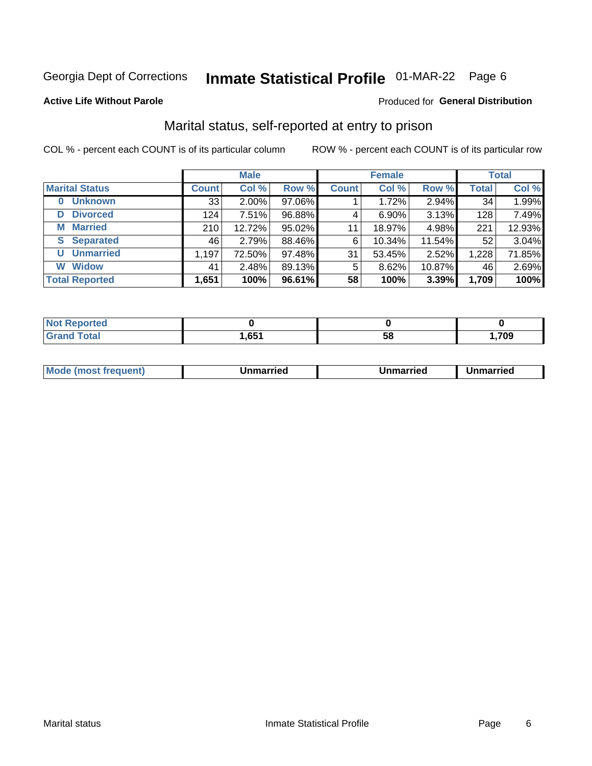Georgia Dept of Corrections **Inmate Statistical Profile** 01-MAR-22 Page 6

**Active Life Without Parole**

Produced for **General Distribution**

## Marital status, self-reported at entry to prison

COL % - percent each COUNT is of its particular column ROW % - percent each COUNT is of its particular row

| | Male | | | Female | | | Total | |
|---|---|---|---|---|---|---|---|---|
| **Marital Status** | **Count** | **Col %** | **Row %** | **Count** | **Col %** | **Row %** | **Total** | **Col %** |
| 0 Unknown | 33 | 2.00% | 97.06% | 1 | 1.72% | 2.94% | 34 | 1.99% |
| D Divorced | 124 | 7.51% | 96.88% | 4 | 6.90% | 3.13% | 128 | 7.49% |
| M Married | 210 | 12.72% | 95.02% | 11 | 18.97% | 4.98% | 221 | 12.93% |
| S Separated | 46 | 2.79% | 88.46% | 6 | 10.34% | 11.54% | 52 | 3.04% |
| U Unmarried | 1,197 | 72.50% | 97.48% | 31 | 53.45% | 2.52% | 1,228 | 71.85% |
| W Widow | 41 | 2.48% | 89.13% | 5 | 8.62% | 10.87% | 46 | 2.69% |
| **Total Reported** | **1,651** | **100%** | **96.61%** | **58** | **100%** | **3.39%** | **1,709** | **100%** |

| | Male | Female | Total |
|---|---|---|---|
| Not Reported | 0 | 0 | 0 |
| Grand Total | 1,651 | 58 | 1,709 |

| | Male | Female | Total |
|---|---|---|---|
| Mode (most frequent) | Unmarried | Unmarried | Unmarried |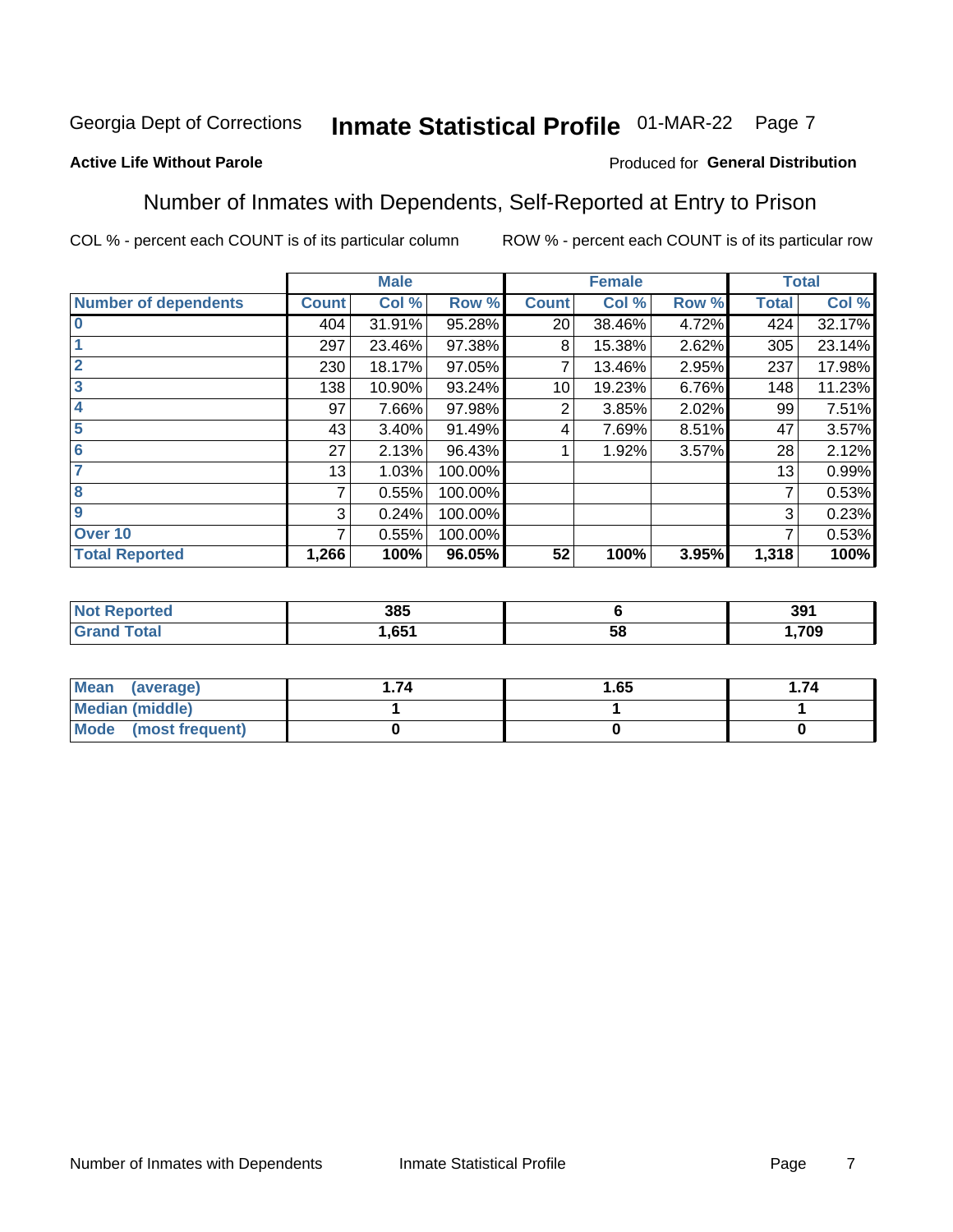Georgia Dept of Corrections **Inmate Statistical Profile** 01-MAR-22

**Active Life Without Parole**

Produced for **General Distribution**

## Number of Inmates with Dependents, Self-Reported at Entry to Prison

COL % - percent each COUNT is of its particular column    ROW % - percent each COUNT is of its particular row

| | Male | | | Female | | | Total | |
|---|---|---|---|---|---|---|---|---|
| **Number of dependents** | **Count** | **Col %** | **Row %** | **Count** | **Col %** | **Row %** | **Total** | **Col %** |
| 0 | 404 | 31.91% | 95.28% | 20 | 38.46% | 4.72% | 424 | 32.17% |
| 1 | 297 | 23.46% | 97.38% | 8 | 15.38% | 2.62% | 305 | 23.14% |
| 2 | 230 | 18.17% | 97.05% | 7 | 13.46% | 2.95% | 237 | 17.98% |
| 3 | 138 | 10.90% | 93.24% | 10 | 19.23% | 6.76% | 148 | 11.23% |
| 4 | 97 | 7.66% | 97.98% | 2 | 3.85% | 2.02% | 99 | 7.51% |
| 5 | 43 | 3.40% | 91.49% | 4 | 7.69% | 8.51% | 47 | 3.57% |
| 6 | 27 | 2.13% | 96.43% | 1 | 1.92% | 3.57% | 28 | 2.12% |
| 7 | 13 | 1.03% | 100.00% | | | | 13 | 0.99% |
| 8 | 7 | 0.55% | 100.00% | | | | 7 | 0.53% |
| 9 | 3 | 0.24% | 100.00% | | | | 3 | 0.23% |
| Over 10 | 7 | 0.55% | 100.00% | | | | 7 | 0.53% |
| **Total Reported** | **1,266** | **100%** | **96.05%** | **52** | **100%** | **3.95%** | **1,318** | **100%** |

| | Male | Female | Total |
|---|---|---|---|
| **Not Reported** | **385** | **6** | **391** |
| **Grand Total** | **1,651** | **58** | **1,709** |

| | Male | Female | Total |
|---|---|---|---|
| **Mean (average)** | **1.74** | **1.65** | **1.74** |
| **Median (middle)** | **1** | **1** | **1** |
| **Mode (most frequent)** | **0** | **0** | **0** |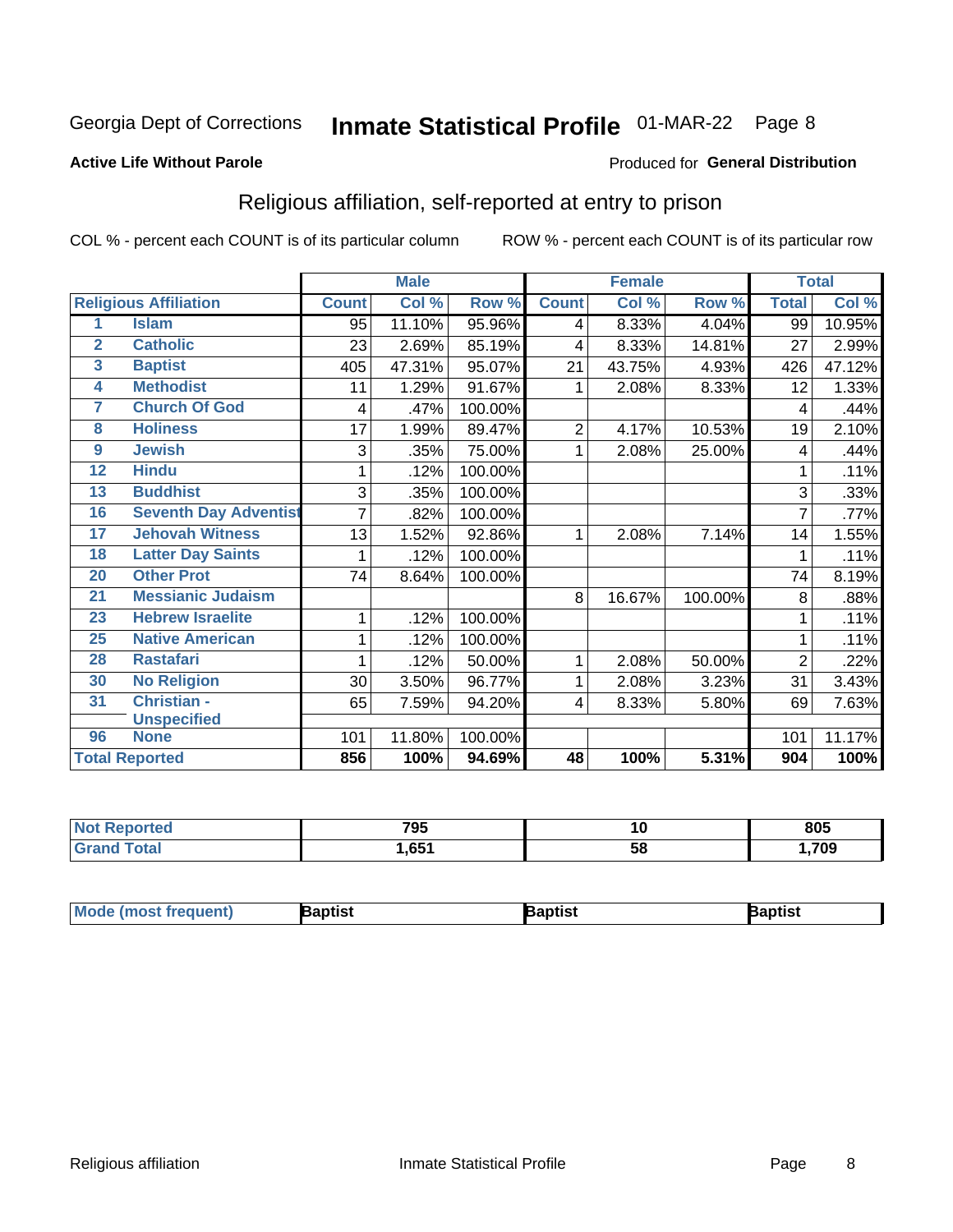Georgia Dept of Corrections **Inmate Statistical Profile** 01-MAR-22

**Active Life Without Parole**

Produced for **General Distribution**

## Religious affiliation, self-reported at entry to prison

COL % - percent each COUNT is of its particular column    ROW % - percent each COUNT is of its particular row

| Religious Affiliation | | Male | | | Female | | | Total | |
|---|---|---|---|---|---|---|---|---|---|
| | | Count | Col % | Row % | Count | Col % | Row % | Total | Col % |
| 1 | Islam | 95 | 11.10% | 95.96% | 4 | 8.33% | 4.04% | 99 | 10.95% |
| 2 | Catholic | 23 | 2.69% | 85.19% | 4 | 8.33% | 14.81% | 27 | 2.99% |
| 3 | Baptist | 405 | 47.31% | 95.07% | 21 | 43.75% | 4.93% | 426 | 47.12% |
| 4 | Methodist | 11 | 1.29% | 91.67% | 1 | 2.08% | 8.33% | 12 | 1.33% |
| 7 | Church Of God | 4 | .47% | 100.00% | | | | 4 | .44% |
| 8 | Holiness | 17 | 1.99% | 89.47% | 2 | 4.17% | 10.53% | 19 | 2.10% |
| 9 | Jewish | 3 | .35% | 75.00% | 1 | 2.08% | 25.00% | 4 | .44% |
| 12 | Hindu | 1 | .12% | 100.00% | | | | 1 | .11% |
| 13 | Buddhist | 3 | .35% | 100.00% | | | | 3 | .33% |
| 16 | Seventh Day Adventist | 7 | .82% | 100.00% | | | | 7 | .77% |
| 17 | Jehovah Witness | 13 | 1.52% | 92.86% | 1 | 2.08% | 7.14% | 14 | 1.55% |
| 18 | Latter Day Saints | 1 | .12% | 100.00% | | | | 1 | .11% |
| 20 | Other Prot | 74 | 8.64% | 100.00% | | | | 74 | 8.19% |
| 21 | Messianic Judaism | | | | 8 | 16.67% | 100.00% | 8 | .88% |
| 23 | Hebrew Israelite | 1 | .12% | 100.00% | | | | 1 | .11% |
| 25 | Native American | 1 | .12% | 100.00% | | | | 1 | .11% |
| 28 | Rastafari | 1 | .12% | 50.00% | 1 | 2.08% | 50.00% | 2 | .22% |
| 30 | No Religion | 30 | 3.50% | 96.77% | 1 | 2.08% | 3.23% | 31 | 3.43% |
| 31 | Christian - Unspecified | 65 | 7.59% | 94.20% | 4 | 8.33% | 5.80% | 69 | 7.63% |
| 96 | None | 101 | 11.80% | 100.00% | | | | 101 | 11.17% |
| **Total Reported** | | **856** | **100%** | **94.69%** | **48** | **100%** | **5.31%** | **904** | **100%** |

| | Male | Female | Total |
|---|---|---|---|
| Not Reported | 795 | 10 | 805 |
| Grand Total | 1,651 | 58 | 1,709 |

| | Male | Female | Total |
|---|---|---|---|
| Mode (most frequent) | Baptist | Baptist | Baptist |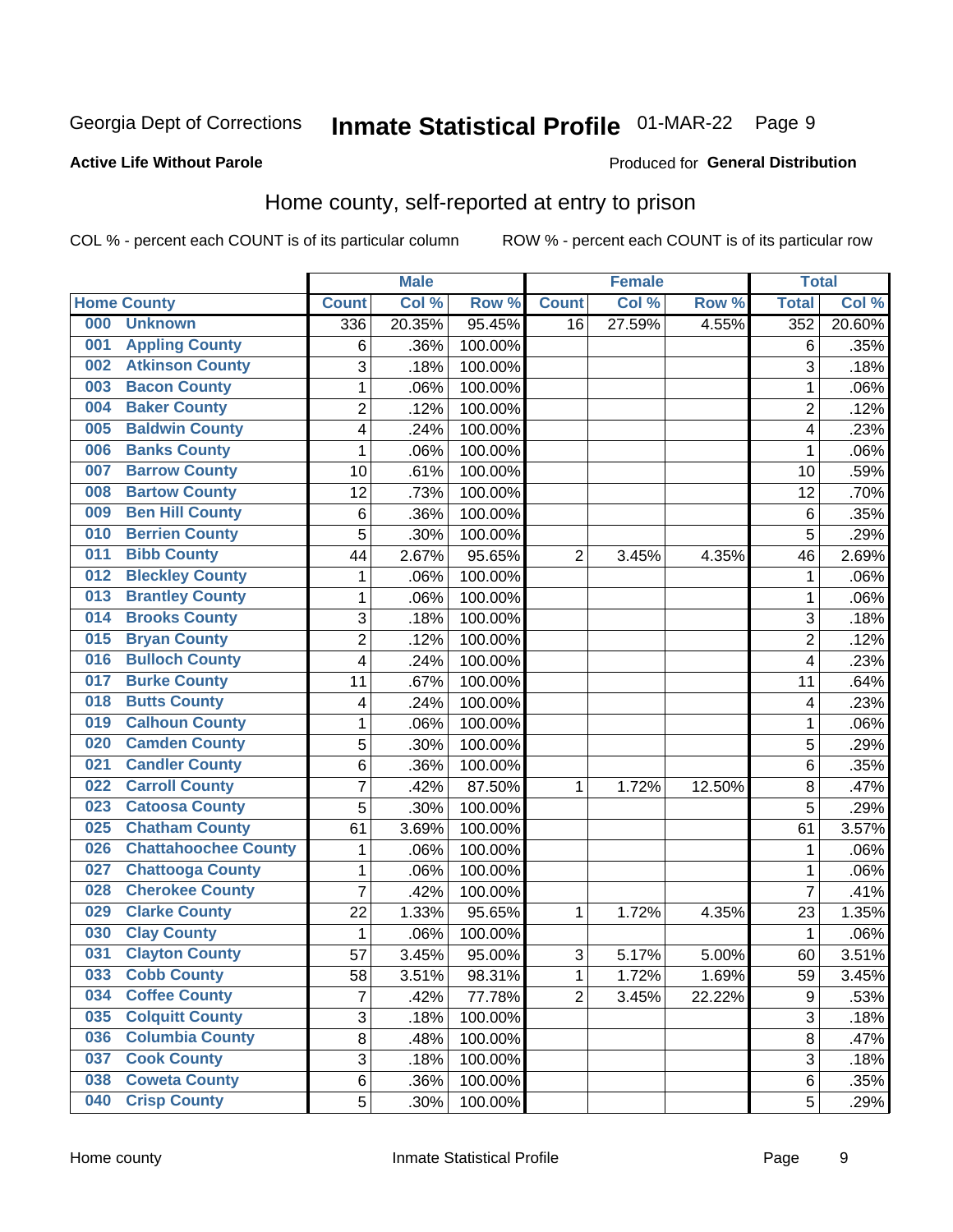Georgia Dept of Corrections **Inmate Statistical Profile** 01-MAR-22

**Active Life Without Parole**

Produced for **General Distribution**

## Home county, self-reported at entry to prison

COL % - percent each COUNT is of its particular column ROW % - percent each COUNT is of its particular row

| Home County | | Male | | | Female | | | Total | |
|---|---|---|---|---|---|---|---|---|---|
| | | Count | Col % | Row % | Count | Col % | Row % | Total | Col % |
| 000 | Unknown | 336 | 20.35% | 95.45% | 16 | 27.59% | 4.55% | 352 | 20.60% |
| 001 | Appling County | 6 | .36% | 100.00% | | | | 6 | .35% |
| 002 | Atkinson County | 3 | .18% | 100.00% | | | | 3 | .18% |
| 003 | Bacon County | 1 | .06% | 100.00% | | | | 1 | .06% |
| 004 | Baker County | 2 | .12% | 100.00% | | | | 2 | .12% |
| 005 | Baldwin County | 4 | .24% | 100.00% | | | | 4 | .23% |
| 006 | Banks County | 1 | .06% | 100.00% | | | | 1 | .06% |
| 007 | Barrow County | 10 | .61% | 100.00% | | | | 10 | .59% |
| 008 | Bartow County | 12 | .73% | 100.00% | | | | 12 | .70% |
| 009 | Ben Hill County | 6 | .36% | 100.00% | | | | 6 | .35% |
| 010 | Berrien County | 5 | .30% | 100.00% | | | | 5 | .29% |
| 011 | Bibb County | 44 | 2.67% | 95.65% | 2 | 3.45% | 4.35% | 46 | 2.69% |
| 012 | Bleckley County | 1 | .06% | 100.00% | | | | 1 | .06% |
| 013 | Brantley County | 1 | .06% | 100.00% | | | | 1 | .06% |
| 014 | Brooks County | 3 | .18% | 100.00% | | | | 3 | .18% |
| 015 | Bryan County | 2 | .12% | 100.00% | | | | 2 | .12% |
| 016 | Bulloch County | 4 | .24% | 100.00% | | | | 4 | .23% |
| 017 | Burke County | 11 | .67% | 100.00% | | | | 11 | .64% |
| 018 | Butts County | 4 | .24% | 100.00% | | | | 4 | .23% |
| 019 | Calhoun County | 1 | .06% | 100.00% | | | | 1 | .06% |
| 020 | Camden County | 5 | .30% | 100.00% | | | | 5 | .29% |
| 021 | Candler County | 6 | .36% | 100.00% | | | | 6 | .35% |
| 022 | Carroll County | 7 | .42% | 87.50% | 1 | 1.72% | 12.50% | 8 | .47% |
| 023 | Catoosa County | 5 | .30% | 100.00% | | | | 5 | .29% |
| 025 | Chatham County | 61 | 3.69% | 100.00% | | | | 61 | 3.57% |
| 026 | Chattahoochee County | 1 | .06% | 100.00% | | | | 1 | .06% |
| 027 | Chattooga County | 1 | .06% | 100.00% | | | | 1 | .06% |
| 028 | Cherokee County | 7 | .42% | 100.00% | | | | 7 | .41% |
| 029 | Clarke County | 22 | 1.33% | 95.65% | 1 | 1.72% | 4.35% | 23 | 1.35% |
| 030 | Clay County | 1 | .06% | 100.00% | | | | 1 | .06% |
| 031 | Clayton County | 57 | 3.45% | 95.00% | 3 | 5.17% | 5.00% | 60 | 3.51% |
| 033 | Cobb County | 58 | 3.51% | 98.31% | 1 | 1.72% | 1.69% | 59 | 3.45% |
| 034 | Coffee County | 7 | .42% | 77.78% | 2 | 3.45% | 22.22% | 9 | .53% |
| 035 | Colquitt County | 3 | .18% | 100.00% | | | | 3 | .18% |
| 036 | Columbia County | 8 | .48% | 100.00% | | | | 8 | .47% |
| 037 | Cook County | 3 | .18% | 100.00% | | | | 3 | .18% |
| 038 | Coweta County | 6 | .36% | 100.00% | | | | 6 | .35% |
| 040 | Crisp County | 5 | .30% | 100.00% | | | | 5 | .29% |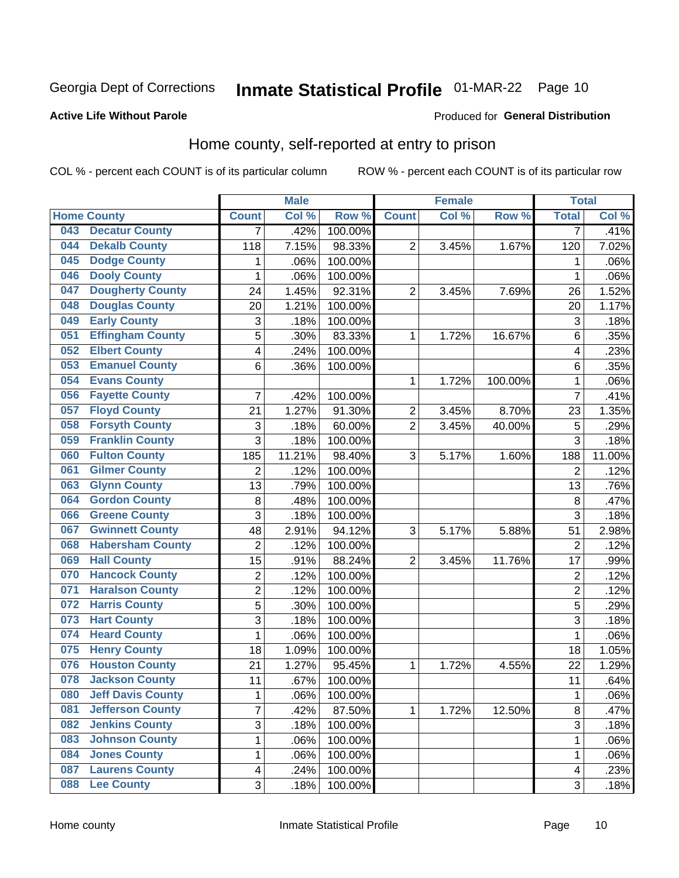Georgia Dept of Corrections **Inmate Statistical Profile** 01-MAR-22

**Active Life Without Parole**

Produced for **General Distribution**

## Home county, self-reported at entry to prison

COL % - percent each COUNT is of its particular column ROW % - percent each COUNT is of its particular row

| Home County | | Male | | | Female | | | Total | |
|---|---|---|---|---|---|---|---|---|---|
| | | Count | Col % | Row % | Count | Col % | Row % | Total | Col % |
| 043 | Decatur County | 7 | .42% | 100.00% | | | | 7 | .41% |
| 044 | Dekalb County | 118 | 7.15% | 98.33% | 2 | 3.45% | 1.67% | 120 | 7.02% |
| 045 | Dodge County | 1 | .06% | 100.00% | | | | 1 | .06% |
| 046 | Dooly County | 1 | .06% | 100.00% | | | | 1 | .06% |
| 047 | Dougherty County | 24 | 1.45% | 92.31% | 2 | 3.45% | 7.69% | 26 | 1.52% |
| 048 | Douglas County | 20 | 1.21% | 100.00% | | | | 20 | 1.17% |
| 049 | Early County | 3 | .18% | 100.00% | | | | 3 | .18% |
| 051 | Effingham County | 5 | .30% | 83.33% | 1 | 1.72% | 16.67% | 6 | .35% |
| 052 | Elbert County | 4 | .24% | 100.00% | | | | 4 | .23% |
| 053 | Emanuel County | 6 | .36% | 100.00% | | | | 6 | .35% |
| 054 | Evans County | | | | 1 | 1.72% | 100.00% | 1 | .06% |
| 056 | Fayette County | 7 | .42% | 100.00% | | | | 7 | .41% |
| 057 | Floyd County | 21 | 1.27% | 91.30% | 2 | 3.45% | 8.70% | 23 | 1.35% |
| 058 | Forsyth County | 3 | .18% | 60.00% | 2 | 3.45% | 40.00% | 5 | .29% |
| 059 | Franklin County | 3 | .18% | 100.00% | | | | 3 | .18% |
| 060 | Fulton County | 185 | 11.21% | 98.40% | 3 | 5.17% | 1.60% | 188 | 11.00% |
| 061 | Gilmer County | 2 | .12% | 100.00% | | | | 2 | .12% |
| 063 | Glynn County | 13 | .79% | 100.00% | | | | 13 | .76% |
| 064 | Gordon County | 8 | .48% | 100.00% | | | | 8 | .47% |
| 066 | Greene County | 3 | .18% | 100.00% | | | | 3 | .18% |
| 067 | Gwinnett County | 48 | 2.91% | 94.12% | 3 | 5.17% | 5.88% | 51 | 2.98% |
| 068 | Habersham County | 2 | .12% | 100.00% | | | | 2 | .12% |
| 069 | Hall County | 15 | .91% | 88.24% | 2 | 3.45% | 11.76% | 17 | .99% |
| 070 | Hancock County | 2 | .12% | 100.00% | | | | 2 | .12% |
| 071 | Haralson County | 2 | .12% | 100.00% | | | | 2 | .12% |
| 072 | Harris County | 5 | .30% | 100.00% | | | | 5 | .29% |
| 073 | Hart County | 3 | .18% | 100.00% | | | | 3 | .18% |
| 074 | Heard County | 1 | .06% | 100.00% | | | | 1 | .06% |
| 075 | Henry County | 18 | 1.09% | 100.00% | | | | 18 | 1.05% |
| 076 | Houston County | 21 | 1.27% | 95.45% | 1 | 1.72% | 4.55% | 22 | 1.29% |
| 078 | Jackson County | 11 | .67% | 100.00% | | | | 11 | .64% |
| 080 | Jeff Davis County | 1 | .06% | 100.00% | | | | 1 | .06% |
| 081 | Jefferson County | 7 | .42% | 87.50% | 1 | 1.72% | 12.50% | 8 | .47% |
| 082 | Jenkins County | 3 | .18% | 100.00% | | | | 3 | .18% |
| 083 | Johnson County | 1 | .06% | 100.00% | | | | 1 | .06% |
| 084 | Jones County | 1 | .06% | 100.00% | | | | 1 | .06% |
| 087 | Laurens County | 4 | .24% | 100.00% | | | | 4 | .23% |
| 088 | Lee County | 3 | .18% | 100.00% | | | | 3 | .18% |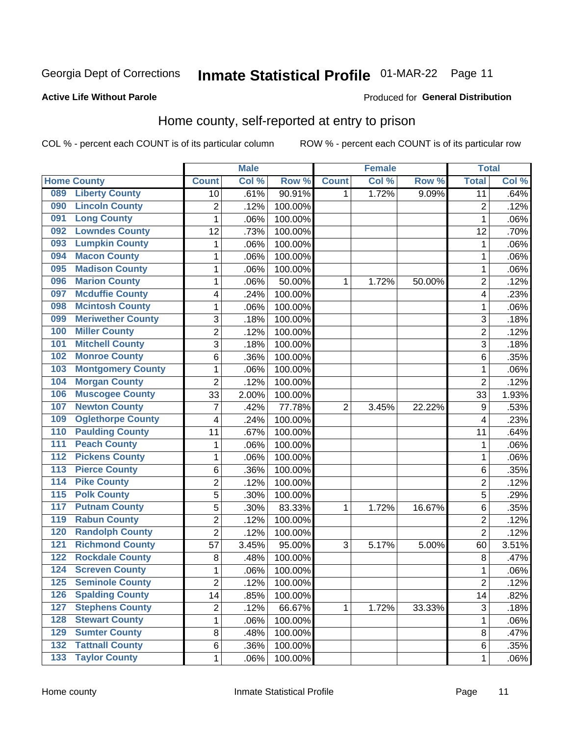Georgia Dept of Corrections **Inmate Statistical Profile** 01-MAR-22

**Active Life Without Parole**

Produced for **General Distribution**

## Home county, self-reported at entry to prison

COL % - percent each COUNT is of its particular column ROW % - percent each COUNT is of its particular row

| Home County | | Male | | | Female | | | Total | |
|---|---|---|---|---|---|---|---|---|---|
| | | Count | Col % | Row % | Count | Col % | Row % | Total | Col % |
| 089 | Liberty County | 10 | .61% | 90.91% | 1 | 1.72% | 9.09% | 11 | .64% |
| 090 | Lincoln County | 2 | .12% | 100.00% | | | | 2 | .12% |
| 091 | Long County | 1 | .06% | 100.00% | | | | 1 | .06% |
| 092 | Lowndes County | 12 | .73% | 100.00% | | | | 12 | .70% |
| 093 | Lumpkin County | 1 | .06% | 100.00% | | | | 1 | .06% |
| 094 | Macon County | 1 | .06% | 100.00% | | | | 1 | .06% |
| 095 | Madison County | 1 | .06% | 100.00% | | | | 1 | .06% |
| 096 | Marion County | 1 | .06% | 50.00% | 1 | 1.72% | 50.00% | 2 | .12% |
| 097 | Mcduffie County | 4 | .24% | 100.00% | | | | 4 | .23% |
| 098 | Mcintosh County | 1 | .06% | 100.00% | | | | 1 | .06% |
| 099 | Meriwether County | 3 | .18% | 100.00% | | | | 3 | .18% |
| 100 | Miller County | 2 | .12% | 100.00% | | | | 2 | .12% |
| 101 | Mitchell County | 3 | .18% | 100.00% | | | | 3 | .18% |
| 102 | Monroe County | 6 | .36% | 100.00% | | | | 6 | .35% |
| 103 | Montgomery County | 1 | .06% | 100.00% | | | | 1 | .06% |
| 104 | Morgan County | 2 | .12% | 100.00% | | | | 2 | .12% |
| 106 | Muscogee County | 33 | 2.00% | 100.00% | | | | 33 | 1.93% |
| 107 | Newton County | 7 | .42% | 77.78% | 2 | 3.45% | 22.22% | 9 | .53% |
| 109 | Oglethorpe County | 4 | .24% | 100.00% | | | | 4 | .23% |
| 110 | Paulding County | 11 | .67% | 100.00% | | | | 11 | .64% |
| 111 | Peach County | 1 | .06% | 100.00% | | | | 1 | .06% |
| 112 | Pickens County | 1 | .06% | 100.00% | | | | 1 | .06% |
| 113 | Pierce County | 6 | .36% | 100.00% | | | | 6 | .35% |
| 114 | Pike County | 2 | .12% | 100.00% | | | | 2 | .12% |
| 115 | Polk County | 5 | .30% | 100.00% | | | | 5 | .29% |
| 117 | Putnam County | 5 | .30% | 83.33% | 1 | 1.72% | 16.67% | 6 | .35% |
| 119 | Rabun County | 2 | .12% | 100.00% | | | | 2 | .12% |
| 120 | Randolph County | 2 | .12% | 100.00% | | | | 2 | .12% |
| 121 | Richmond County | 57 | 3.45% | 95.00% | 3 | 5.17% | 5.00% | 60 | 3.51% |
| 122 | Rockdale County | 8 | .48% | 100.00% | | | | 8 | .47% |
| 124 | Screven County | 1 | .06% | 100.00% | | | | 1 | .06% |
| 125 | Seminole County | 2 | .12% | 100.00% | | | | 2 | .12% |
| 126 | Spalding County | 14 | .85% | 100.00% | | | | 14 | .82% |
| 127 | Stephens County | 2 | .12% | 66.67% | 1 | 1.72% | 33.33% | 3 | .18% |
| 128 | Stewart County | 1 | .06% | 100.00% | | | | 1 | .06% |
| 129 | Sumter County | 8 | .48% | 100.00% | | | | 8 | .47% |
| 132 | Tattnall County | 6 | .36% | 100.00% | | | | 6 | .35% |
| 133 | Taylor County | 1 | .06% | 100.00% | | | | 1 | .06% |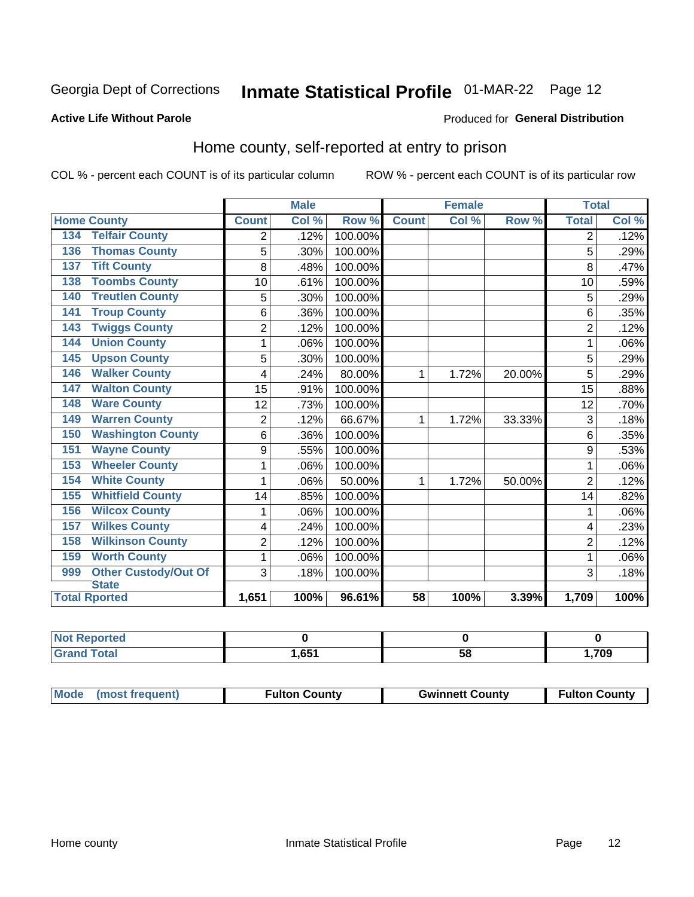Georgia Dept of Corrections **Inmate Statistical Profile** 01-MAR-22

**Active Life Without Parole**

Produced for **General Distribution**

## Home county, self-reported at entry to prison

COL % - percent each COUNT is of its particular column    ROW % - percent each COUNT is of its particular row

| Home County | | Male | | | Female | | | Total | |
|---|---|---|---|---|---|---|---|---|---|
| | | Count | Col % | Row % | Count | Col % | Row % | Total | Col % |
| 134 | Telfair County | 2 | .12% | 100.00% | | | | 2 | .12% |
| 136 | Thomas County | 5 | .30% | 100.00% | | | | 5 | .29% |
| 137 | Tift County | 8 | .48% | 100.00% | | | | 8 | .47% |
| 138 | Toombs County | 10 | .61% | 100.00% | | | | 10 | .59% |
| 140 | Treutlen County | 5 | .30% | 100.00% | | | | 5 | .29% |
| 141 | Troup County | 6 | .36% | 100.00% | | | | 6 | .35% |
| 143 | Twiggs County | 2 | .12% | 100.00% | | | | 2 | .12% |
| 144 | Union County | 1 | .06% | 100.00% | | | | 1 | .06% |
| 145 | Upson County | 5 | .30% | 100.00% | | | | 5 | .29% |
| 146 | Walker County | 4 | .24% | 80.00% | 1 | 1.72% | 20.00% | 5 | .29% |
| 147 | Walton County | 15 | .91% | 100.00% | | | | 15 | .88% |
| 148 | Ware County | 12 | .73% | 100.00% | | | | 12 | .70% |
| 149 | Warren County | 2 | .12% | 66.67% | 1 | 1.72% | 33.33% | 3 | .18% |
| 150 | Washington County | 6 | .36% | 100.00% | | | | 6 | .35% |
| 151 | Wayne County | 9 | .55% | 100.00% | | | | 9 | .53% |
| 153 | Wheeler County | 1 | .06% | 100.00% | | | | 1 | .06% |
| 154 | White County | 1 | .06% | 50.00% | 1 | 1.72% | 50.00% | 2 | .12% |
| 155 | Whitfield County | 14 | .85% | 100.00% | | | | 14 | .82% |
| 156 | Wilcox County | 1 | .06% | 100.00% | | | | 1 | .06% |
| 157 | Wilkes County | 4 | .24% | 100.00% | | | | 4 | .23% |
| 158 | Wilkinson County | 2 | .12% | 100.00% | | | | 2 | .12% |
| 159 | Worth County | 1 | .06% | 100.00% | | | | 1 | .06% |
| 999 | Other Custody/Out Of State | 3 | .18% | 100.00% | | | | 3 | .18% |
| Total Rported | | 1,651 | 100% | 96.61% | 58 | 100% | 3.39% | 1,709 | 100% |

| | Male | Female | Total |
|---|---|---|---|
| Not Reported | 0 | 0 | 0 |
| Grand Total | 1,651 | 58 | 1,709 |

| | Male | Female | Total |
|---|---|---|---|
| Mode (most frequent) | Fulton County | Gwinnett County | Fulton County |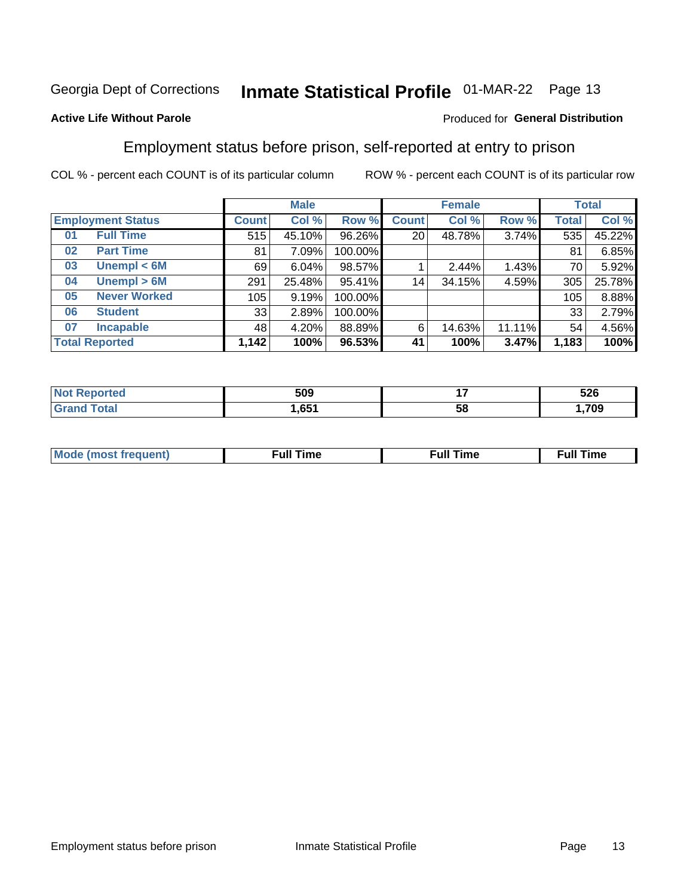Georgia Dept of Corrections **Inmate Statistical Profile** 01-MAR-22

**Active Life Without Parole**

Produced for **General Distribution**

## Employment status before prison, self-reported at entry to prison

COL % - percent each COUNT is of its particular column ROW % - percent each COUNT is of its particular row

| | | Male | | | Female | | | Total | |
|---|---|---|---|---|---|---|---|---|---|
| **Employment Status** | | **Count** | **Col %** | **Row %** | **Count** | **Col %** | **Row %** | **Total** | **Col %** |
| 01 | Full Time | 515 | 45.10% | 96.26% | 20 | 48.78% | 3.74% | 535 | 45.22% |
| 02 | Part Time | 81 | 7.09% | 100.00% | | | | 81 | 6.85% |
| 03 | Unempl < 6M | 69 | 6.04% | 98.57% | 1 | 2.44% | 1.43% | 70 | 5.92% |
| 04 | Unempl > 6M | 291 | 25.48% | 95.41% | 14 | 34.15% | 4.59% | 305 | 25.78% |
| 05 | Never Worked | 105 | 9.19% | 100.00% | | | | 105 | 8.88% |
| 06 | Student | 33 | 2.89% | 100.00% | | | | 33 | 2.79% |
| 07 | Incapable | 48 | 4.20% | 88.89% | 6 | 14.63% | 11.11% | 54 | 4.56% |
| **Total Reported** | | **1,142** | **100%** | **96.53%** | **41** | **100%** | **3.47%** | **1,183** | **100%** |

| | Male | Female | Total |
|---|---|---|---|
| Not Reported | 509 | 17 | 526 |
| Grand Total | 1,651 | 58 | 1,709 |

| | Male | Female | Total |
|---|---|---|---|
| Mode (most frequent) | Full Time | Full Time | Full Time |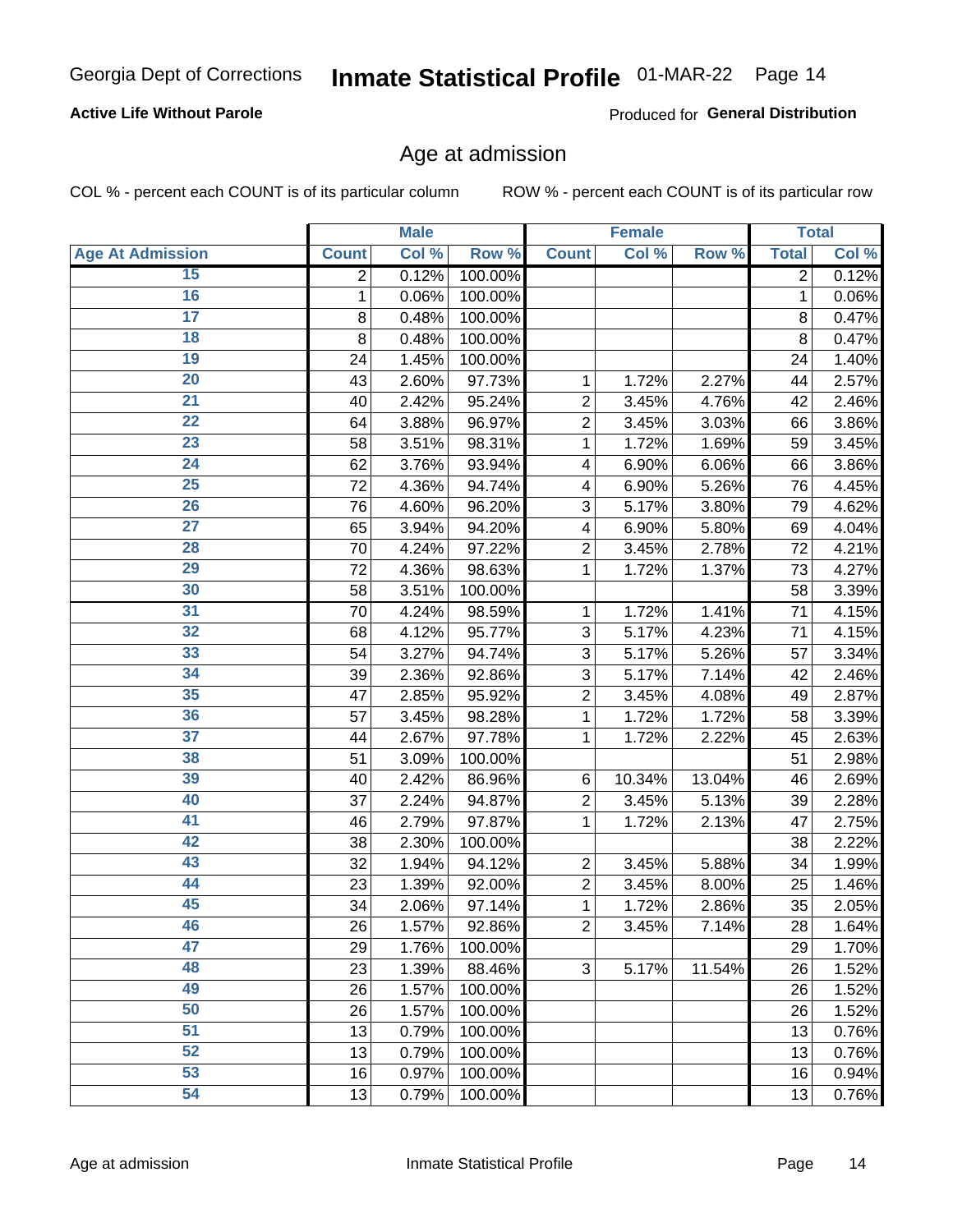**Active Life Without Parole**

Produced for **General Distribution**

## Age at admission

COL % - percent each COUNT is of its particular column

ROW % - percent each COUNT is of its particular row

| | Male | | | Female | | | Total | |
|---|---|---|---|---|---|---|---|---|
| **Age At Admission** | **Count** | **Col %** | **Row %** | **Count** | **Col %** | **Row %** | **Total** | **Col %** |
| 15 | 2 | 0.12% | 100.00% | | | | 2 | 0.12% |
| 16 | 1 | 0.06% | 100.00% | | | | 1 | 0.06% |
| 17 | 8 | 0.48% | 100.00% | | | | 8 | 0.47% |
| 18 | 8 | 0.48% | 100.00% | | | | 8 | 0.47% |
| 19 | 24 | 1.45% | 100.00% | | | | 24 | 1.40% |
| 20 | 43 | 2.60% | 97.73% | 1 | 1.72% | 2.27% | 44 | 2.57% |
| 21 | 40 | 2.42% | 95.24% | 2 | 3.45% | 4.76% | 42 | 2.46% |
| 22 | 64 | 3.88% | 96.97% | 2 | 3.45% | 3.03% | 66 | 3.86% |
| 23 | 58 | 3.51% | 98.31% | 1 | 1.72% | 1.69% | 59 | 3.45% |
| 24 | 62 | 3.76% | 93.94% | 4 | 6.90% | 6.06% | 66 | 3.86% |
| 25 | 72 | 4.36% | 94.74% | 4 | 6.90% | 5.26% | 76 | 4.45% |
| 26 | 76 | 4.60% | 96.20% | 3 | 5.17% | 3.80% | 79 | 4.62% |
| 27 | 65 | 3.94% | 94.20% | 4 | 6.90% | 5.80% | 69 | 4.04% |
| 28 | 70 | 4.24% | 97.22% | 2 | 3.45% | 2.78% | 72 | 4.21% |
| 29 | 72 | 4.36% | 98.63% | 1 | 1.72% | 1.37% | 73 | 4.27% |
| 30 | 58 | 3.51% | 100.00% | | | | 58 | 3.39% |
| 31 | 70 | 4.24% | 98.59% | 1 | 1.72% | 1.41% | 71 | 4.15% |
| 32 | 68 | 4.12% | 95.77% | 3 | 5.17% | 4.23% | 71 | 4.15% |
| 33 | 54 | 3.27% | 94.74% | 3 | 5.17% | 5.26% | 57 | 3.34% |
| 34 | 39 | 2.36% | 92.86% | 3 | 5.17% | 7.14% | 42 | 2.46% |
| 35 | 47 | 2.85% | 95.92% | 2 | 3.45% | 4.08% | 49 | 2.87% |
| 36 | 57 | 3.45% | 98.28% | 1 | 1.72% | 1.72% | 58 | 3.39% |
| 37 | 44 | 2.67% | 97.78% | 1 | 1.72% | 2.22% | 45 | 2.63% |
| 38 | 51 | 3.09% | 100.00% | | | | 51 | 2.98% |
| 39 | 40 | 2.42% | 86.96% | 6 | 10.34% | 13.04% | 46 | 2.69% |
| 40 | 37 | 2.24% | 94.87% | 2 | 3.45% | 5.13% | 39 | 2.28% |
| 41 | 46 | 2.79% | 97.87% | 1 | 1.72% | 2.13% | 47 | 2.75% |
| 42 | 38 | 2.30% | 100.00% | | | | 38 | 2.22% |
| 43 | 32 | 1.94% | 94.12% | 2 | 3.45% | 5.88% | 34 | 1.99% |
| 44 | 23 | 1.39% | 92.00% | 2 | 3.45% | 8.00% | 25 | 1.46% |
| 45 | 34 | 2.06% | 97.14% | 1 | 1.72% | 2.86% | 35 | 2.05% |
| 46 | 26 | 1.57% | 92.86% | 2 | 3.45% | 7.14% | 28 | 1.64% |
| 47 | 29 | 1.76% | 100.00% | | | | 29 | 1.70% |
| 48 | 23 | 1.39% | 88.46% | 3 | 5.17% | 11.54% | 26 | 1.52% |
| 49 | 26 | 1.57% | 100.00% | | | | 26 | 1.52% |
| 50 | 26 | 1.57% | 100.00% | | | | 26 | 1.52% |
| 51 | 13 | 0.79% | 100.00% | | | | 13 | 0.76% |
| 52 | 13 | 0.79% | 100.00% | | | | 13 | 0.76% |
| 53 | 16 | 0.97% | 100.00% | | | | 16 | 0.94% |
| 54 | 13 | 0.79% | 100.00% | | | | 13 | 0.76% |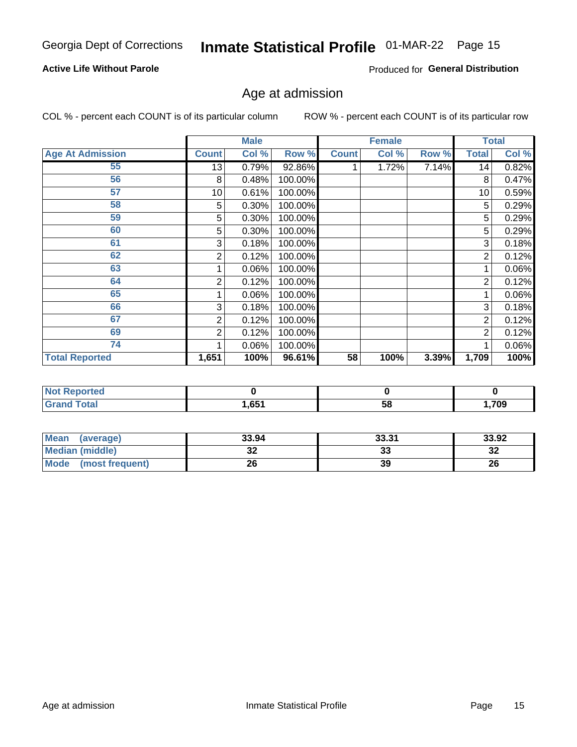Georgia Dept of Corrections **Inmate Statistical Profile** 01-MAR-22 Page 15

**Active Life Without Parole**

Produced for **General Distribution**

## Age at admission

COL % - percent each COUNT is of its particular column ROW % - percent each COUNT is of its particular row

| | Male | | | Female | | | Total | |
|---|---|---|---|---|---|---|---|---|
| **Age At Admission** | **Count** | **Col %** | **Row %** | **Count** | **Col %** | **Row %** | **Total** | **Col %** |
| 55 | 13 | 0.79% | 92.86% | 1 | 1.72% | 7.14% | 14 | 0.82% |
| 56 | 8 | 0.48% | 100.00% | | | | 8 | 0.47% |
| 57 | 10 | 0.61% | 100.00% | | | | 10 | 0.59% |
| 58 | 5 | 0.30% | 100.00% | | | | 5 | 0.29% |
| 59 | 5 | 0.30% | 100.00% | | | | 5 | 0.29% |
| 60 | 5 | 0.30% | 100.00% | | | | 5 | 0.29% |
| 61 | 3 | 0.18% | 100.00% | | | | 3 | 0.18% |
| 62 | 2 | 0.12% | 100.00% | | | | 2 | 0.12% |
| 63 | 1 | 0.06% | 100.00% | | | | 1 | 0.06% |
| 64 | 2 | 0.12% | 100.00% | | | | 2 | 0.12% |
| 65 | 1 | 0.06% | 100.00% | | | | 1 | 0.06% |
| 66 | 3 | 0.18% | 100.00% | | | | 3 | 0.18% |
| 67 | 2 | 0.12% | 100.00% | | | | 2 | 0.12% |
| 69 | 2 | 0.12% | 100.00% | | | | 2 | 0.12% |
| 74 | 1 | 0.06% | 100.00% | | | | 1 | 0.06% |
| **Total Reported** | **1,651** | **100%** | **96.61%** | **58** | **100%** | **3.39%** | **1,709** | **100%** |

| | Male | Female | Total |
|---|---|---|---|
| **Not Reported** | **0** | **0** | **0** |
| **Grand Total** | **1,651** | **58** | **1,709** |

| | Male | Female | Total |
|---|---|---|---|
| **Mean (average)** | **33.94** | **33.31** | **33.92** |
| **Median (middle)** | **32** | **33** | **32** |
| **Mode (most frequent)** | **26** | **39** | **26** |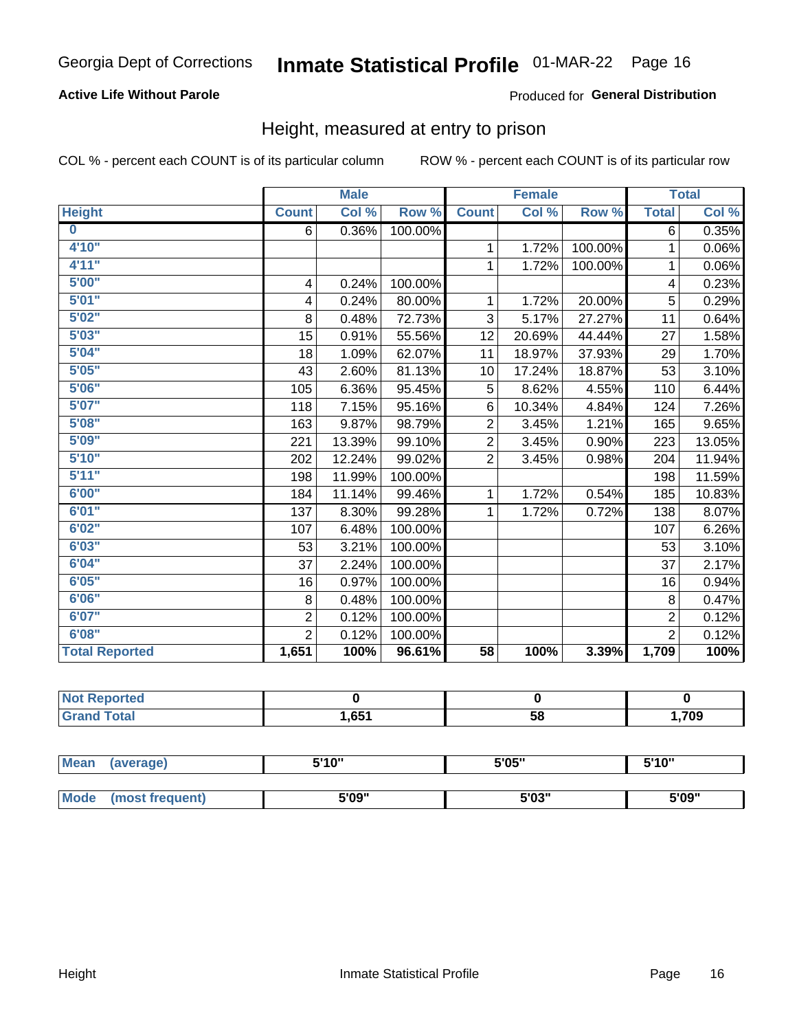Georgia Dept of Corrections **Inmate Statistical Profile** 01-MAR-22

**Active Life Without Parole**

Produced for **General Distribution**

## Height, measured at entry to prison

COL % - percent each COUNT is of its particular column ROW % - percent each COUNT is of its particular row

| | Male | | | Female | | | Total | |
|---|---|---|---|---|---|---|---|---|
| **Height** | **Count** | **Col %** | **Row %** | **Count** | **Col %** | **Row %** | **Total** | **Col %** |
| **0** | 6 | 0.36% | 100.00% | | | | 6 | 0.35% |
| **4'10"** | | | | 1 | 1.72% | 100.00% | 1 | 0.06% |
| **4'11"** | | | | 1 | 1.72% | 100.00% | 1 | 0.06% |
| **5'00"** | 4 | 0.24% | 100.00% | | | | 4 | 0.23% |
| **5'01"** | 4 | 0.24% | 80.00% | 1 | 1.72% | 20.00% | 5 | 0.29% |
| **5'02"** | 8 | 0.48% | 72.73% | 3 | 5.17% | 27.27% | 11 | 0.64% |
| **5'03"** | 15 | 0.91% | 55.56% | 12 | 20.69% | 44.44% | 27 | 1.58% |
| **5'04"** | 18 | 1.09% | 62.07% | 11 | 18.97% | 37.93% | 29 | 1.70% |
| **5'05"** | 43 | 2.60% | 81.13% | 10 | 17.24% | 18.87% | 53 | 3.10% |
| **5'06"** | 105 | 6.36% | 95.45% | 5 | 8.62% | 4.55% | 110 | 6.44% |
| **5'07"** | 118 | 7.15% | 95.16% | 6 | 10.34% | 4.84% | 124 | 7.26% |
| **5'08"** | 163 | 9.87% | 98.79% | 2 | 3.45% | 1.21% | 165 | 9.65% |
| **5'09"** | 221 | 13.39% | 99.10% | 2 | 3.45% | 0.90% | 223 | 13.05% |
| **5'10"** | 202 | 12.24% | 99.02% | 2 | 3.45% | 0.98% | 204 | 11.94% |
| **5'11"** | 198 | 11.99% | 100.00% | | | | 198 | 11.59% |
| **6'00"** | 184 | 11.14% | 99.46% | 1 | 1.72% | 0.54% | 185 | 10.83% |
| **6'01"** | 137 | 8.30% | 99.28% | 1 | 1.72% | 0.72% | 138 | 8.07% |
| **6'02"** | 107 | 6.48% | 100.00% | | | | 107 | 6.26% |
| **6'03"** | 53 | 3.21% | 100.00% | | | | 53 | 3.10% |
| **6'04"** | 37 | 2.24% | 100.00% | | | | 37 | 2.17% |
| **6'05"** | 16 | 0.97% | 100.00% | | | | 16 | 0.94% |
| **6'06"** | 8 | 0.48% | 100.00% | | | | 8 | 0.47% |
| **6'07"** | 2 | 0.12% | 100.00% | | | | 2 | 0.12% |
| **6'08"** | 2 | 0.12% | 100.00% | | | | 2 | 0.12% |
| **Total Reported** | **1,651** | **100%** | **96.61%** | **58** | **100%** | **3.39%** | **1,709** | **100%** |

| | Male | Female | Total |
|---|---|---|---|
| **Not Reported** | **0** | **0** | **0** |
| **Grand Total** | **1,651** | **58** | **1,709** |

| | Male | Female | Total |
|---|---|---|---|
| **Mean (average)** | **5'10"** | **5'05"** | **5'10"** |
| **Mode (most frequent)** | **5'09"** | **5'03"** | **5'09"** |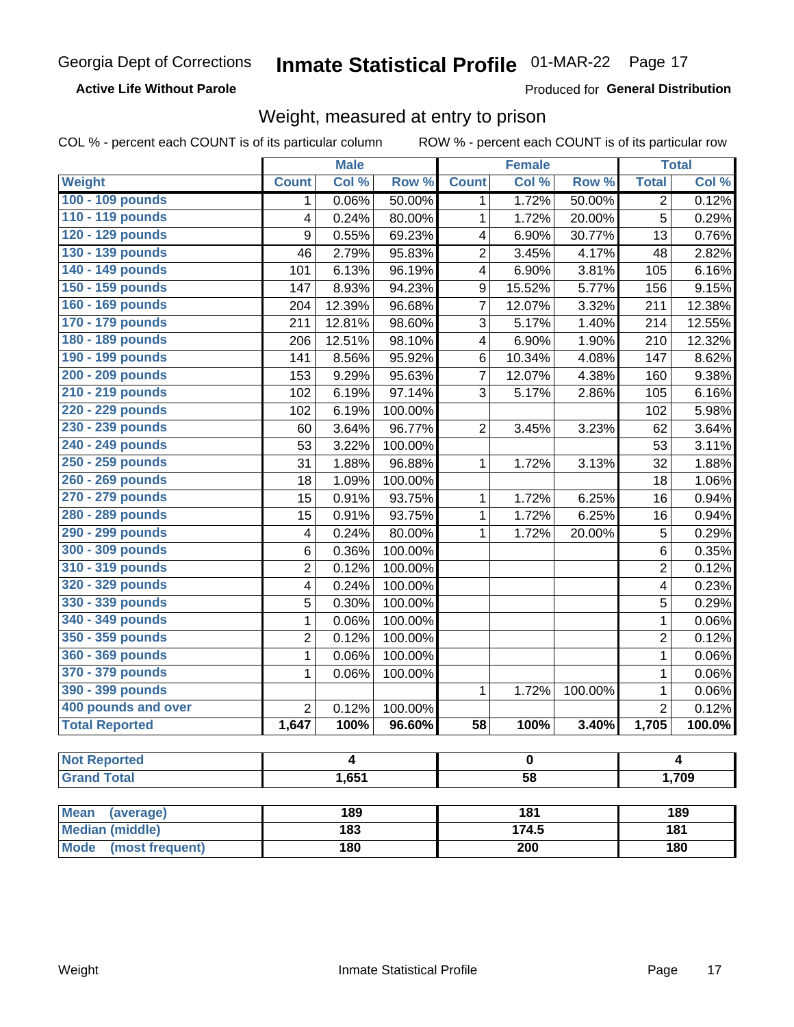Georgia Dept of Corrections **Inmate Statistical Profile** 01-MAR-22

**Active Life Without Parole** Produced for **General Distribution**

## Weight, measured at entry to prison

COL % - percent each COUNT is of its particular column ROW % - percent each COUNT is of its particular row

| | Male | | | Female | | | Total | |
|---|---|---|---|---|---|---|---|---|
| Weight | Count | Col % | Row % | Count | Col % | Row % | Total | Col % |
| 100 - 109 pounds | 1 | 0.06% | 50.00% | 1 | 1.72% | 50.00% | 2 | 0.12% |
| 110 - 119 pounds | 4 | 0.24% | 80.00% | 1 | 1.72% | 20.00% | 5 | 0.29% |
| 120 - 129 pounds | 9 | 0.55% | 69.23% | 4 | 6.90% | 30.77% | 13 | 0.76% |
| 130 - 139 pounds | 46 | 2.79% | 95.83% | 2 | 3.45% | 4.17% | 48 | 2.82% |
| 140 - 149 pounds | 101 | 6.13% | 96.19% | 4 | 6.90% | 3.81% | 105 | 6.16% |
| 150 - 159 pounds | 147 | 8.93% | 94.23% | 9 | 15.52% | 5.77% | 156 | 9.15% |
| 160 - 169 pounds | 204 | 12.39% | 96.68% | 7 | 12.07% | 3.32% | 211 | 12.38% |
| 170 - 179 pounds | 211 | 12.81% | 98.60% | 3 | 5.17% | 1.40% | 214 | 12.55% |
| 180 - 189 pounds | 206 | 12.51% | 98.10% | 4 | 6.90% | 1.90% | 210 | 12.32% |
| 190 - 199 pounds | 141 | 8.56% | 95.92% | 6 | 10.34% | 4.08% | 147 | 8.62% |
| 200 - 209 pounds | 153 | 9.29% | 95.63% | 7 | 12.07% | 4.38% | 160 | 9.38% |
| 210 - 219 pounds | 102 | 6.19% | 97.14% | 3 | 5.17% | 2.86% | 105 | 6.16% |
| 220 - 229 pounds | 102 | 6.19% | 100.00% | | | | 102 | 5.98% |
| 230 - 239 pounds | 60 | 3.64% | 96.77% | 2 | 3.45% | 3.23% | 62 | 3.64% |
| 240 - 249 pounds | 53 | 3.22% | 100.00% | | | | 53 | 3.11% |
| 250 - 259 pounds | 31 | 1.88% | 96.88% | 1 | 1.72% | 3.13% | 32 | 1.88% |
| 260 - 269 pounds | 18 | 1.09% | 100.00% | | | | 18 | 1.06% |
| 270 - 279 pounds | 15 | 0.91% | 93.75% | 1 | 1.72% | 6.25% | 16 | 0.94% |
| 280 - 289 pounds | 15 | 0.91% | 93.75% | 1 | 1.72% | 6.25% | 16 | 0.94% |
| 290 - 299 pounds | 4 | 0.24% | 80.00% | 1 | 1.72% | 20.00% | 5 | 0.29% |
| 300 - 309 pounds | 6 | 0.36% | 100.00% | | | | 6 | 0.35% |
| 310 - 319 pounds | 2 | 0.12% | 100.00% | | | | 2 | 0.12% |
| 320 - 329 pounds | 4 | 0.24% | 100.00% | | | | 4 | 0.23% |
| 330 - 339 pounds | 5 | 0.30% | 100.00% | | | | 5 | 0.29% |
| 340 - 349 pounds | 1 | 0.06% | 100.00% | | | | 1 | 0.06% |
| 350 - 359 pounds | 2 | 0.12% | 100.00% | | | | 2 | 0.12% |
| 360 - 369 pounds | 1 | 0.06% | 100.00% | | | | 1 | 0.06% |
| 370 - 379 pounds | 1 | 0.06% | 100.00% | | | | 1 | 0.06% |
| 390 - 399 pounds | | | | 1 | 1.72% | 100.00% | 1 | 0.06% |
| 400 pounds and over | 2 | 0.12% | 100.00% | | | | 2 | 0.12% |
| **Total Reported** | **1,647** | **100%** | **96.60%** | **58** | **100%** | **3.40%** | **1,705** | **100.0%** |

| | Male | Female | Total |
|---|---|---|---|
| Not Reported | 4 | 0 | 4 |
| Grand Total | 1,651 | 58 | 1,709 |

| | Male | Female | Total |
|---|---|---|---|
| Mean (average) | 189 | 181 | 189 |
| Median (middle) | 183 | 174.5 | 181 |
| Mode (most frequent) | 180 | 200 | 180 |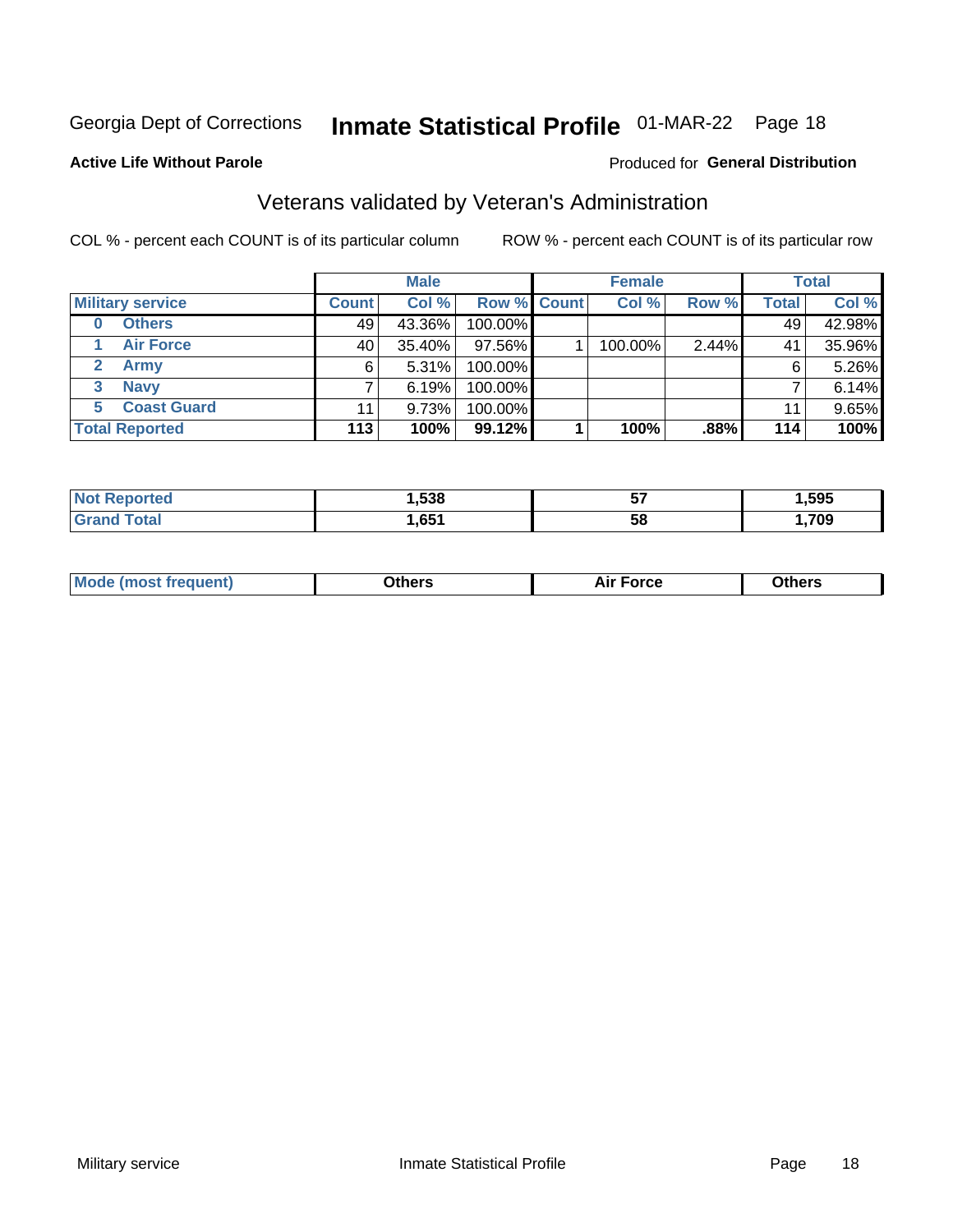Georgia Dept of Corrections **Inmate Statistical Profile** 01-MAR-22 Page 18

**Active Life Without Parole**

Produced for **General Distribution**

## Veterans validated by Veteran's Administration

COL % - percent each COUNT is of its particular column ROW % - percent each COUNT is of its particular row

| Military service | Male | | | Female | | | Total | |
|---|---|---|---|---|---|---|---|---|
| | Count | Col % | Row % | Count | Col % | Row % | Total | Col % |
| 0 Others | 49 | 43.36% | 100.00% | | | | 49 | 42.98% |
| 1 Air Force | 40 | 35.40% | 97.56% | 1 | 100.00% | 2.44% | 41 | 35.96% |
| 2 Army | 6 | 5.31% | 100.00% | | | | 6 | 5.26% |
| 3 Navy | 7 | 6.19% | 100.00% | | | | 7 | 6.14% |
| 5 Coast Guard | 11 | 9.73% | 100.00% | | | | 11 | 9.65% |
| **Total Reported** | **113** | **100%** | **99.12%** | **1** | **100%** | **.88%** | **114** | **100%** |

| | Male | Female | Total |
|---|---|---|---|
| Not Reported | 1,538 | 57 | 1,595 |
| Grand Total | 1,651 | 58 | 1,709 |

| | Male | Female | Total |
|---|---|---|---|
| Mode (most frequent) | Others | Air Force | Others |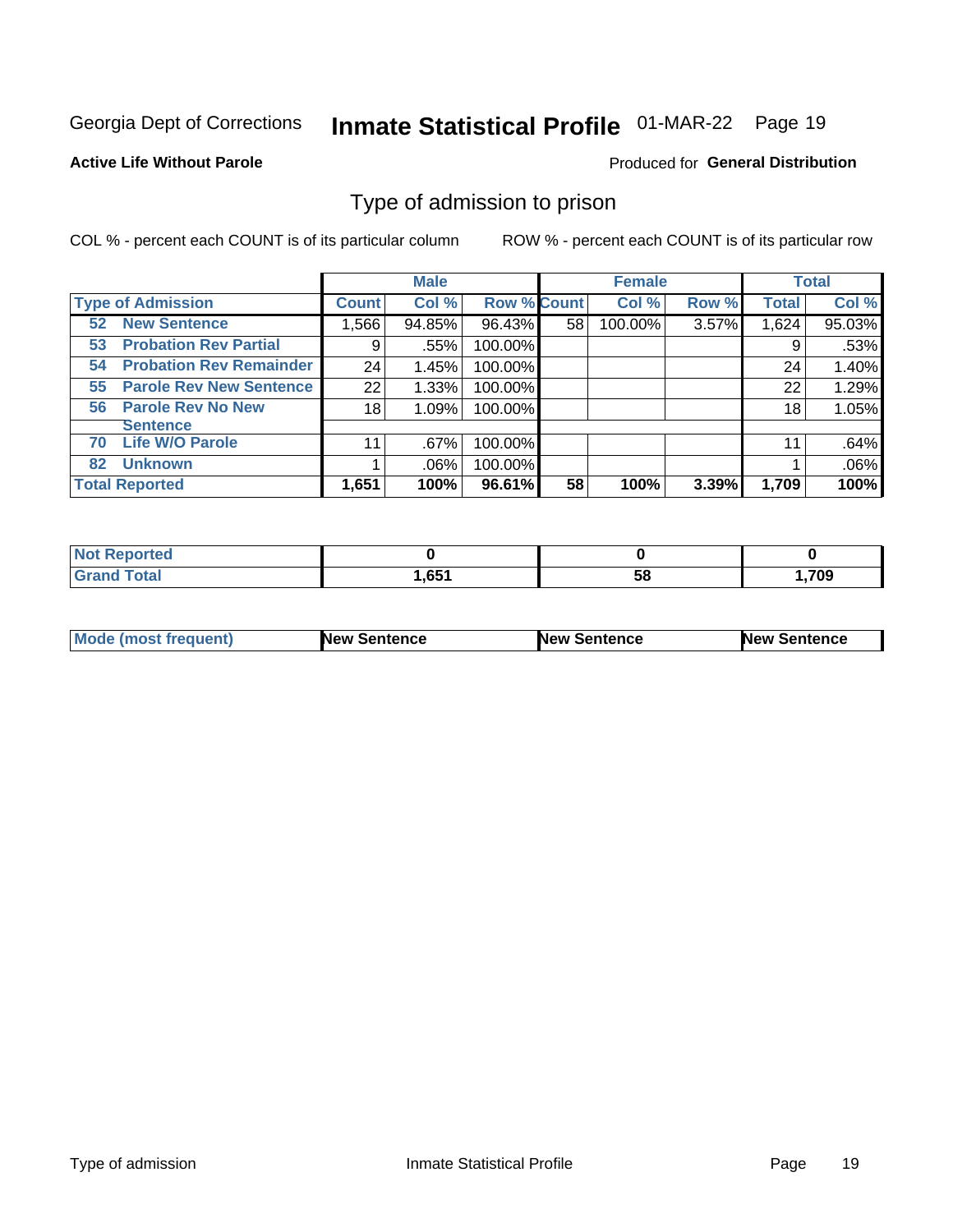Georgia Dept of Corrections **Inmate Statistical Profile** 01-MAR-22

**Active Life Without Parole**

Produced for **General Distribution**

## Type of admission to prison

COL % - percent each COUNT is of its particular column    ROW % - percent each COUNT is of its particular row

| | Male | | | Female | | | Total | |
|---|---|---|---|---|---|---|---|---|
| **Type of Admission** | **Count** | **Col %** | **Row %** | **Count** | **Col %** | **Row %** | **Total** | **Col %** |
| 52 **New Sentence** | 1,566 | 94.85% | 96.43% | 58 | 100.00% | 3.57% | 1,624 | 95.03% |
| 53 **Probation Rev Partial** | 9 | .55% | 100.00% | | | | 9 | .53% |
| 54 **Probation Rev Remainder** | 24 | 1.45% | 100.00% | | | | 24 | 1.40% |
| 55 **Parole Rev New Sentence** | 22 | 1.33% | 100.00% | | | | 22 | 1.29% |
| 56 **Parole Rev No New Sentence** | 18 | 1.09% | 100.00% | | | | 18 | 1.05% |
| 70 **Life W/O Parole** | 11 | .67% | 100.00% | | | | 11 | .64% |
| 82 **Unknown** | 1 | .06% | 100.00% | | | | 1 | .06% |
| **Total Reported** | **1,651** | **100%** | **96.61%** | **58** | **100%** | **3.39%** | **1,709** | **100%** |

| | Male | Female | Total |
|---|---|---|---|
| **Not Reported** | **0** | **0** | **0** |
| **Grand Total** | **1,651** | **58** | **1,709** |

| | Male | Female | Total |
|---|---|---|---|
| **Mode (most frequent)** | **New Sentence** | **New Sentence** | **New Sentence** |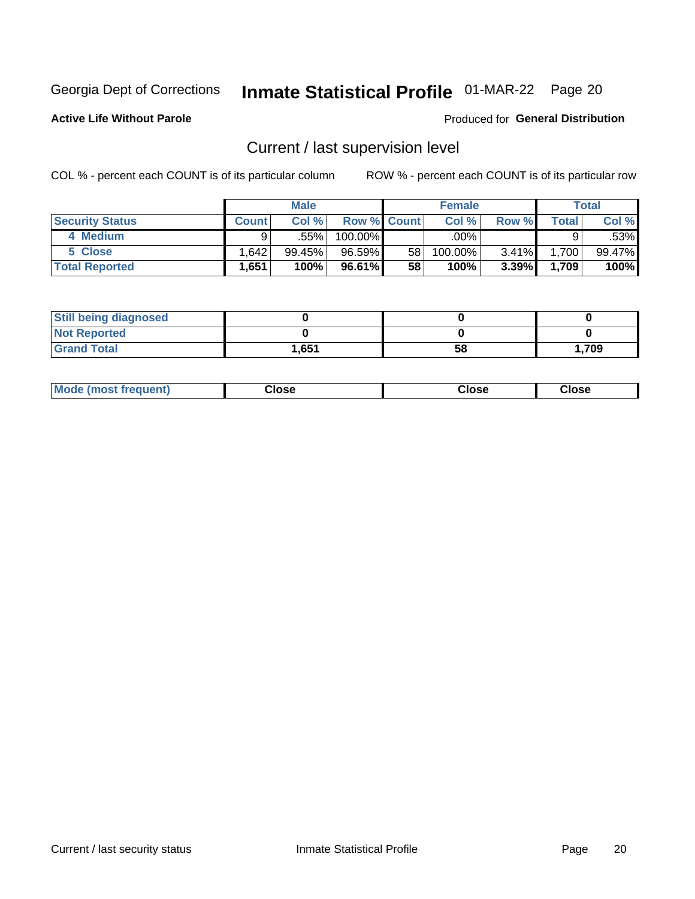Georgia Dept of Corrections **Inmate Statistical Profile** 01-MAR-22

**Active Life Without Parole**

Produced for **General Distribution**

## Current / last supervision level

COL % - percent each COUNT is of its particular column

ROW % - percent each COUNT is of its particular row

| | Male | | | Female | | | Total | |
|---|---|---|---|---|---|---|---|---|
| **Security Status** | **Count** | **Col %** | **Row %** | **Count** | **Col %** | **Row %** | **Total** | **Col %** |
| 4 Medium | 9 | .55% | 100.00% | | .00% | | 9 | .53% |
| 5 Close | 1,642 | 99.45% | 96.59% | 58 | 100.00% | 3.41% | 1,700 | 99.47% |
| **Total Reported** | **1,651** | **100%** | **96.61%** | **58** | **100%** | **3.39%** | **1,709** | **100%** |

| | Male | Female | Total |
|---|---|---|---|
| **Still being diagnosed** | **0** | **0** | **0** |
| **Not Reported** | **0** | **0** | **0** |
| **Grand Total** | **1,651** | **58** | **1,709** |

| | Male | Female | Total |
|---|---|---|---|
| **Mode (most frequent)** | **Close** | **Close** | **Close** |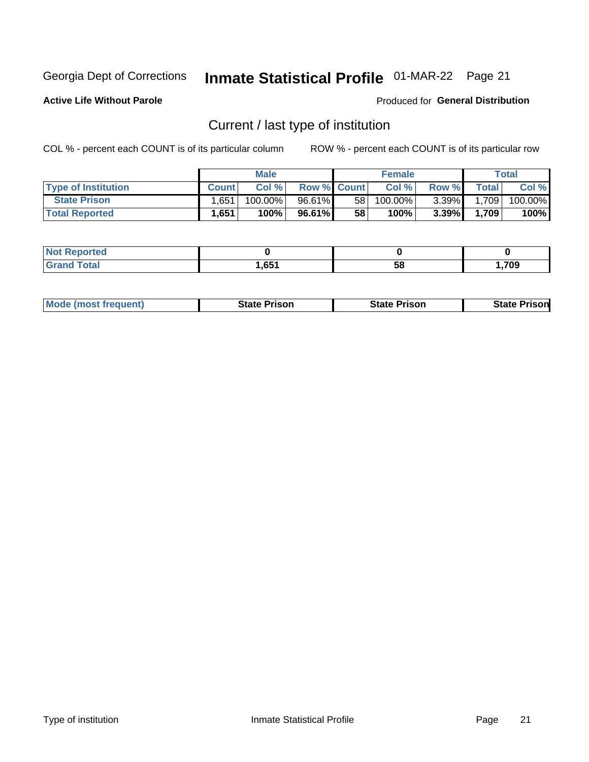Georgia Dept of Corrections **Inmate Statistical Profile** 01-MAR-22

**Active Life Without Parole**

Produced for **General Distribution**

## Current / last type of institution

COL % - percent each COUNT is of its particular column    ROW % - percent each COUNT is of its particular row

| | Male | | | Female | | | Total | |
|---|---|---|---|---|---|---|---|---|
| **Type of Institution** | **Count** | **Col %** | **Row %** | **Count** | **Col %** | **Row %** | **Total** | **Col %** |
| **State Prison** | 1,651 | 100.00% | 96.61% | 58 | 100.00% | 3.39% | 1,709 | 100.00% |
| **Total Reported** | **1,651** | **100%** | **96.61%** | **58** | **100%** | **3.39%** | **1,709** | **100%** |

| | Male | Female | Total |
|---|---|---|---|
| **Not Reported** | **0** | **0** | **0** |
| **Grand Total** | **1,651** | **58** | **1,709** |

| | Male | Female | Total |
|---|---|---|---|
| **Mode (most frequent)** | **State Prison** | **State Prison** | **State Prison** |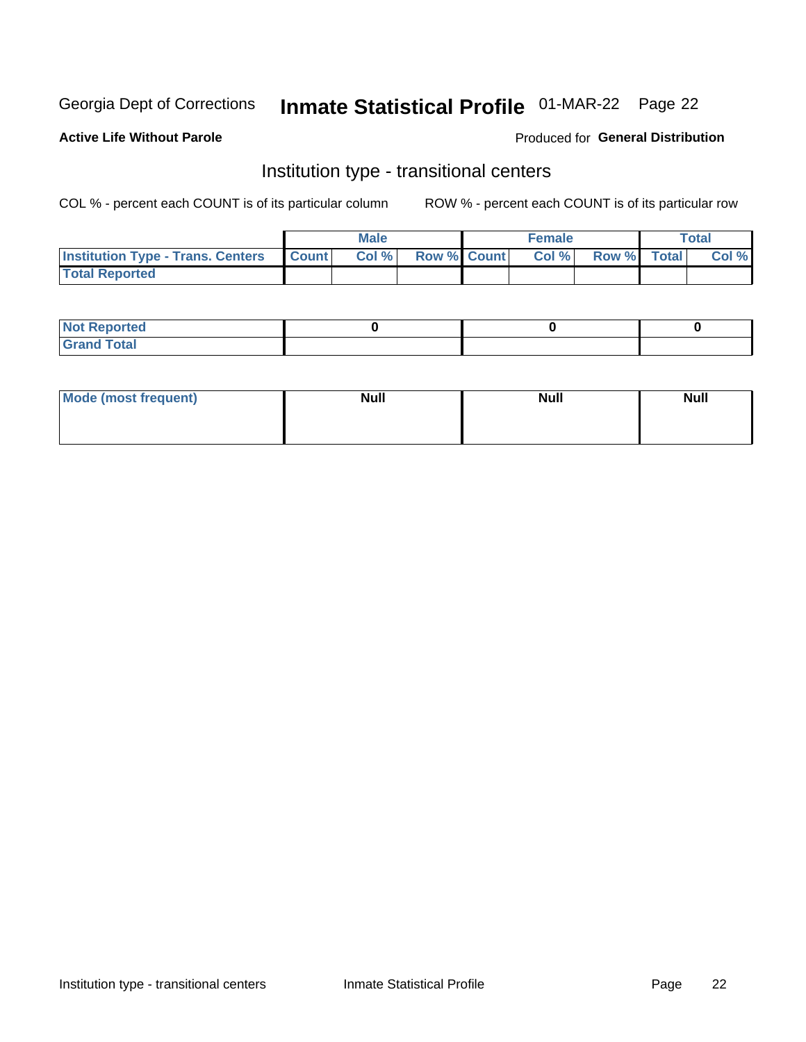Georgia Dept of Corrections **Inmate Statistical Profile** 01-MAR-22 Page 22

**Active Life Without Parole**

Produced for **General Distribution**

## Institution type - transitional centers

COL % - percent each COUNT is of its particular column

ROW % - percent each COUNT is of its particular row

| | Male | | | Female | | | Total | |
|---|---|---|---|---|---|---|---|---|
| **Institution Type - Trans. Centers** | **Count** | **Col %** | **Row %** | **Count** | **Col %** | **Row %** | **Total** | **Col %** |
| **Total Reported** | | | | | | | | |

| | Male | Female | Total |
|---|---|---|---|
| **Not Reported** | 0 | 0 | 0 |
| **Grand Total** | | | |

| | Male | Female | Total |
|---|---|---|---|
| **Mode (most frequent)** | Null | Null | Null |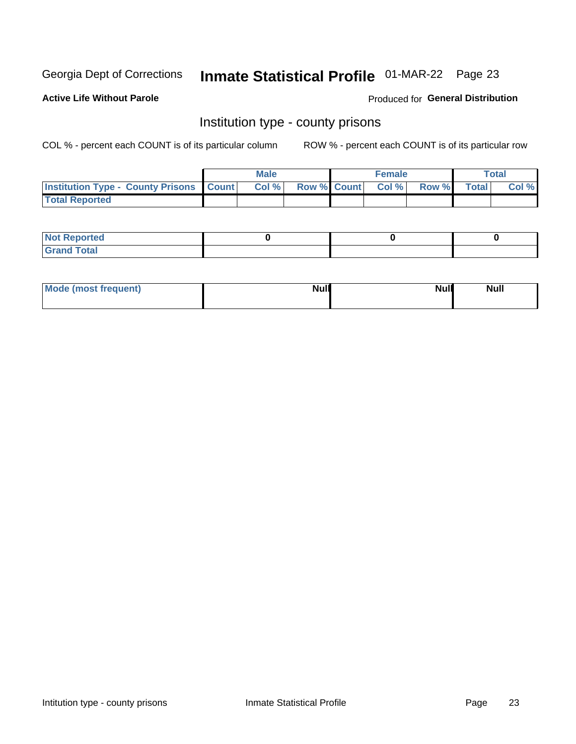Georgia Dept of Corrections **Inmate Statistical Profile** 01-MAR-22 Page 23

**Active Life Without Parole**

Produced for **General Distribution**

## Institution type - county prisons

COL % - percent each COUNT is of its particular column ROW % - percent each COUNT is of its particular row

| | Male | | | Female | | | Total | |
|---|---|---|---|---|---|---|---|---|
| **Institution Type - County Prisons** | **Count** | **Col %** | **Row %** | **Count** | **Col %** | **Row %** | **Total** | **Col %** |
| **Total Reported** | | | | | | | | |

| | Male | Female | Total |
|---|---|---|---|
| **Not Reported** | 0 | 0 | 0 |
| **Grand Total** | | | |

| | Male | Female | Total |
|---|---|---|---|
| **Mode (most frequent)** | Null | Null | Null |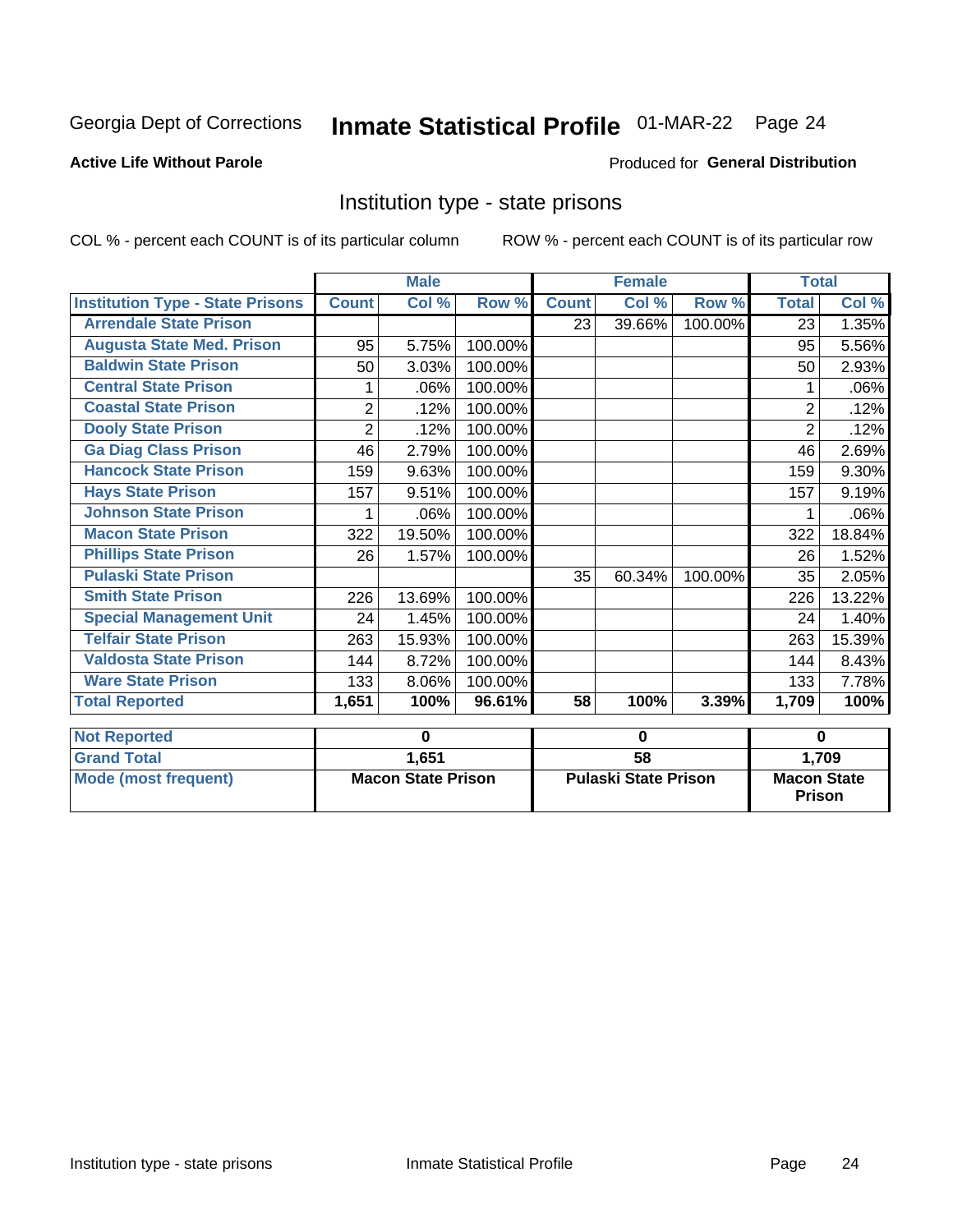Georgia Dept of Corrections **Inmate Statistical Profile** 01-MAR-22

**Active Life Without Parole**

Produced for **General Distribution**

## Institution type - state prisons

COL % - percent each COUNT is of its particular column ROW % - percent each COUNT is of its particular row

| | Male | | | Female | | | Total | |
|---|---|---|---|---|---|---|---|---|
| **Institution Type - State Prisons** | **Count** | **Col %** | **Row %** | **Count** | **Col %** | **Row %** | **Total** | **Col %** |
| **Arrendale State Prison** | | | | 23 | 39.66% | 100.00% | 23 | 1.35% |
| **Augusta State Med. Prison** | 95 | 5.75% | 100.00% | | | | 95 | 5.56% |
| **Baldwin State Prison** | 50 | 3.03% | 100.00% | | | | 50 | 2.93% |
| **Central State Prison** | 1 | .06% | 100.00% | | | | 1 | .06% |
| **Coastal State Prison** | 2 | .12% | 100.00% | | | | 2 | .12% |
| **Dooly State Prison** | 2 | .12% | 100.00% | | | | 2 | .12% |
| **Ga Diag Class Prison** | 46 | 2.79% | 100.00% | | | | 46 | 2.69% |
| **Hancock State Prison** | 159 | 9.63% | 100.00% | | | | 159 | 9.30% |
| **Hays State Prison** | 157 | 9.51% | 100.00% | | | | 157 | 9.19% |
| **Johnson State Prison** | 1 | .06% | 100.00% | | | | 1 | .06% |
| **Macon State Prison** | 322 | 19.50% | 100.00% | | | | 322 | 18.84% |
| **Phillips State Prison** | 26 | 1.57% | 100.00% | | | | 26 | 1.52% |
| **Pulaski State Prison** | | | | 35 | 60.34% | 100.00% | 35 | 2.05% |
| **Smith State Prison** | 226 | 13.69% | 100.00% | | | | 226 | 13.22% |
| **Special Management Unit** | 24 | 1.45% | 100.00% | | | | 24 | 1.40% |
| **Telfair State Prison** | 263 | 15.93% | 100.00% | | | | 263 | 15.39% |
| **Valdosta State Prison** | 144 | 8.72% | 100.00% | | | | 144 | 8.43% |
| **Ware State Prison** | 133 | 8.06% | 100.00% | | | | 133 | 7.78% |
| **Total Reported** | **1,651** | **100%** | **96.61%** | **58** | **100%** | **3.39%** | **1,709** | **100%** |

| | Male | Female | Total |
|---|---|---|---|
| **Not Reported** | **0** | **0** | **0** |
| **Grand Total** | **1,651** | **58** | **1,709** |
| **Mode (most frequent)** | **Macon State Prison** | **Pulaski State Prison** | **Macon State Prison** |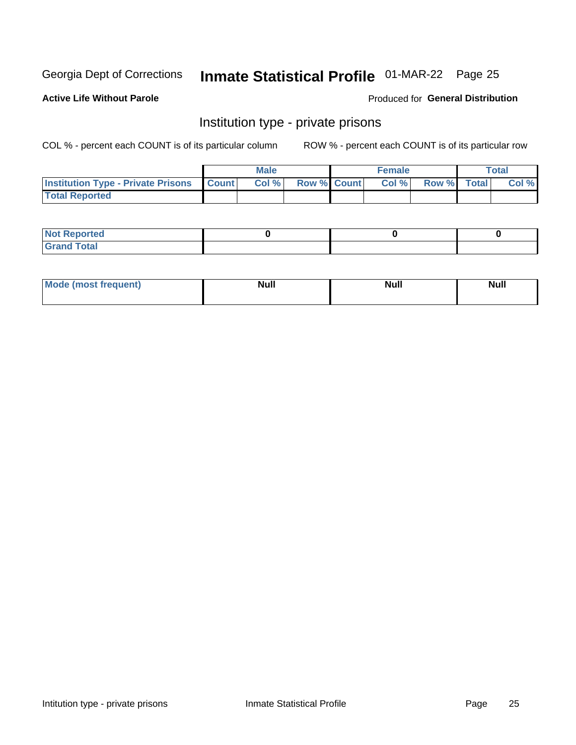Georgia Dept of Corrections **Inmate Statistical Profile** 01-MAR-22 Page 25

**Active Life Without Parole**

Produced for **General Distribution**

## Institution type - private prisons

COL % - percent each COUNT is of its particular column

ROW % - percent each COUNT is of its particular row

| | Male | | | Female | | | Total | |
|---|---|---|---|---|---|---|---|---|
| **Institution Type - Private Prisons** | **Count** | **Col %** | **Row %** | **Count** | **Col %** | **Row %** | **Total** | **Col %** |
| **Total Reported** | | | | | | | | |

| | Male | Female | Total |
|---|---|---|---|
| **Not Reported** | 0 | 0 | 0 |
| **Grand Total** | | | |

| | Male | Female | Total |
|---|---|---|---|
| **Mode (most frequent)** | Null | Null | Null |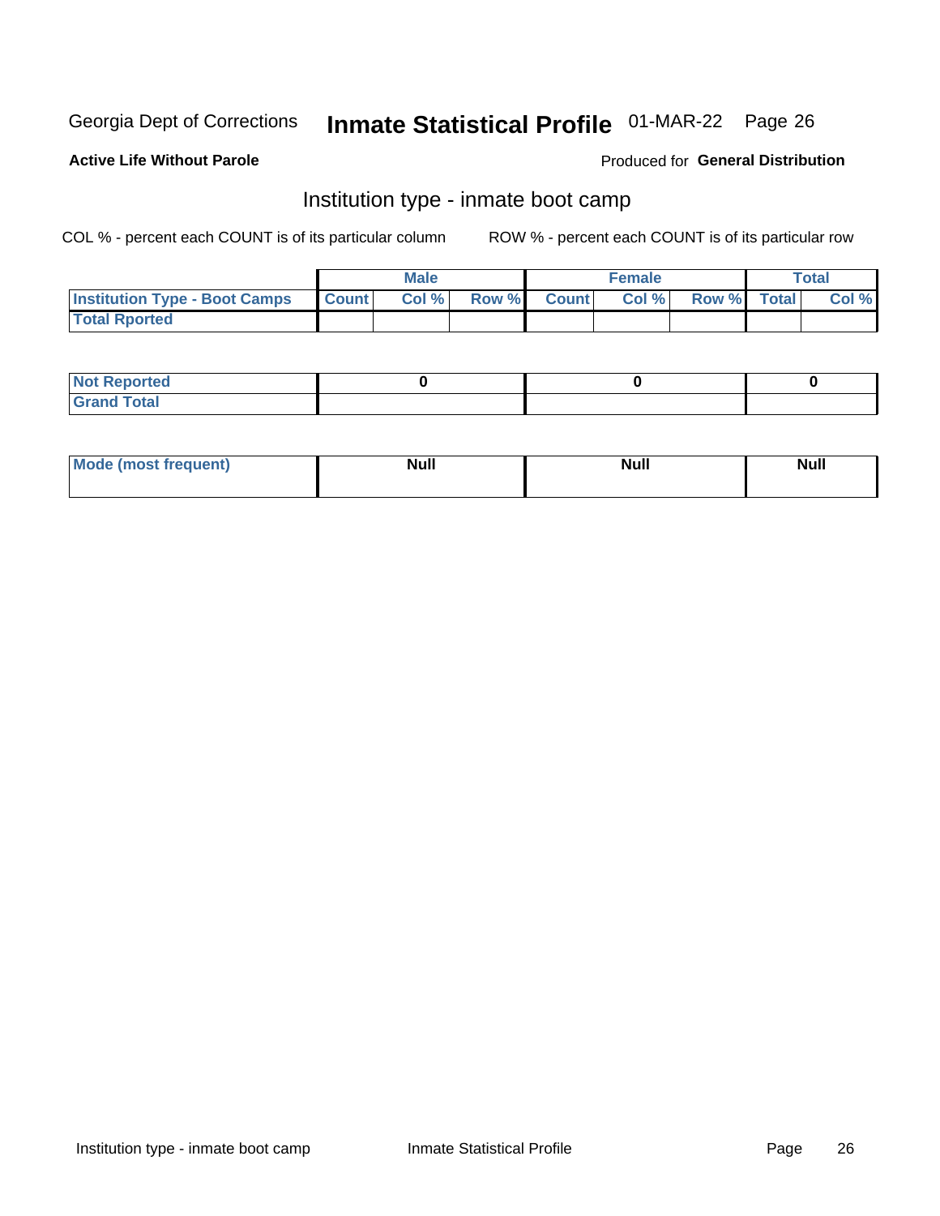Georgia Dept of Corrections **Inmate Statistical Profile** 01-MAR-22

**Active Life Without Parole**

Produced for **General Distribution**

## Institution type - inmate boot camp

COL % - percent each COUNT is of its particular column

ROW % - percent each COUNT is of its particular row

| | Male | | | Female | | | Total | |
|---|---|---|---|---|---|---|---|---|
| **Institution Type - Boot Camps** | **Count** | **Col %** | **Row %** | **Count** | **Col %** | **Row %** | **Total** | **Col %** |
| **Total Rported** | | | | | | | | |

| | Male | Female | Total |
|---|---|---|---|
| **Not Reported** | 0 | 0 | 0 |
| **Grand Total** | | | |

| | Male | Female | Total |
|---|---|---|---|
| **Mode (most frequent)** | **Null** | **Null** | **Null** |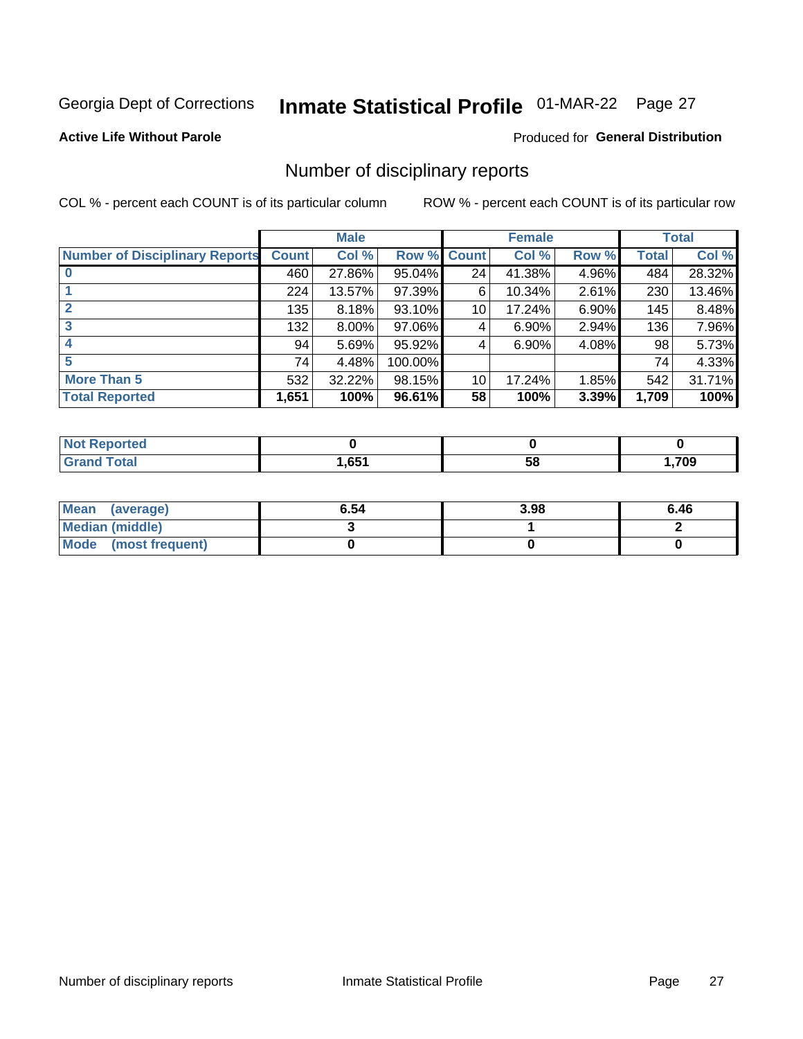Georgia Dept of Corrections **Inmate Statistical Profile** 01-MAR-22

**Active Life Without Parole**

Produced for **General Distribution**

## Number of disciplinary reports

COL % - percent each COUNT is of its particular column

ROW % - percent each COUNT is of its particular row

| | Male | | | Female | | | Total | |
|---|---|---|---|---|---|---|---|---|
| **Number of Disciplinary Reports** | **Count** | **Col %** | **Row %** | **Count** | **Col %** | **Row %** | **Total** | **Col %** |
| **0** | 460 | 27.86% | 95.04% | 24 | 41.38% | 4.96% | 484 | 28.32% |
| **1** | 224 | 13.57% | 97.39% | 6 | 10.34% | 2.61% | 230 | 13.46% |
| **2** | 135 | 8.18% | 93.10% | 10 | 17.24% | 6.90% | 145 | 8.48% |
| **3** | 132 | 8.00% | 97.06% | 4 | 6.90% | 2.94% | 136 | 7.96% |
| **4** | 94 | 5.69% | 95.92% | 4 | 6.90% | 4.08% | 98 | 5.73% |
| **5** | 74 | 4.48% | 100.00% | | | | 74 | 4.33% |
| **More Than 5** | 532 | 32.22% | 98.15% | 10 | 17.24% | 1.85% | 542 | 31.71% |
| **Total Reported** | **1,651** | **100%** | **96.61%** | **58** | **100%** | **3.39%** | **1,709** | **100%** |

| | Male | Female | Total |
|---|---|---|---|
| **Not Reported** | **0** | **0** | **0** |
| **Grand Total** | **1,651** | **58** | **1,709** |

| | Male | Female | Total |
|---|---|---|---|
| **Mean (average)** | **6.54** | **3.98** | **6.46** |
| **Median (middle)** | **3** | **1** | **2** |
| **Mode (most frequent)** | **0** | **0** | **0** |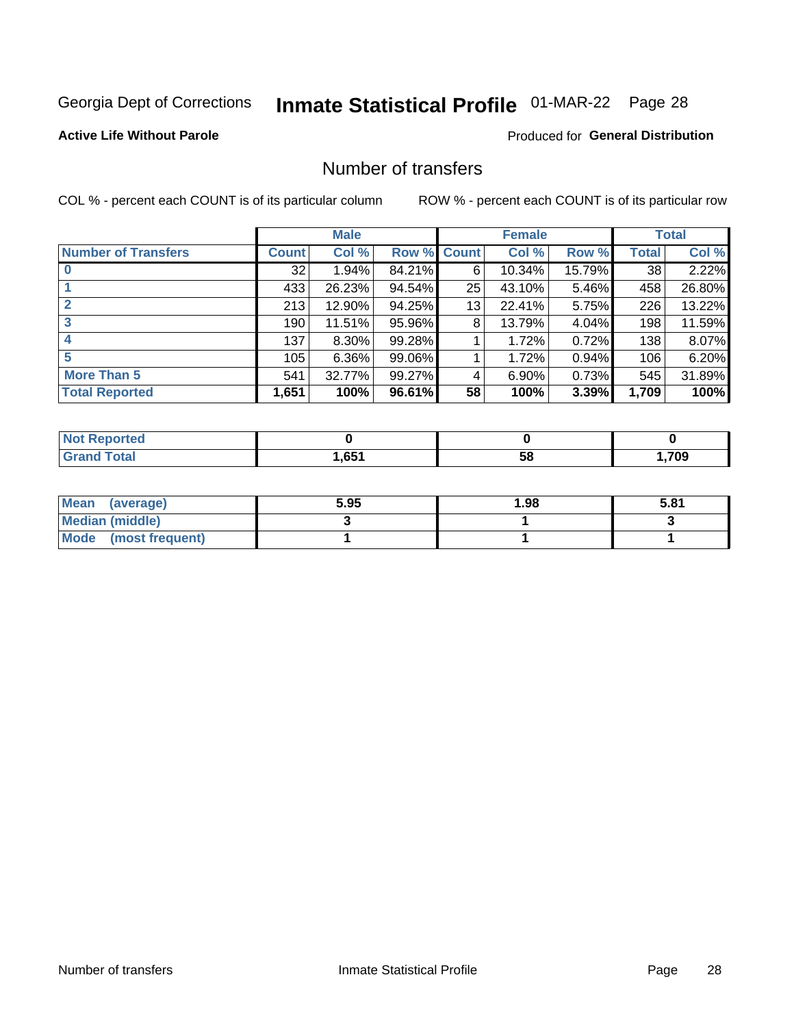Georgia Dept of Corrections **Inmate Statistical Profile** 01-MAR-22

**Active Life Without Parole**

Produced for **General Distribution**

## Number of transfers

COL % - percent each COUNT is of its particular column

ROW % - percent each COUNT is of its particular row

| | Male | | | Female | | | Total | |
|---|---|---|---|---|---|---|---|---|
| **Number of Transfers** | **Count** | **Col %** | **Row %** | **Count** | **Col %** | **Row %** | **Total** | **Col %** |
| **0** | 32 | 1.94% | 84.21% | 6 | 10.34% | 15.79% | 38 | 2.22% |
| **1** | 433 | 26.23% | 94.54% | 25 | 43.10% | 5.46% | 458 | 26.80% |
| **2** | 213 | 12.90% | 94.25% | 13 | 22.41% | 5.75% | 226 | 13.22% |
| **3** | 190 | 11.51% | 95.96% | 8 | 13.79% | 4.04% | 198 | 11.59% |
| **4** | 137 | 8.30% | 99.28% | 1 | 1.72% | 0.72% | 138 | 8.07% |
| **5** | 105 | 6.36% | 99.06% | 1 | 1.72% | 0.94% | 106 | 6.20% |
| **More Than 5** | 541 | 32.77% | 99.27% | 4 | 6.90% | 0.73% | 545 | 31.89% |
| **Total Reported** | **1,651** | **100%** | **96.61%** | **58** | **100%** | **3.39%** | **1,709** | **100%** |

| | Male | Female | Total |
|---|---|---|---|
| **Not Reported** | **0** | **0** | **0** |
| **Grand Total** | **1,651** | **58** | **1,709** |

| | Male | Female | Total |
|---|---|---|---|
| **Mean (average)** | **5.95** | **1.98** | **5.81** |
| **Median (middle)** | **3** | **1** | **3** |
| **Mode (most frequent)** | **1** | **1** | **1** |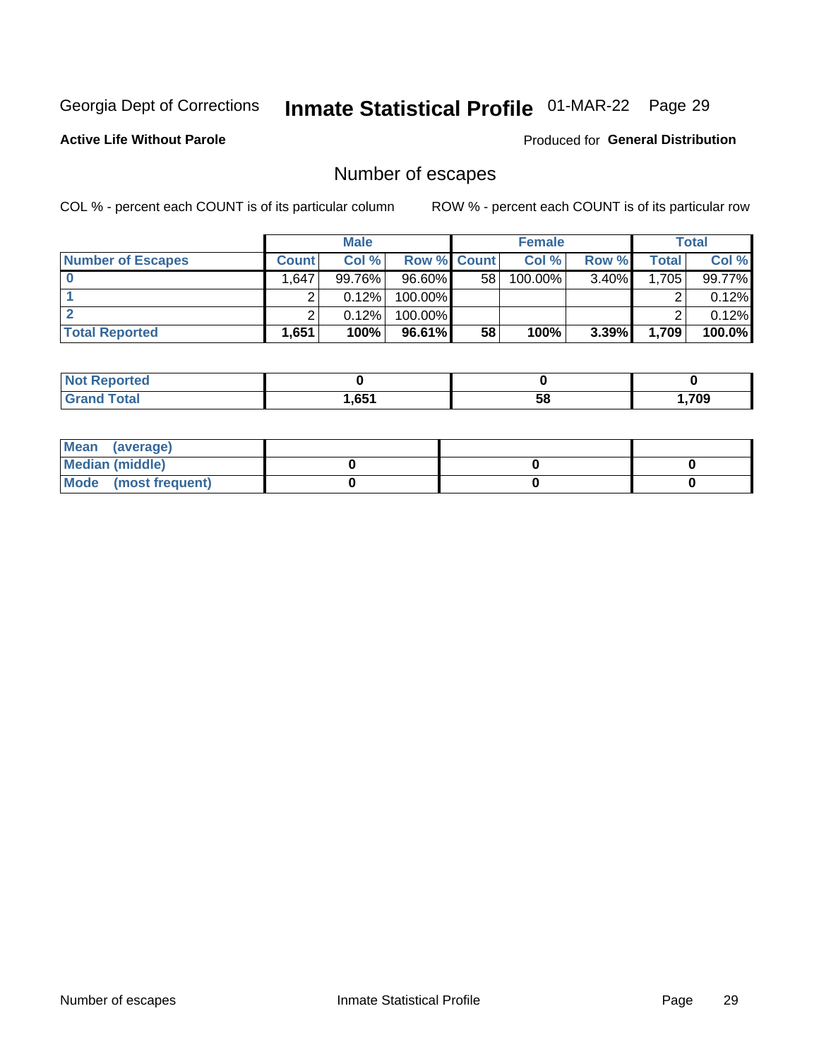Georgia Dept of Corrections **Inmate Statistical Profile** 01-MAR-22

**Active Life Without Parole**

Produced for **General Distribution**

## Number of escapes

COL % - percent each COUNT is of its particular column

ROW % - percent each COUNT is of its particular row

| | Male | | | Female | | | Total | |
|---|---|---|---|---|---|---|---|---|
| **Number of Escapes** | **Count** | **Col %** | **Row %** | **Count** | **Col %** | **Row %** | **Total** | **Col %** |
| **0** | 1,647 | 99.76% | 96.60% | 58 | 100.00% | 3.40% | 1,705 | 99.77% |
| **1** | 2 | 0.12% | 100.00% | | | | 2 | 0.12% |
| **2** | 2 | 0.12% | 100.00% | | | | 2 | 0.12% |
| **Total Reported** | **1,651** | **100%** | **96.61%** | **58** | **100%** | **3.39%** | **1,709** | **100.0%** |

| | Male | Female | Total |
|---|---|---|---|
| **Not Reported** | **0** | **0** | **0** |
| **Grand Total** | **1,651** | **58** | **1,709** |

| | Male | Female | Total |
|---|---|---|---|
| **Mean (average)** | | | |
| **Median (middle)** | **0** | **0** | **0** |
| **Mode (most frequent)** | **0** | **0** | **0** |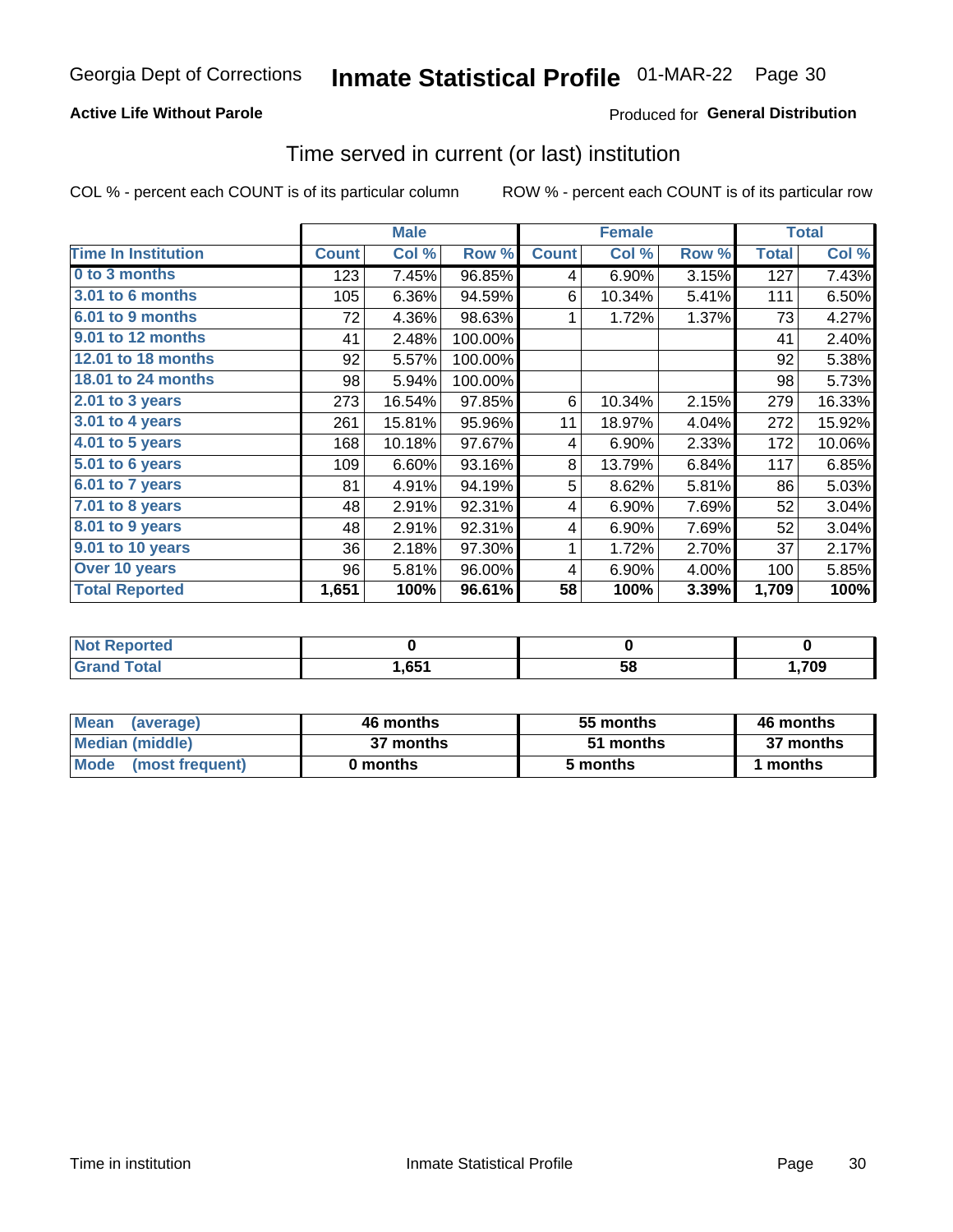Georgia Dept of Corrections **Inmate Statistical Profile** 01-MAR-22

**Active Life Without Parole**

Produced for **General Distribution**

## Time served in current (or last) institution

COL % - percent each COUNT is of its particular column ROW % - percent each COUNT is of its particular row

| | Male | | | Female | | | Total | |
|---|---|---|---|---|---|---|---|---|
| **Time In Institution** | **Count** | **Col %** | **Row %** | **Count** | **Col %** | **Row %** | **Total** | **Col %** |
| 0 to 3 months | 123 | 7.45% | 96.85% | 4 | 6.90% | 3.15% | 127 | 7.43% |
| 3.01 to 6 months | 105 | 6.36% | 94.59% | 6 | 10.34% | 5.41% | 111 | 6.50% |
| 6.01 to 9 months | 72 | 4.36% | 98.63% | 1 | 1.72% | 1.37% | 73 | 4.27% |
| 9.01 to 12 months | 41 | 2.48% | 100.00% | | | | 41 | 2.40% |
| 12.01 to 18 months | 92 | 5.57% | 100.00% | | | | 92 | 5.38% |
| 18.01 to 24 months | 98 | 5.94% | 100.00% | | | | 98 | 5.73% |
| 2.01 to 3 years | 273 | 16.54% | 97.85% | 6 | 10.34% | 2.15% | 279 | 16.33% |
| 3.01 to 4 years | 261 | 15.81% | 95.96% | 11 | 18.97% | 4.04% | 272 | 15.92% |
| 4.01 to 5 years | 168 | 10.18% | 97.67% | 4 | 6.90% | 2.33% | 172 | 10.06% |
| 5.01 to 6 years | 109 | 6.60% | 93.16% | 8 | 13.79% | 6.84% | 117 | 6.85% |
| 6.01 to 7 years | 81 | 4.91% | 94.19% | 5 | 8.62% | 5.81% | 86 | 5.03% |
| 7.01 to 8 years | 48 | 2.91% | 92.31% | 4 | 6.90% | 7.69% | 52 | 3.04% |
| 8.01 to 9 years | 48 | 2.91% | 92.31% | 4 | 6.90% | 7.69% | 52 | 3.04% |
| 9.01 to 10 years | 36 | 2.18% | 97.30% | 1 | 1.72% | 2.70% | 37 | 2.17% |
| Over 10 years | 96 | 5.81% | 96.00% | 4 | 6.90% | 4.00% | 100 | 5.85% |
| **Total Reported** | **1,651** | **100%** | **96.61%** | **58** | **100%** | **3.39%** | **1,709** | **100%** |

| | Male | Female | Total |
|---|---|---|---|
| Not Reported | 0 | 0 | 0 |
| Grand Total | 1,651 | 58 | 1,709 |

| | Male | Female | Total |
|---|---|---|---|
| Mean (average) | 46 months | 55 months | 46 months |
| Median (middle) | 37 months | 51 months | 37 months |
| Mode (most frequent) | 0 months | 5 months | 1 months |

Time in institution Inmate Statistical Profile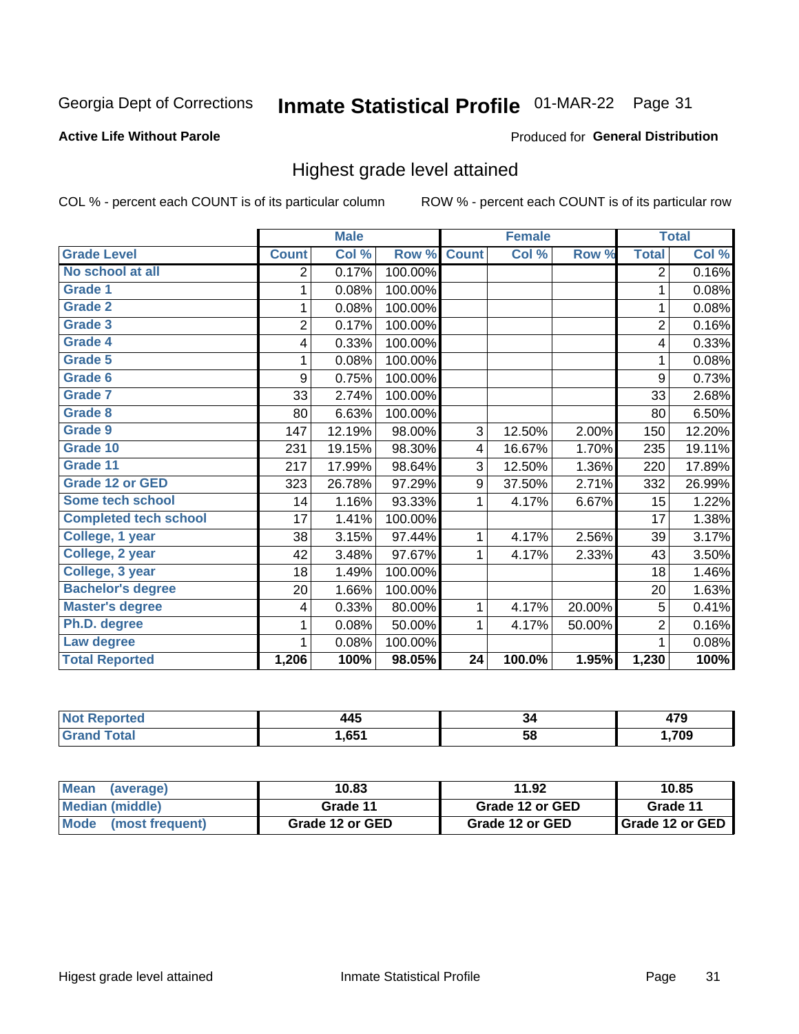Georgia Dept of Corrections **Inmate Statistical Profile** 01-MAR-22 Page 31

**Active Life Without Parole**

Produced for **General Distribution**

## Highest grade level attained

COL % - percent each COUNT is of its particular column

ROW % - percent each COUNT is of its particular row

| | Male | | | Female | | | Total | |
|---|---|---|---|---|---|---|---|---|
| Grade Level | Count | Col % | Row % | Count | Col % | Row % | Total | Col % |
| No school at all | 2 | 0.17% | 100.00% | | | | 2 | 0.16% |
| Grade 1 | 1 | 0.08% | 100.00% | | | | 1 | 0.08% |
| Grade 2 | 1 | 0.08% | 100.00% | | | | 1 | 0.08% |
| Grade 3 | 2 | 0.17% | 100.00% | | | | 2 | 0.16% |
| Grade 4 | 4 | 0.33% | 100.00% | | | | 4 | 0.33% |
| Grade 5 | 1 | 0.08% | 100.00% | | | | 1 | 0.08% |
| Grade 6 | 9 | 0.75% | 100.00% | | | | 9 | 0.73% |
| Grade 7 | 33 | 2.74% | 100.00% | | | | 33 | 2.68% |
| Grade 8 | 80 | 6.63% | 100.00% | | | | 80 | 6.50% |
| Grade 9 | 147 | 12.19% | 98.00% | 3 | 12.50% | 2.00% | 150 | 12.20% |
| Grade 10 | 231 | 19.15% | 98.30% | 4 | 16.67% | 1.70% | 235 | 19.11% |
| Grade 11 | 217 | 17.99% | 98.64% | 3 | 12.50% | 1.36% | 220 | 17.89% |
| Grade 12 or GED | 323 | 26.78% | 97.29% | 9 | 37.50% | 2.71% | 332 | 26.99% |
| Some tech school | 14 | 1.16% | 93.33% | 1 | 4.17% | 6.67% | 15 | 1.22% |
| Completed tech school | 17 | 1.41% | 100.00% | | | | 17 | 1.38% |
| College, 1 year | 38 | 3.15% | 97.44% | 1 | 4.17% | 2.56% | 39 | 3.17% |
| College, 2 year | 42 | 3.48% | 97.67% | 1 | 4.17% | 2.33% | 43 | 3.50% |
| College, 3 year | 18 | 1.49% | 100.00% | | | | 18 | 1.46% |
| Bachelor's degree | 20 | 1.66% | 100.00% | | | | 20 | 1.63% |
| Master's degree | 4 | 0.33% | 80.00% | 1 | 4.17% | 20.00% | 5 | 0.41% |
| Ph.D. degree | 1 | 0.08% | 50.00% | 1 | 4.17% | 50.00% | 2 | 0.16% |
| Law degree | 1 | 0.08% | 100.00% | | | | 1 | 0.08% |
| **Total Reported** | **1,206** | **100%** | **98.05%** | **24** | **100.0%** | **1.95%** | **1,230** | **100%** |

| | Male | Female | Total |
|---|---|---|---|
| Not Reported | 445 | 34 | 479 |
| Grand Total | 1,651 | 58 | 1,709 |

| | Male | Female | Total |
|---|---|---|---|
| Mean (average) | 10.83 | 11.92 | 10.85 |
| Median (middle) | Grade 11 | Grade 12 or GED | Grade 11 |
| Mode (most frequent) | Grade 12 or GED | Grade 12 or GED | Grade 12 or GED |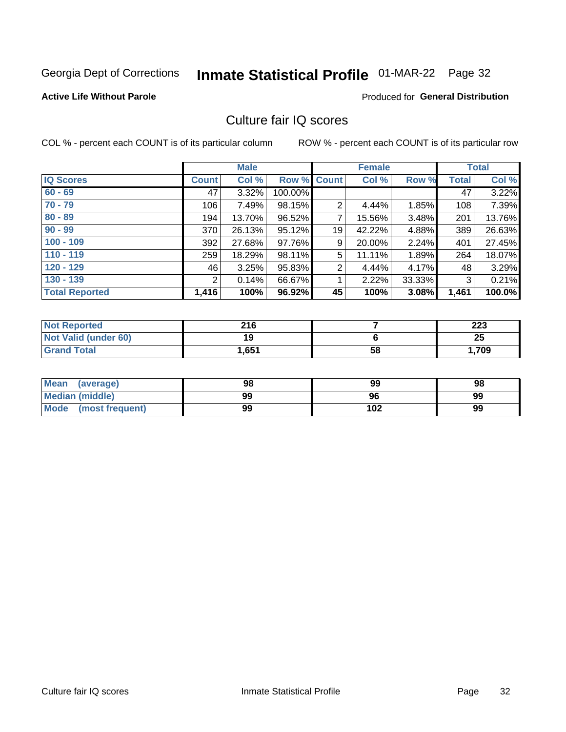Georgia Dept of Corrections **Inmate Statistical Profile** 01-MAR-22 Page 32

**Active Life Without Parole**

Produced for **General Distribution**

## Culture fair IQ scores

COL % - percent each COUNT is of its particular column ROW % - percent each COUNT is of its particular row

| | Male | | | Female | | | Total | |
|---|---|---|---|---|---|---|---|---|
| **IQ Scores** | **Count** | **Col %** | **Row %** | **Count** | **Col %** | **Row %** | **Total** | **Col %** |
| **60 - 69** | 47 | 3.32% | 100.00% | | | | 47 | 3.22% |
| **70 - 79** | 106 | 7.49% | 98.15% | 2 | 4.44% | 1.85% | 108 | 7.39% |
| **80 - 89** | 194 | 13.70% | 96.52% | 7 | 15.56% | 3.48% | 201 | 13.76% |
| **90 - 99** | 370 | 26.13% | 95.12% | 19 | 42.22% | 4.88% | 389 | 26.63% |
| **100 - 109** | 392 | 27.68% | 97.76% | 9 | 20.00% | 2.24% | 401 | 27.45% |
| **110 - 119** | 259 | 18.29% | 98.11% | 5 | 11.11% | 1.89% | 264 | 18.07% |
| **120 - 129** | 46 | 3.25% | 95.83% | 2 | 4.44% | 4.17% | 48 | 3.29% |
| **130 - 139** | 2 | 0.14% | 66.67% | 1 | 2.22% | 33.33% | 3 | 0.21% |
| **Total Reported** | **1,416** | **100%** | **96.92%** | **45** | **100%** | **3.08%** | **1,461** | **100.0%** |

| | Male | Female | Total |
|---|---|---|---|
| **Not Reported** | **216** | **7** | **223** |
| **Not Valid (under 60)** | **19** | **6** | **25** |
| **Grand Total** | **1,651** | **58** | **1,709** |

| | Male | Female | Total |
|---|---|---|---|
| **Mean (average)** | **98** | **99** | **98** |
| **Median (middle)** | **99** | **96** | **99** |
| **Mode (most frequent)** | **99** | **102** | **99** |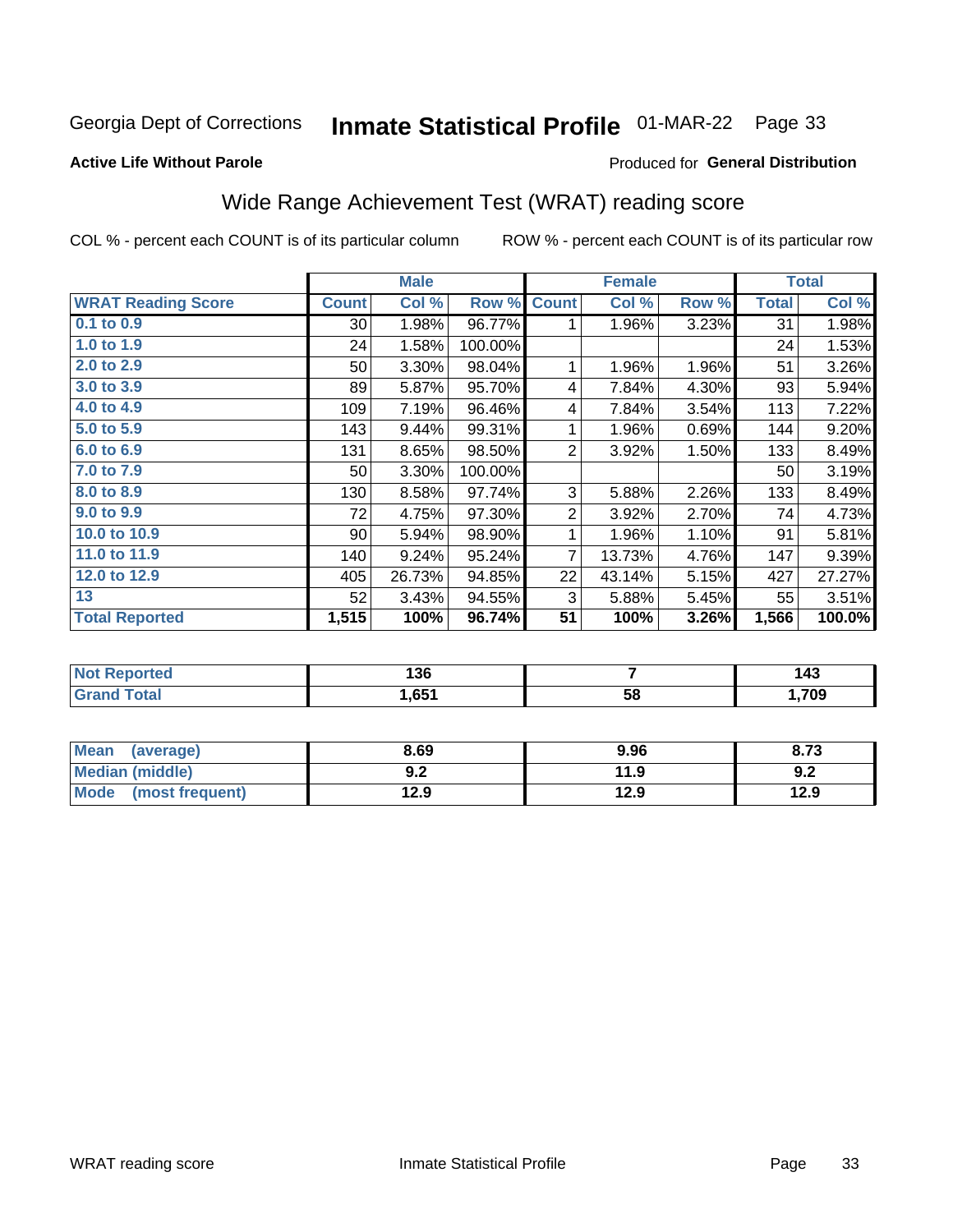Georgia Dept of Corrections **Inmate Statistical Profile** 01-MAR-22 Page 33

**Active Life Without Parole**

Produced for **General Distribution**

## Wide Range Achievement Test (WRAT) reading score

COL % - percent each COUNT is of its particular column ROW % - percent each COUNT is of its particular row

| | Male | | | Female | | | Total | |
|---|---|---|---|---|---|---|---|---|
| **WRAT Reading Score** | **Count** | **Col %** | **Row %** | **Count** | **Col %** | **Row %** | **Total** | **Col %** |
| 0.1 to 0.9 | 30 | 1.98% | 96.77% | 1 | 1.96% | 3.23% | 31 | 1.98% |
| 1.0 to 1.9 | 24 | 1.58% | 100.00% | | | | 24 | 1.53% |
| 2.0 to 2.9 | 50 | 3.30% | 98.04% | 1 | 1.96% | 1.96% | 51 | 3.26% |
| 3.0 to 3.9 | 89 | 5.87% | 95.70% | 4 | 7.84% | 4.30% | 93 | 5.94% |
| 4.0 to 4.9 | 109 | 7.19% | 96.46% | 4 | 7.84% | 3.54% | 113 | 7.22% |
| 5.0 to 5.9 | 143 | 9.44% | 99.31% | 1 | 1.96% | 0.69% | 144 | 9.20% |
| 6.0 to 6.9 | 131 | 8.65% | 98.50% | 2 | 3.92% | 1.50% | 133 | 8.49% |
| 7.0 to 7.9 | 50 | 3.30% | 100.00% | | | | 50 | 3.19% |
| 8.0 to 8.9 | 130 | 8.58% | 97.74% | 3 | 5.88% | 2.26% | 133 | 8.49% |
| 9.0 to 9.9 | 72 | 4.75% | 97.30% | 2 | 3.92% | 2.70% | 74 | 4.73% |
| 10.0 to 10.9 | 90 | 5.94% | 98.90% | 1 | 1.96% | 1.10% | 91 | 5.81% |
| 11.0 to 11.9 | 140 | 9.24% | 95.24% | 7 | 13.73% | 4.76% | 147 | 9.39% |
| 12.0 to 12.9 | 405 | 26.73% | 94.85% | 22 | 43.14% | 5.15% | 427 | 27.27% |
| 13 | 52 | 3.43% | 94.55% | 3 | 5.88% | 5.45% | 55 | 3.51% |
| **Total Reported** | **1,515** | **100%** | **96.74%** | **51** | **100%** | **3.26%** | **1,566** | **100.0%** |

| | Male | Female | Total |
|---|---|---|---|
| Not Reported | 136 | 7 | 143 |
| Grand Total | 1,651 | 58 | 1,709 |

| | Male | Female | Total |
|---|---|---|---|
| Mean (average) | 8.69 | 9.96 | 8.73 |
| Median (middle) | 9.2 | 11.9 | 9.2 |
| Mode (most frequent) | 12.9 | 12.9 | 12.9 |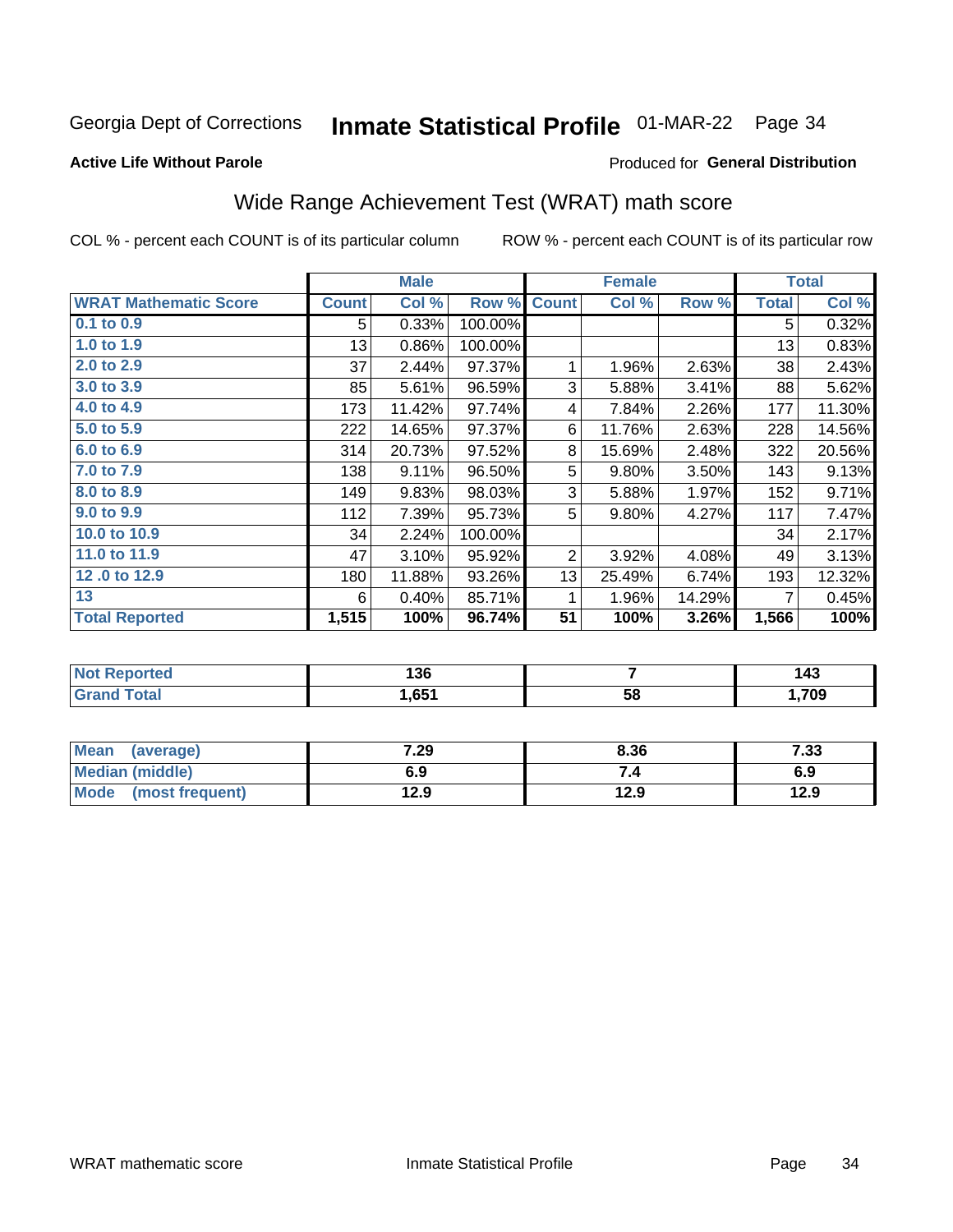Georgia Dept of Corrections **Inmate Statistical Profile** 01-MAR-22

**Active Life Without Parole**

Produced for **General Distribution**

## Wide Range Achievement Test (WRAT) math score

COL % - percent each COUNT is of its particular column ROW % - percent each COUNT is of its particular row

| | Male | | | Female | | | Total | |
|---|---|---|---|---|---|---|---|---|
| **WRAT Mathematic Score** | **Count** | **Col %** | **Row %** | **Count** | **Col %** | **Row %** | **Total** | **Col %** |
| 0.1 to 0.9 | 5 | 0.33% | 100.00% | | | | 5 | 0.32% |
| 1.0 to 1.9 | 13 | 0.86% | 100.00% | | | | 13 | 0.83% |
| 2.0 to 2.9 | 37 | 2.44% | 97.37% | 1 | 1.96% | 2.63% | 38 | 2.43% |
| 3.0 to 3.9 | 85 | 5.61% | 96.59% | 3 | 5.88% | 3.41% | 88 | 5.62% |
| 4.0 to 4.9 | 173 | 11.42% | 97.74% | 4 | 7.84% | 2.26% | 177 | 11.30% |
| 5.0 to 5.9 | 222 | 14.65% | 97.37% | 6 | 11.76% | 2.63% | 228 | 14.56% |
| 6.0 to 6.9 | 314 | 20.73% | 97.52% | 8 | 15.69% | 2.48% | 322 | 20.56% |
| 7.0 to 7.9 | 138 | 9.11% | 96.50% | 5 | 9.80% | 3.50% | 143 | 9.13% |
| 8.0 to 8.9 | 149 | 9.83% | 98.03% | 3 | 5.88% | 1.97% | 152 | 9.71% |
| 9.0 to 9.9 | 112 | 7.39% | 95.73% | 5 | 9.80% | 4.27% | 117 | 7.47% |
| 10.0 to 10.9 | 34 | 2.24% | 100.00% | | | | 34 | 2.17% |
| 11.0 to 11.9 | 47 | 3.10% | 95.92% | 2 | 3.92% | 4.08% | 49 | 3.13% |
| 12 .0 to 12.9 | 180 | 11.88% | 93.26% | 13 | 25.49% | 6.74% | 193 | 12.32% |
| 13 | 6 | 0.40% | 85.71% | 1 | 1.96% | 14.29% | 7 | 0.45% |
| **Total Reported** | **1,515** | **100%** | **96.74%** | **51** | **100%** | **3.26%** | **1,566** | **100%** |

| | Male | Female | Total |
|---|---|---|---|
| Not Reported | 136 | 7 | 143 |
| Grand Total | 1,651 | 58 | 1,709 |

| | Male | Female | Total |
|---|---|---|---|
| Mean (average) | 7.29 | 8.36 | 7.33 |
| Median (middle) | 6.9 | 7.4 | 6.9 |
| Mode (most frequent) | 12.9 | 12.9 | 12.9 |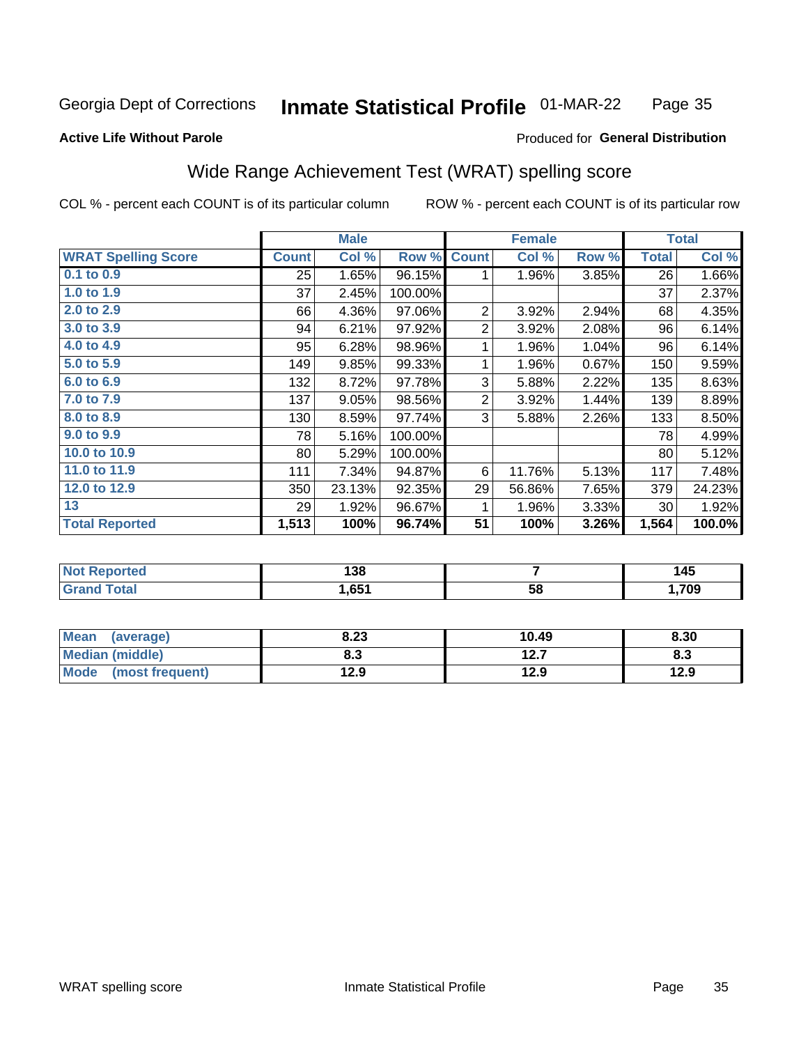Georgia Dept of Corrections **Inmate Statistical Profile** 01-MAR-22

**Active Life Without Parole**

Produced for **General Distribution**

## Wide Range Achievement Test (WRAT) spelling score

COL % - percent each COUNT is of its particular column ROW % - percent each COUNT is of its particular row

| | Male | | | Female | | | Total | |
|---|---|---|---|---|---|---|---|---|
| **WRAT Spelling Score** | **Count** | **Col %** | **Row %** | **Count** | **Col %** | **Row %** | **Total** | **Col %** |
| 0.1 to 0.9 | 25 | 1.65% | 96.15% | 1 | 1.96% | 3.85% | 26 | 1.66% |
| 1.0 to 1.9 | 37 | 2.45% | 100.00% | | | | 37 | 2.37% |
| 2.0 to 2.9 | 66 | 4.36% | 97.06% | 2 | 3.92% | 2.94% | 68 | 4.35% |
| 3.0 to 3.9 | 94 | 6.21% | 97.92% | 2 | 3.92% | 2.08% | 96 | 6.14% |
| 4.0 to 4.9 | 95 | 6.28% | 98.96% | 1 | 1.96% | 1.04% | 96 | 6.14% |
| 5.0 to 5.9 | 149 | 9.85% | 99.33% | 1 | 1.96% | 0.67% | 150 | 9.59% |
| 6.0 to 6.9 | 132 | 8.72% | 97.78% | 3 | 5.88% | 2.22% | 135 | 8.63% |
| 7.0 to 7.9 | 137 | 9.05% | 98.56% | 2 | 3.92% | 1.44% | 139 | 8.89% |
| 8.0 to 8.9 | 130 | 8.59% | 97.74% | 3 | 5.88% | 2.26% | 133 | 8.50% |
| 9.0 to 9.9 | 78 | 5.16% | 100.00% | | | | 78 | 4.99% |
| 10.0 to 10.9 | 80 | 5.29% | 100.00% | | | | 80 | 5.12% |
| 11.0 to 11.9 | 111 | 7.34% | 94.87% | 6 | 11.76% | 5.13% | 117 | 7.48% |
| 12.0 to 12.9 | 350 | 23.13% | 92.35% | 29 | 56.86% | 7.65% | 379 | 24.23% |
| 13 | 29 | 1.92% | 96.67% | 1 | 1.96% | 3.33% | 30 | 1.92% |
| **Total Reported** | **1,513** | **100%** | **96.74%** | **51** | **100%** | **3.26%** | **1,564** | **100.0%** |

| | Male | Female | Total |
|---|---|---|---|
| Not Reported | 138 | 7 | 145 |
| Grand Total | 1,651 | 58 | 1,709 |

| | Male | Female | Total |
|---|---|---|---|
| Mean (average) | 8.23 | 10.49 | 8.30 |
| Median (middle) | 8.3 | 12.7 | 8.3 |
| Mode (most frequent) | 12.9 | 12.9 | 12.9 |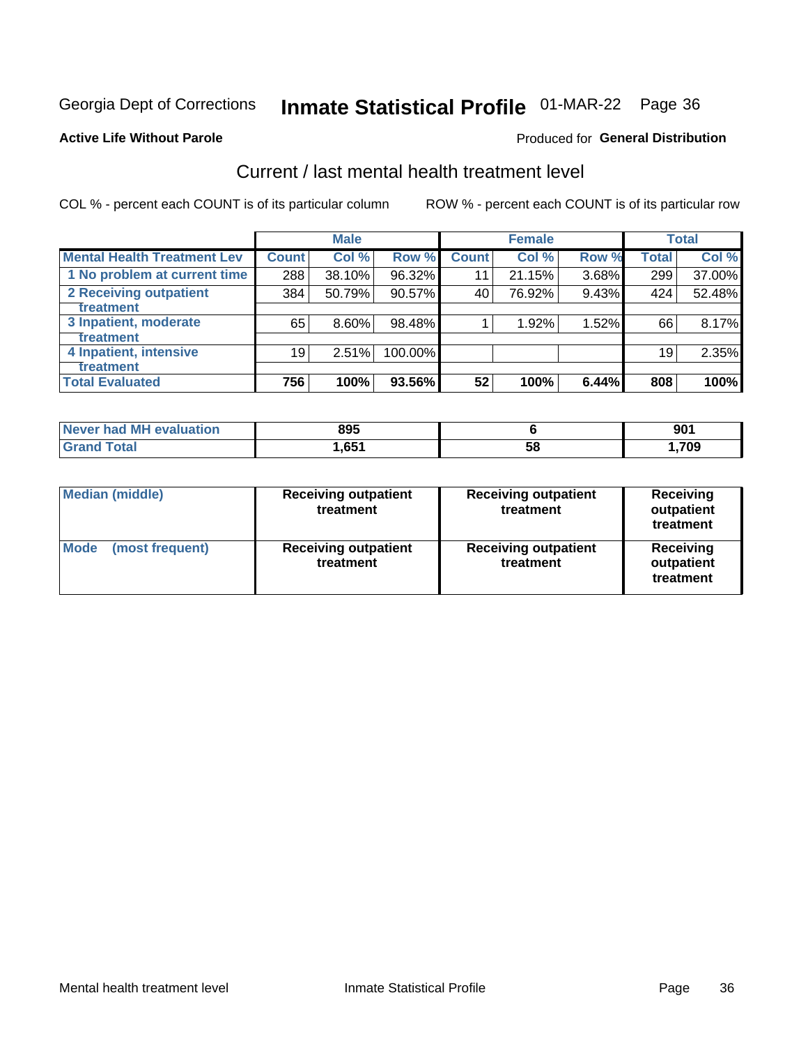Georgia Dept of Corrections **Inmate Statistical Profile** 01-MAR-22 Page 36

**Active Life Without Parole**

Produced for **General Distribution**

## Current / last mental health treatment level

COL % - percent each COUNT is of its particular column

ROW % - percent each COUNT is of its particular row

| | Male | | | Female | | | Total | |
|---|---|---|---|---|---|---|---|---|
| **Mental Health Treatment Lev** | **Count** | **Col %** | **Row %** | **Count** | **Col %** | **Row %** | **Total** | **Col %** |
| 1 No problem at current time | 288 | 38.10% | 96.32% | 11 | 21.15% | 3.68% | 299 | 37.00% |
| 2 Receiving outpatient treatment | 384 | 50.79% | 90.57% | 40 | 76.92% | 9.43% | 424 | 52.48% |
| 3 Inpatient, moderate treatment | 65 | 8.60% | 98.48% | 1 | 1.92% | 1.52% | 66 | 8.17% |
| 4 Inpatient, intensive treatment | 19 | 2.51% | 100.00% | | | | 19 | 2.35% |
| **Total Evaluated** | **756** | **100%** | **93.56%** | **52** | **100%** | **6.44%** | **808** | **100%** |

| | Male | Female | Total |
|---|---|---|---|
| **Never had MH evaluation** | **895** | **6** | **901** |
| **Grand Total** | **1,651** | **58** | **1,709** |

| | Male | Female | Total |
|---|---|---|---|
| **Median (middle)** | **Receiving outpatient treatment** | **Receiving outpatient treatment** | **Receiving outpatient treatment** |
| **Mode (most frequent)** | **Receiving outpatient treatment** | **Receiving outpatient treatment** | **Receiving outpatient treatment** |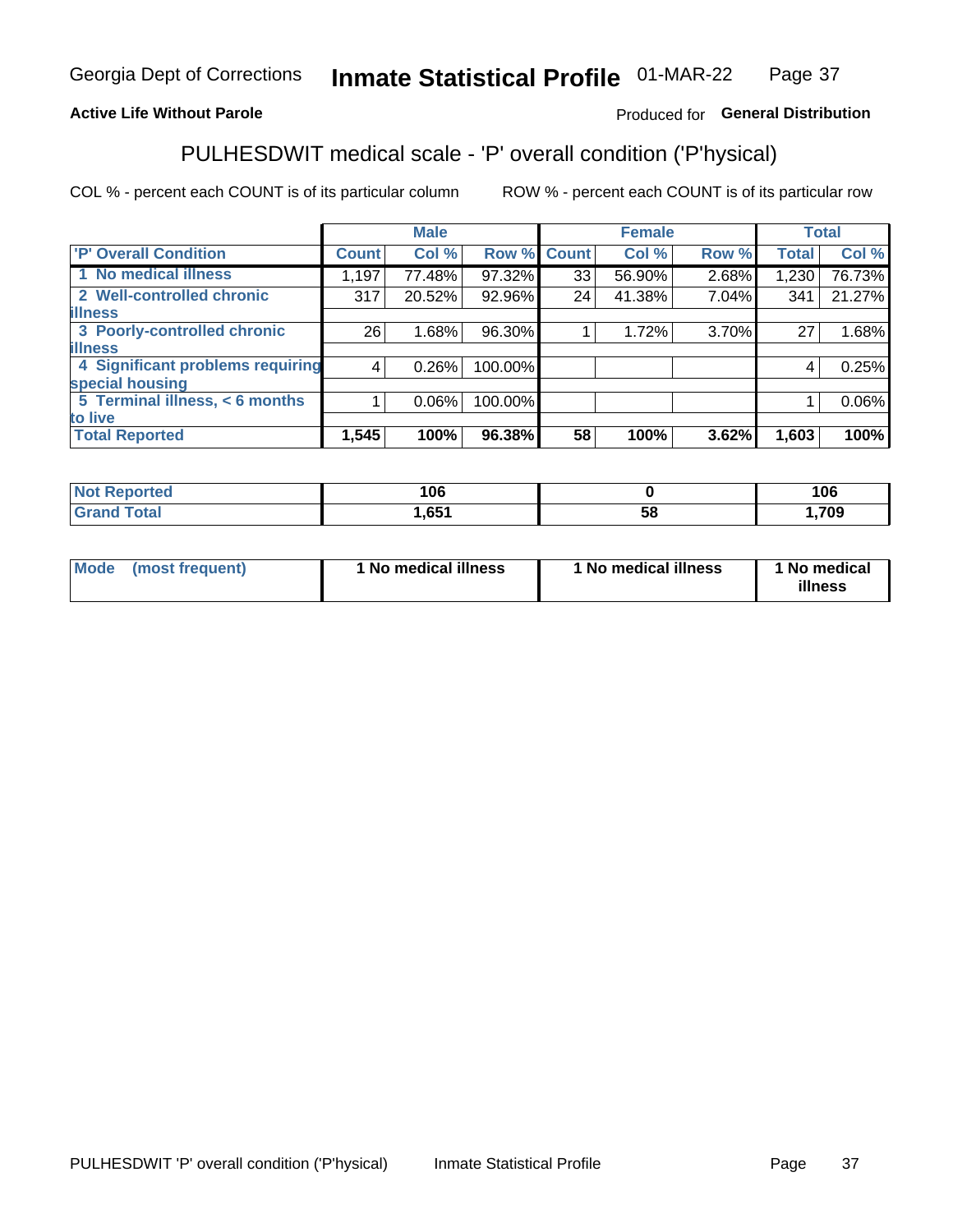Georgia Dept of Corrections **Inmate Statistical Profile** 01-MAR-22

**Active Life Without Parole**

Produced for **General Distribution**

## PULHESDWIT medical scale - 'P' overall condition ('P'hysical)

COL % - percent each COUNT is of its particular column

ROW % - percent each COUNT is of its particular row

| | Male | | | Female | | | Total | |
|---|---|---|---|---|---|---|---|---|
| 'P' Overall Condition | Count | Col % | Row % | Count | Col % | Row % | Total | Col % |
| 1 No medical illness | 1,197 | 77.48% | 97.32% | 33 | 56.90% | 2.68% | 1,230 | 76.73% |
| 2 Well-controlled chronic illness | 317 | 20.52% | 92.96% | 24 | 41.38% | 7.04% | 341 | 21.27% |
| 3 Poorly-controlled chronic illness | 26 | 1.68% | 96.30% | 1 | 1.72% | 3.70% | 27 | 1.68% |
| 4 Significant problems requiring special housing | 4 | 0.26% | 100.00% | | | | 4 | 0.25% |
| 5 Terminal illness, < 6 months to live | 1 | 0.06% | 100.00% | | | | 1 | 0.06% |
| **Total Reported** | **1,545** | **100%** | **96.38%** | **58** | **100%** | **3.62%** | **1,603** | **100%** |

| | Male | Female | Total |
|---|---|---|---|
| Not Reported | 106 | 0 | 106 |
| Grand Total | 1,651 | 58 | 1,709 |

| | Male | Female | Total |
|---|---|---|---|
| Mode (most frequent) | 1 No medical illness | 1 No medical illness | 1 No medical illness |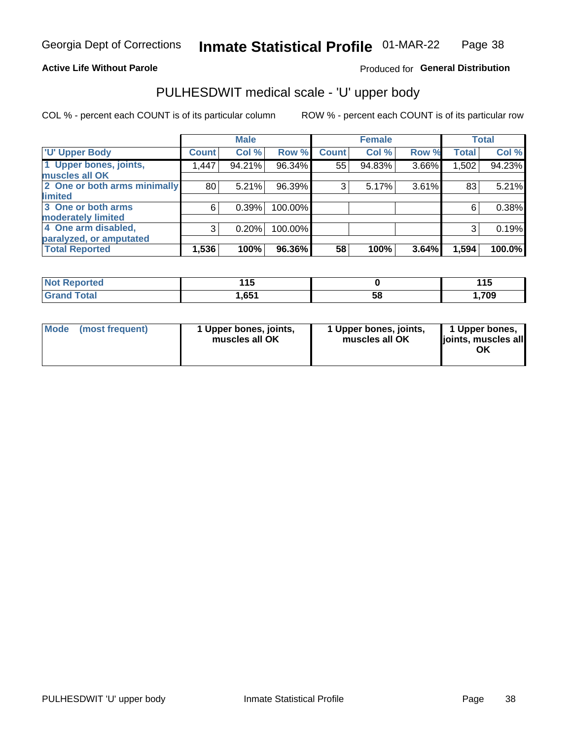Georgia Dept of Corrections **Inmate Statistical Profile** 01-MAR-22

**Active Life Without Parole**

Produced for **General Distribution**

## PULHESDWIT medical scale - 'U' upper body

COL % - percent each COUNT is of its particular column

ROW % - percent each COUNT is of its particular row

| | Male | | | Female | | | Total | |
|---|---|---|---|---|---|---|---|---|
| 'U' Upper Body | Count | Col % | Row % | Count | Col % | Row % | Total | Col % |
| 1 Upper bones, joints, muscles all OK | 1,447 | 94.21% | 96.34% | 55 | 94.83% | 3.66% | 1,502 | 94.23% |
| 2 One or both arms minimally limited | 80 | 5.21% | 96.39% | 3 | 5.17% | 3.61% | 83 | 5.21% |
| 3 One or both arms moderately limited | 6 | 0.39% | 100.00% | | | | 6 | 0.38% |
| 4 One arm disabled, paralyzed, or amputated | 3 | 0.20% | 100.00% | | | | 3 | 0.19% |
| **Total Reported** | **1,536** | **100%** | **96.36%** | **58** | **100%** | **3.64%** | **1,594** | **100.0%** |

| | Male | Female | Total |
|---|---|---|---|
| Not Reported | 115 | 0 | 115 |
| Grand Total | 1,651 | 58 | 1,709 |

| | Male | Female | Total |
|---|---|---|---|
| Mode (most frequent) | 1 Upper bones, joints, muscles all OK | 1 Upper bones, joints, muscles all OK | 1 Upper bones, joints, muscles all OK |

PULHESDWIT 'U' upper body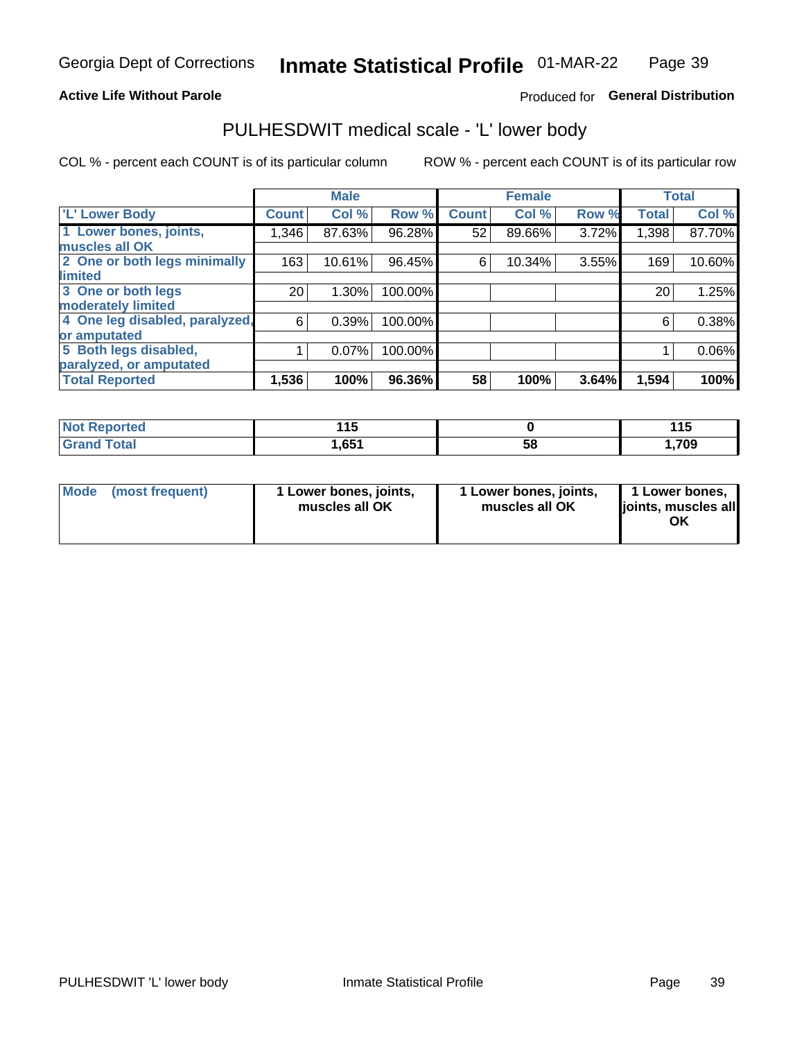Georgia Dept of Corrections **Inmate Statistical Profile** 01-MAR-22

**Active Life Without Parole**

Produced for **General Distribution**

## PULHESDWIT medical scale - 'L' lower body

COL % - percent each COUNT is of its particular column

ROW % - percent each COUNT is of its particular row

| | Male | | | Female | | | Total | |
|---|---|---|---|---|---|---|---|---|
| **'L' Lower Body** | **Count** | **Col %** | **Row %** | **Count** | **Col %** | **Row %** | **Total** | **Col %** |
| 1 Lower bones, joints, muscles all OK | 1,346 | 87.63% | 96.28% | 52 | 89.66% | 3.72% | 1,398 | 87.70% |
| 2 One or both legs minimally limited | 163 | 10.61% | 96.45% | 6 | 10.34% | 3.55% | 169 | 10.60% |
| 3 One or both legs moderately limited | 20 | 1.30% | 100.00% | | | | 20 | 1.25% |
| 4 One leg disabled, paralyzed, or amputated | 6 | 0.39% | 100.00% | | | | 6 | 0.38% |
| 5 Both legs disabled, paralyzed, or amputated | 1 | 0.07% | 100.00% | | | | 1 | 0.06% |
| **Total Reported** | **1,536** | **100%** | **96.36%** | **58** | **100%** | **3.64%** | **1,594** | **100%** |

| | Male | Female | Total |
|---|---|---|---|
| **Not Reported** | **115** | **0** | **115** |
| **Grand Total** | **1,651** | **58** | **1,709** |

| | Male | Female | Total |
|---|---|---|---|
| **Mode (most frequent)** | **1 Lower bones, joints, muscles all OK** | **1 Lower bones, joints, muscles all OK** | **1 Lower bones, joints, muscles all OK** |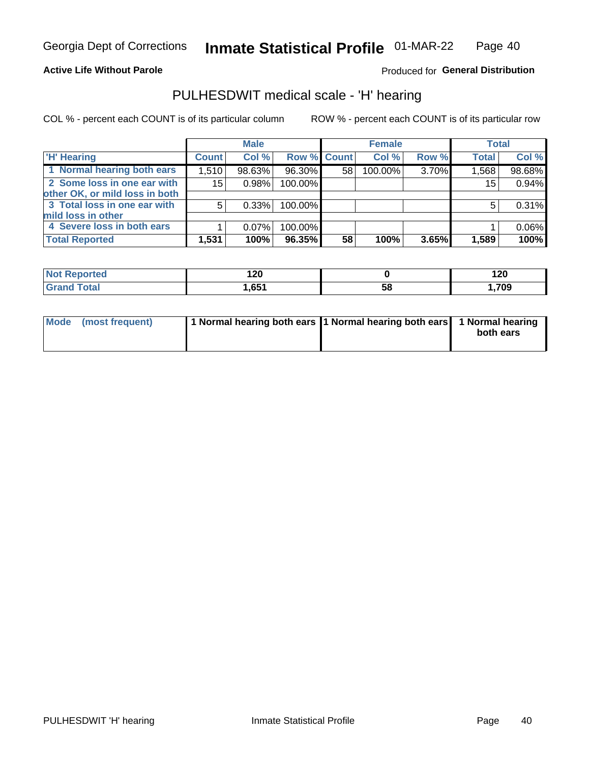Georgia Dept of Corrections **Inmate Statistical Profile** 01-MAR-22

**Active Life Without Parole**

Produced for **General Distribution**

## PULHESDWIT medical scale - 'H' hearing

COL % - percent each COUNT is of its particular column

ROW % - percent each COUNT is of its particular row

| | Male | | | Female | | | Total | |
|---|---|---|---|---|---|---|---|---|
| 'H' Hearing | Count | Col % | Row % | Count | Col % | Row % | Total | Col % |
| 1 Normal hearing both ears | 1,510 | 98.63% | 96.30% | 58 | 100.00% | 3.70% | 1,568 | 98.68% |
| 2 Some loss in one ear with other OK, or mild loss in both | 15 | 0.98% | 100.00% | | | | 15 | 0.94% |
| 3 Total loss in one ear with mild loss in other | 5 | 0.33% | 100.00% | | | | 5 | 0.31% |
| 4 Severe loss in both ears | 1 | 0.07% | 100.00% | | | | 1 | 0.06% |
| **Total Reported** | **1,531** | **100%** | **96.35%** | **58** | **100%** | **3.65%** | **1,589** | **100%** |

| | Male | Female | Total |
|---|---|---|---|
| Not Reported | 120 | 0 | 120 |
| Grand Total | 1,651 | 58 | 1,709 |

| | Male | Female | Total |
|---|---|---|---|
| Mode (most frequent) | 1 Normal hearing both ears | 1 Normal hearing both ears | 1 Normal hearing both ears |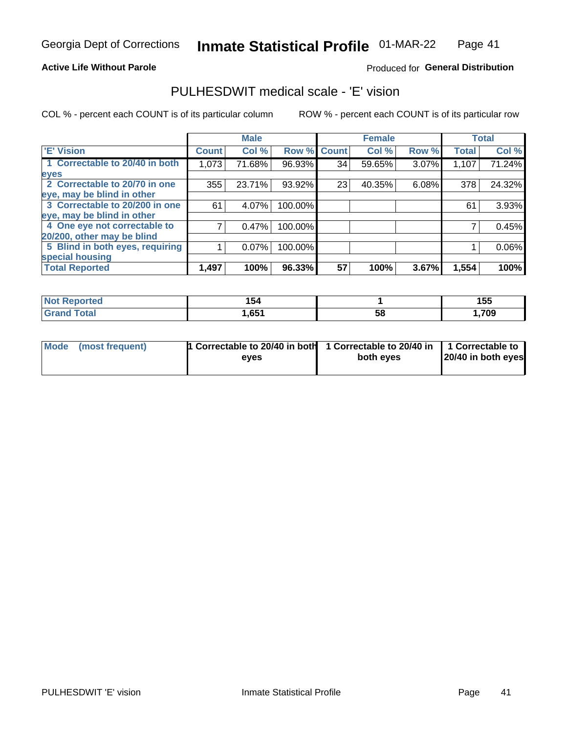Georgia Dept of Corrections **Inmate Statistical Profile** 01-MAR-22

**Active Life Without Parole**

Produced for **General Distribution**

## PULHESDWIT medical scale - 'E' vision

COL % - percent each COUNT is of its particular column

ROW % - percent each COUNT is of its particular row

| | Male | | | Female | | | Total | |
|---|---|---|---|---|---|---|---|---|
| 'E' Vision | Count | Col % | Row % | Count | Col % | Row % | Total | Col % |
| 1 Correctable to 20/40 in both eyes | 1,073 | 71.68% | 96.93% | 34 | 59.65% | 3.07% | 1,107 | 71.24% |
| 2 Correctable to 20/70 in one eye, may be blind in other | 355 | 23.71% | 93.92% | 23 | 40.35% | 6.08% | 378 | 24.32% |
| 3 Correctable to 20/200 in one eye, may be blind in other | 61 | 4.07% | 100.00% | | | | 61 | 3.93% |
| 4 One eye not correctable to 20/200, other may be blind | 7 | 0.47% | 100.00% | | | | 7 | 0.45% |
| 5 Blind in both eyes, requiring special housing | 1 | 0.07% | 100.00% | | | | 1 | 0.06% |
| **Total Reported** | **1,497** | **100%** | **96.33%** | **57** | **100%** | **3.67%** | **1,554** | **100%** |

| | Male | Female | Total |
|---|---|---|---|
| **Not Reported** | **154** | **1** | **155** |
| **Grand Total** | **1,651** | **58** | **1,709** |

| | Male | Female | Total |
|---|---|---|---|
| **Mode (most frequent)** | **1 Correctable to 20/40 in both eyes** | **1 Correctable to 20/40 in both eyes** | **1 Correctable to 20/40 in both eyes** |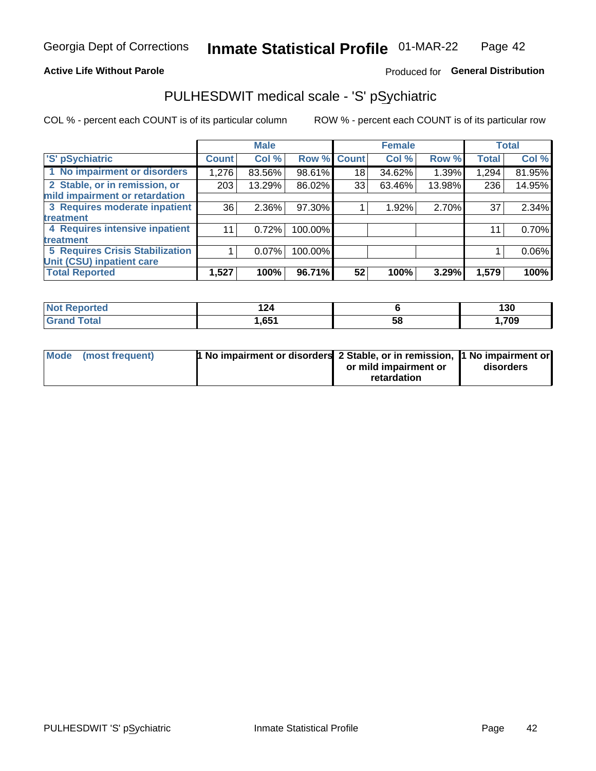Georgia Dept of Corrections **Inmate Statistical Profile** 01-MAR-22

**Active Life Without Parole**

Produced for **General Distribution**

## PULHESDWIT medical scale - 'S' pSychiatric

COL % - percent each COUNT is of its particular column ROW % - percent each COUNT is of its particular row

| | Male | | | Female | | | Total | |
|---|---|---|---|---|---|---|---|---|
| 'S' pSychiatric | Count | Col % | Row % | Count | Col % | Row % | Total | Col % |
| 1 No impairment or disorders | 1,276 | 83.56% | 98.61% | 18 | 34.62% | 1.39% | 1,294 | 81.95% |
| 2 Stable, or in remission, or mild impairment or retardation | 203 | 13.29% | 86.02% | 33 | 63.46% | 13.98% | 236 | 14.95% |
| 3 Requires moderate inpatient treatment | 36 | 2.36% | 97.30% | 1 | 1.92% | 2.70% | 37 | 2.34% |
| 4 Requires intensive inpatient treatment | 11 | 0.72% | 100.00% | | | | 11 | 0.70% |
| 5 Requires Crisis Stabilization Unit (CSU) inpatient care | 1 | 0.07% | 100.00% | | | | 1 | 0.06% |
| **Total Reported** | **1,527** | **100%** | **96.71%** | **52** | **100%** | **3.29%** | **1,579** | **100%** |

| | Male | Female | Total |
|---|---|---|---|
| Not Reported | 124 | 6 | 130 |
| Grand Total | 1,651 | 58 | 1,709 |

| | Male | Female | Total |
|---|---|---|---|
| Mode (most frequent) | 1 No impairment or disorders | 2 Stable, or in remission, or mild impairment or retardation | 1 No impairment or disorders |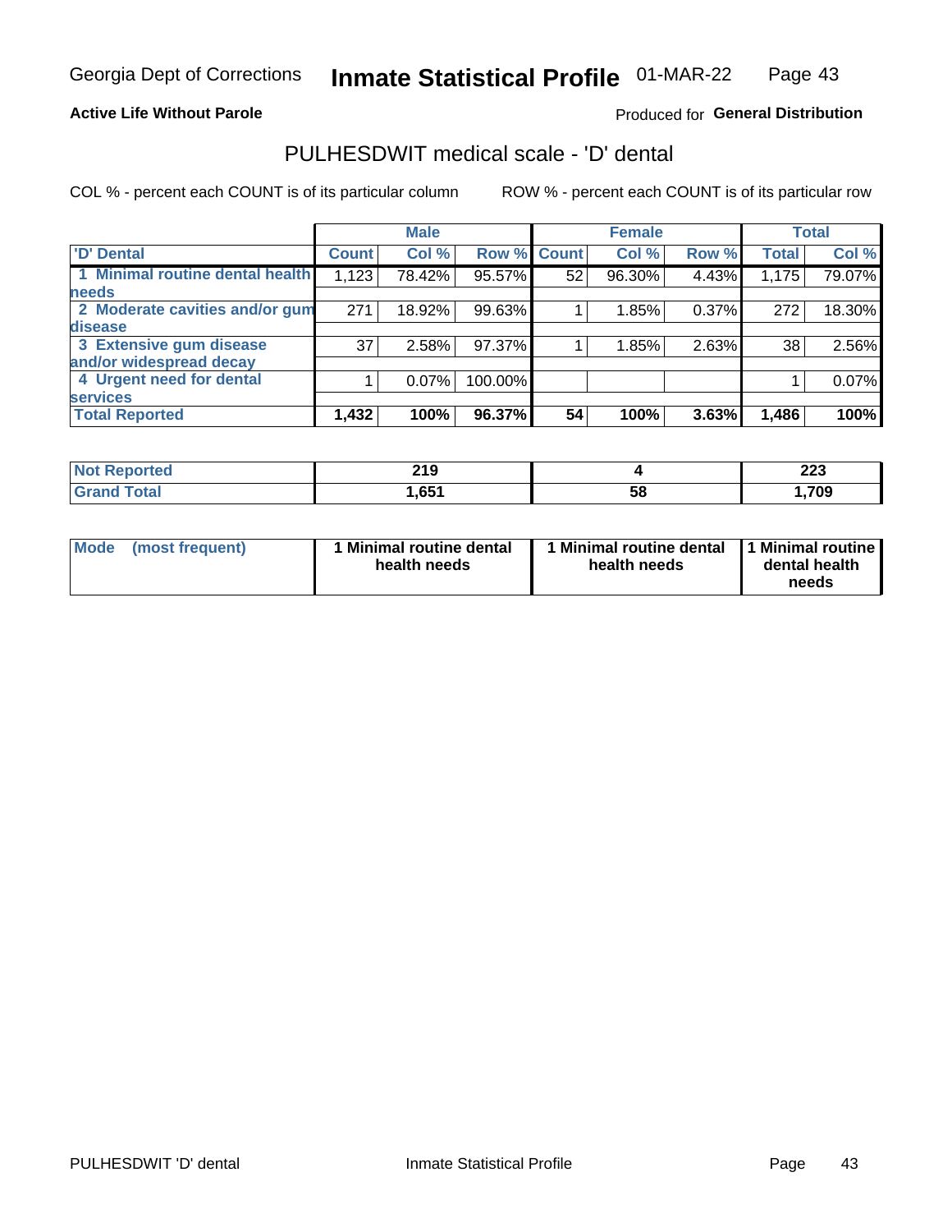Georgia Dept of Corrections **Inmate Statistical Profile** 01-MAR-22

**Active Life Without Parole**

Produced for **General Distribution**

## PULHESDWIT medical scale - 'D' dental

COL % - percent each COUNT is of its particular column

ROW % - percent each COUNT is of its particular row

| | Male | | | Female | | | Total | |
|---|---|---|---|---|---|---|---|---|
| 'D' Dental | Count | Col % | Row % | Count | Col % | Row % | Total | Col % |
| 1 Minimal routine dental health needs | 1,123 | 78.42% | 95.57% | 52 | 96.30% | 4.43% | 1,175 | 79.07% |
| 2 Moderate cavities and/or gum disease | 271 | 18.92% | 99.63% | 1 | 1.85% | 0.37% | 272 | 18.30% |
| 3 Extensive gum disease and/or widespread decay | 37 | 2.58% | 97.37% | 1 | 1.85% | 2.63% | 38 | 2.56% |
| 4 Urgent need for dental services | 1 | 0.07% | 100.00% | | | | 1 | 0.07% |
| **Total Reported** | **1,432** | **100%** | **96.37%** | **54** | **100%** | **3.63%** | **1,486** | **100%** |

| | Male | Female | Total |
|---|---|---|---|
| Not Reported | 219 | 4 | 223 |
| Grand Total | 1,651 | 58 | 1,709 |

| | Male | Female | Total |
|---|---|---|---|
| Mode (most frequent) | 1 Minimal routine dental health needs | 1 Minimal routine dental health needs | 1 Minimal routine dental health needs |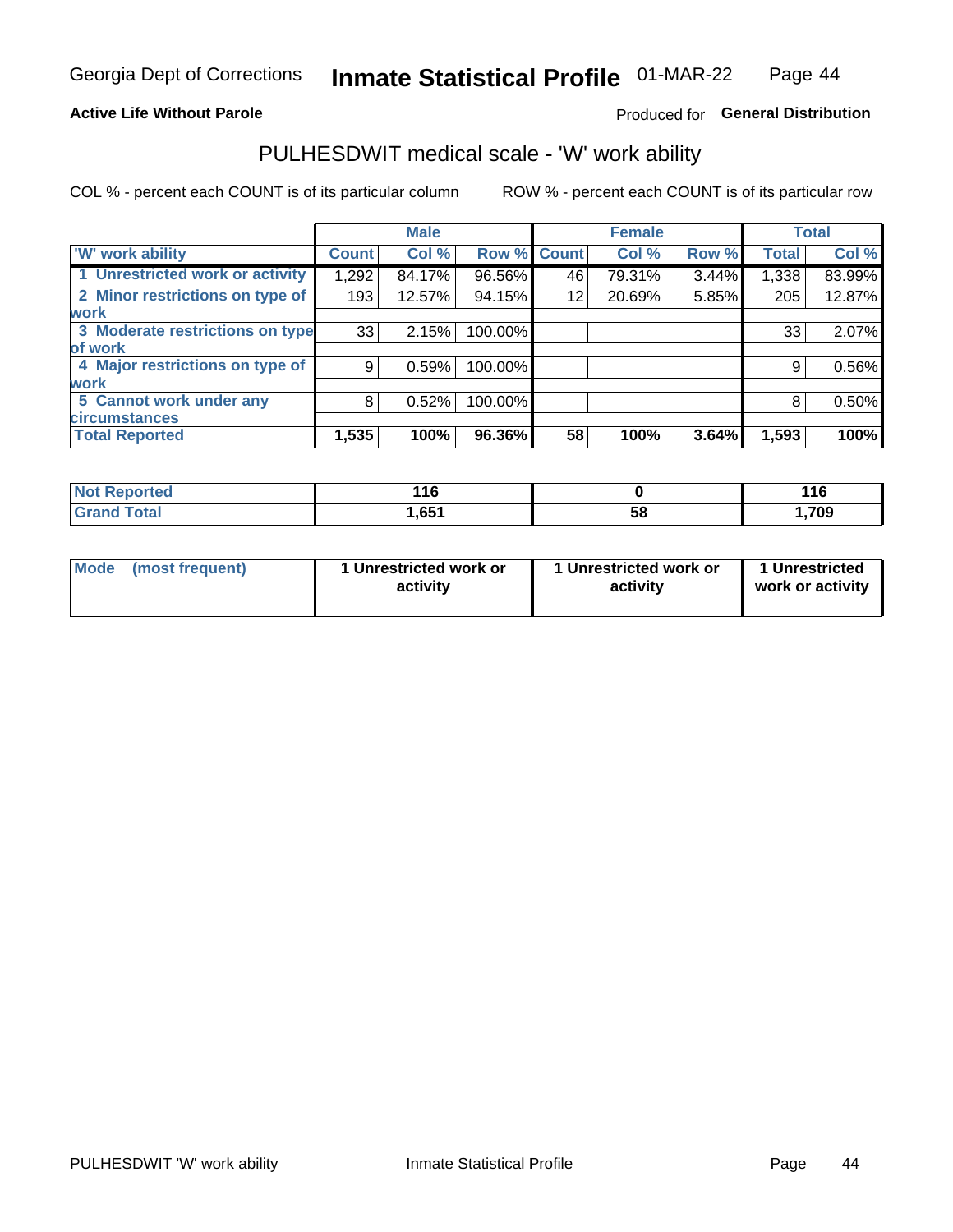Georgia Dept of Corrections **Inmate Statistical Profile** 01-MAR-22

**Active Life Without Parole**

Produced for **General Distribution**

## PULHESDWIT medical scale - 'W' work ability

COL % - percent each COUNT is of its particular column

ROW % - percent each COUNT is of its particular row

| | Male | | | Female | | | Total | |
|---|---|---|---|---|---|---|---|---|
| 'W' work ability | Count | Col % | Row % | Count | Col % | Row % | Total | Col % |
| 1 Unrestricted work or activity | 1,292 | 84.17% | 96.56% | 46 | 79.31% | 3.44% | 1,338 | 83.99% |
| 2 Minor restrictions on type of work | 193 | 12.57% | 94.15% | 12 | 20.69% | 5.85% | 205 | 12.87% |
| 3 Moderate restrictions on type of work | 33 | 2.15% | 100.00% | | | | 33 | 2.07% |
| 4 Major restrictions on type of work | 9 | 0.59% | 100.00% | | | | 9 | 0.56% |
| 5 Cannot work under any circumstances | 8 | 0.52% | 100.00% | | | | 8 | 0.50% |
| **Total Reported** | **1,535** | **100%** | **96.36%** | **58** | **100%** | **3.64%** | **1,593** | **100%** |

| | Male | Female | Total |
|---|---|---|---|
| Not Reported | 116 | 0 | 116 |
| Grand Total | 1,651 | 58 | 1,709 |

| | Male | Female | Total |
|---|---|---|---|
| Mode (most frequent) | 1 Unrestricted work or activity | 1 Unrestricted work or activity | 1 Unrestricted work or activity |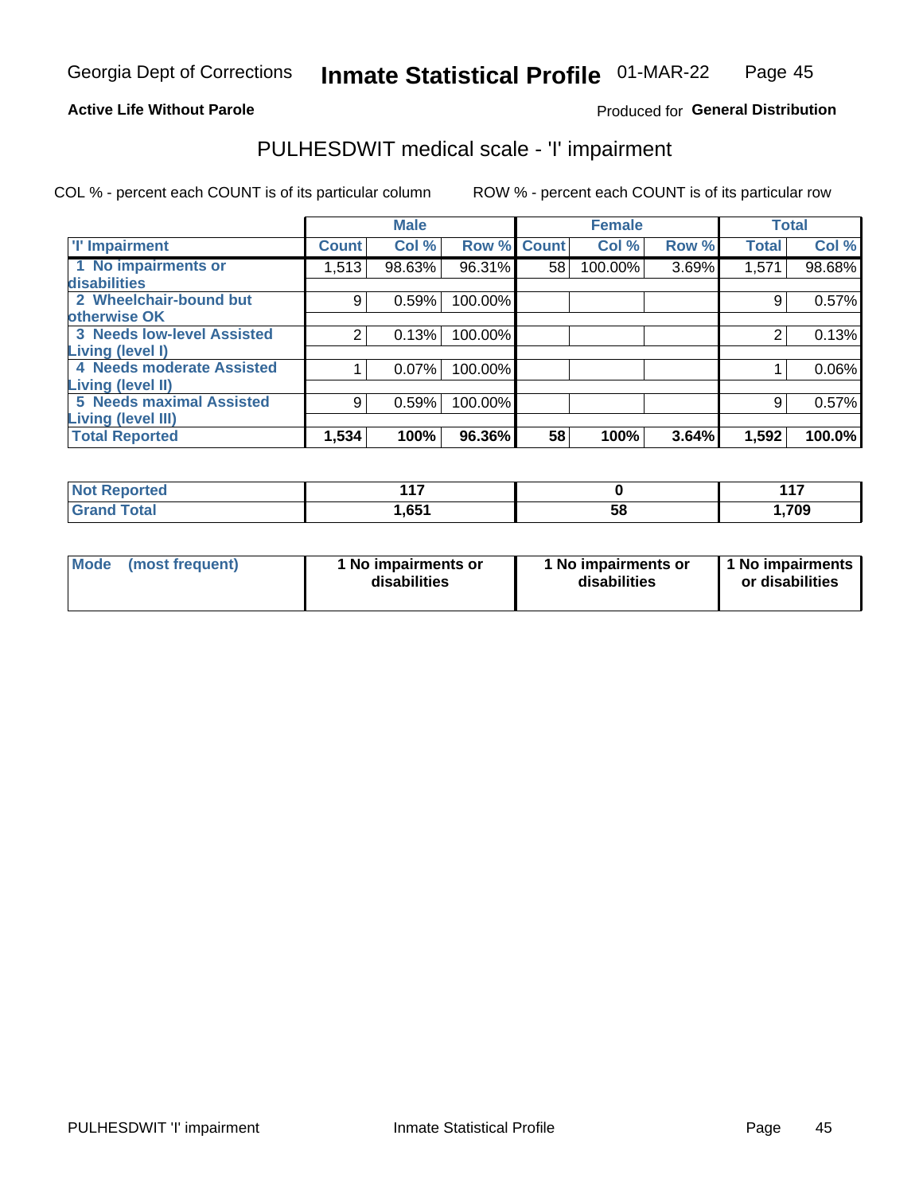Georgia Dept of Corrections **Inmate Statistical Profile** 01-MAR-22

**Active Life Without Parole**

Produced for **General Distribution**

## PULHESDWIT medical scale - 'I' impairment

COL % - percent each COUNT is of its particular column ROW % - percent each COUNT is of its particular row

| | Male | | | Female | | | Total | |
|---|---|---|---|---|---|---|---|---|
| 'I' Impairment | Count | Col % | Row % | Count | Col % | Row % | Total | Col % |
| 1 No impairments or disabilities | 1,513 | 98.63% | 96.31% | 58 | 100.00% | 3.69% | 1,571 | 98.68% |
| 2 Wheelchair-bound but otherwise OK | 9 | 0.59% | 100.00% | | | | 9 | 0.57% |
| 3 Needs low-level Assisted Living (level I) | 2 | 0.13% | 100.00% | | | | 2 | 0.13% |
| 4 Needs moderate Assisted Living (level II) | 1 | 0.07% | 100.00% | | | | 1 | 0.06% |
| 5 Needs maximal Assisted Living (level III) | 9 | 0.59% | 100.00% | | | | 9 | 0.57% |
| **Total Reported** | **1,534** | **100%** | **96.36%** | **58** | **100%** | **3.64%** | **1,592** | **100.0%** |

| | Male | Female | Total |
|---|---|---|---|
| Not Reported | 117 | 0 | 117 |
| Grand Total | 1,651 | 58 | 1,709 |

| | Male | Female | Total |
|---|---|---|---|
| Mode (most frequent) | 1 No impairments or disabilities | 1 No impairments or disabilities | 1 No impairments or disabilities |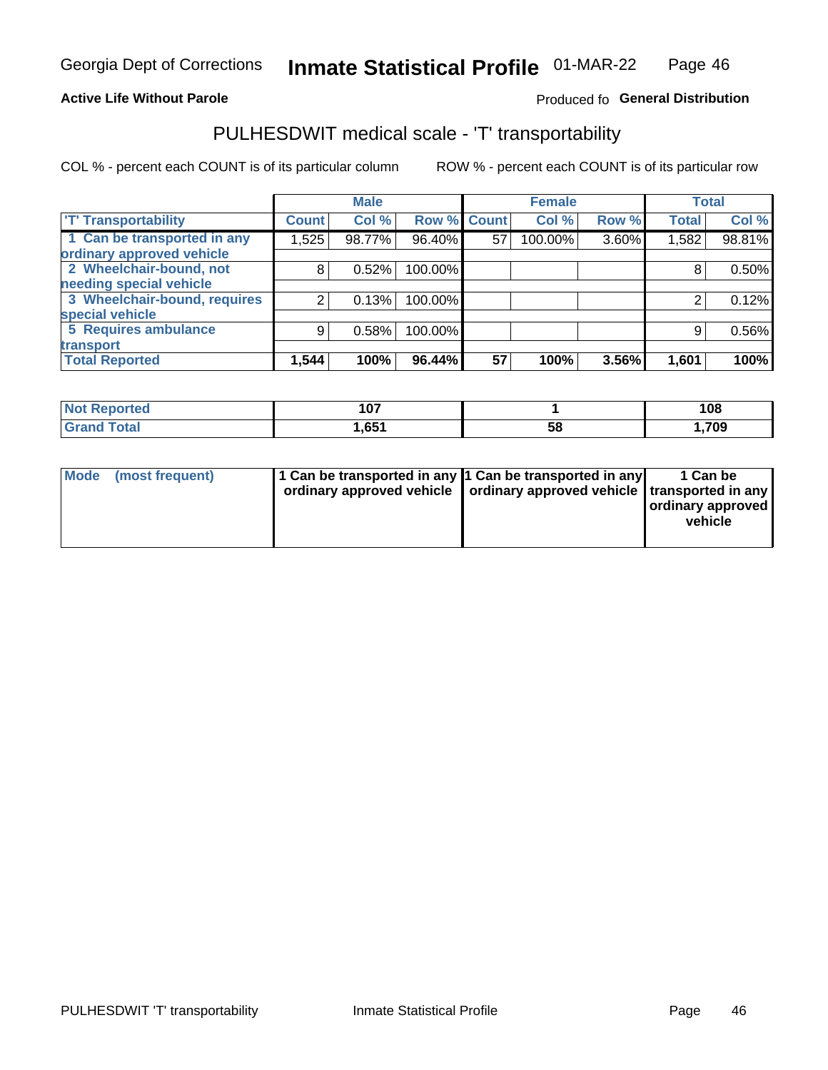Georgia Dept of Corrections **Inmate Statistical Profile** 01-MAR-22

**Active Life Without Parole**

Produced fo **General Distribution**

## PULHESDWIT medical scale - 'T' transportability

COL % - percent each COUNT is of its particular column ROW % - percent each COUNT is of its particular row

| | Male | | | Female | | | Total | |
|---|---|---|---|---|---|---|---|---|
| 'T' Transportability | Count | Col % | Row % | Count | Col % | Row % | Total | Col % |
| 1 Can be transported in any ordinary approved vehicle | 1,525 | 98.77% | 96.40% | 57 | 100.00% | 3.60% | 1,582 | 98.81% |
| 2 Wheelchair-bound, not needing special vehicle | 8 | 0.52% | 100.00% | | | | 8 | 0.50% |
| 3 Wheelchair-bound, requires special vehicle | 2 | 0.13% | 100.00% | | | | 2 | 0.12% |
| 5 Requires ambulance transport | 9 | 0.58% | 100.00% | | | | 9 | 0.56% |
| **Total Reported** | **1,544** | **100%** | **96.44%** | **57** | **100%** | **3.56%** | **1,601** | **100%** |

| | Male | Female | Total |
|---|---|---|---|
| **Not Reported** | **107** | **1** | **108** |
| **Grand Total** | **1,651** | **58** | **1,709** |

| | Male | Female | Total |
|---|---|---|---|
| **Mode (most frequent)** | **1 Can be transported in any ordinary approved vehicle** | **1 Can be transported in any ordinary approved vehicle** | **1 Can be transported in any ordinary approved vehicle** |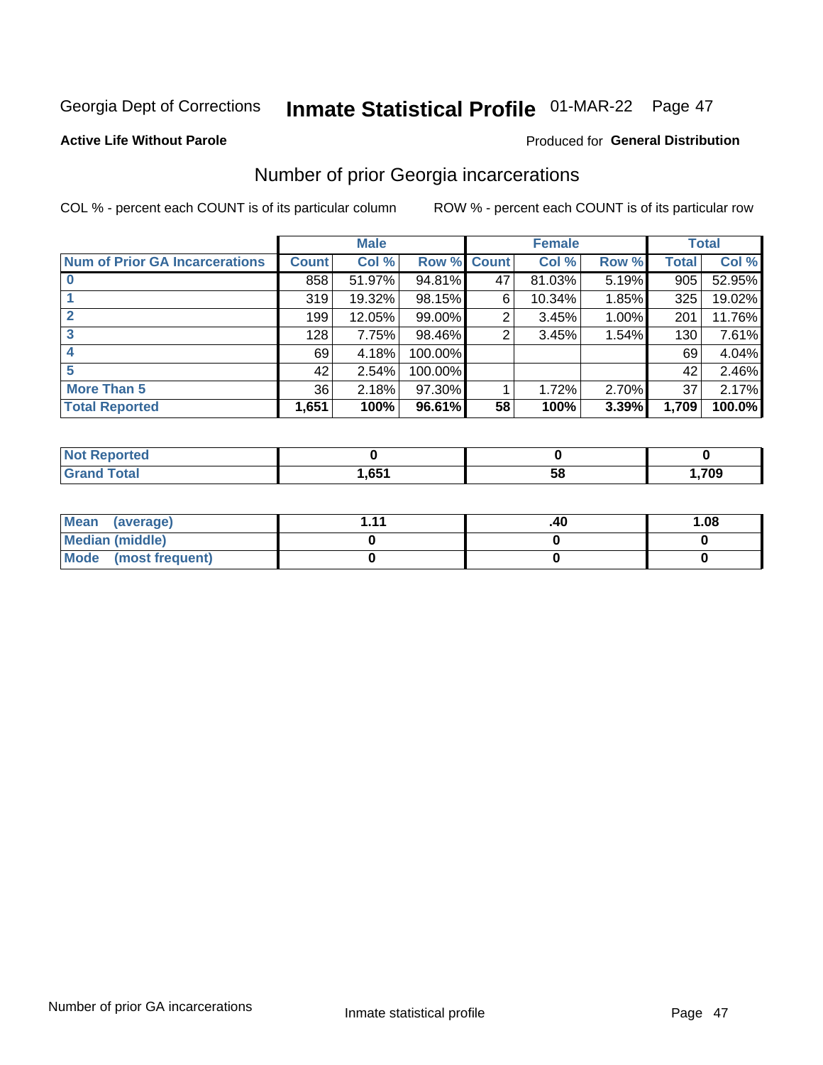Georgia Dept of Corrections **Inmate Statistical Profile** 01-MAR-22 Page 47

**Active Life Without Parole**

Produced for **General Distribution**

## Number of prior Georgia incarcerations

COL % - percent each COUNT is of its particular column

ROW % - percent each COUNT is of its particular row

| | Male | | | Female | | | Total | |
|---|---|---|---|---|---|---|---|---|
| **Num of Prior GA Incarcerations** | **Count** | **Col %** | **Row %** | **Count** | **Col %** | **Row %** | **Total** | **Col %** |
| **0** | 858 | 51.97% | 94.81% | 47 | 81.03% | 5.19% | 905 | 52.95% |
| **1** | 319 | 19.32% | 98.15% | 6 | 10.34% | 1.85% | 325 | 19.02% |
| **2** | 199 | 12.05% | 99.00% | 2 | 3.45% | 1.00% | 201 | 11.76% |
| **3** | 128 | 7.75% | 98.46% | 2 | 3.45% | 1.54% | 130 | 7.61% |
| **4** | 69 | 4.18% | 100.00% | | | | 69 | 4.04% |
| **5** | 42 | 2.54% | 100.00% | | | | 42 | 2.46% |
| **More Than 5** | 36 | 2.18% | 97.30% | 1 | 1.72% | 2.70% | 37 | 2.17% |
| **Total Reported** | **1,651** | **100%** | **96.61%** | **58** | **100%** | **3.39%** | **1,709** | **100.0%** |

| | Male | Female | Total |
|---|---|---|---|
| **Not Reported** | **0** | **0** | **0** |
| **Grand Total** | **1,651** | **58** | **1,709** |

| | Male | Female | Total |
|---|---|---|---|
| **Mean (average)** | **1.11** | **.40** | **1.08** |
| **Median (middle)** | **0** | **0** | **0** |
| **Mode (most frequent)** | **0** | **0** | **0** |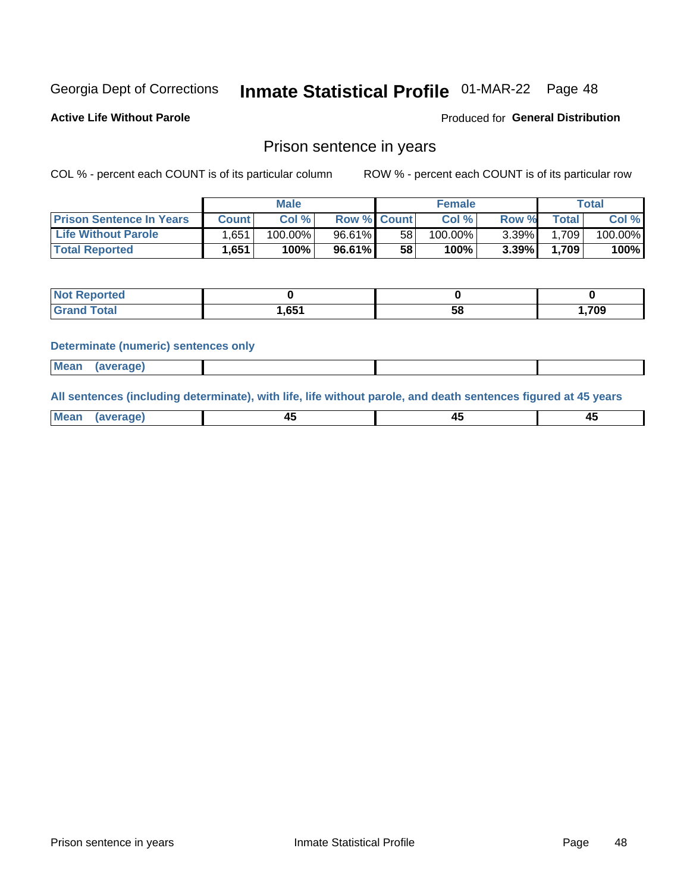Georgia Dept of Corrections **Inmate Statistical Profile** 01-MAR-22

**Active Life Without Parole**

Produced for **General Distribution**

## Prison sentence in years

COL % - percent each COUNT is of its particular column

ROW % - percent each COUNT is of its particular row

| | Male | | | Female | | | Total | |
|---|---|---|---|---|---|---|---|---|
| **Prison Sentence In Years** | **Count** | **Col %** | **Row %** | **Count** | **Col %** | **Row %** | **Total** | **Col %** |
| **Life Without Parole** | 1,651 | 100.00% | 96.61% | 58 | 100.00% | 3.39% | 1,709 | 100.00% |
| **Total Reported** | **1,651** | **100%** | **96.61%** | **58** | **100%** | **3.39%** | **1,709** | **100%** |

| | Male | Female | Total |
|---|---|---|---|
| **Not Reported** | **0** | **0** | **0** |
| **Grand Total** | **1,651** | **58** | **1,709** |

**Determinate (numeric) sentences only**

| | Male | Female | Total |
|---|---|---|---|
| **Mean (average)** | | | |

**All sentences (including determinate), with life, life without parole, and death sentences figured at 45 years**

| | Male | Female | Total |
|---|---|---|---|
| **Mean (average)** | **45** | **45** | **45** |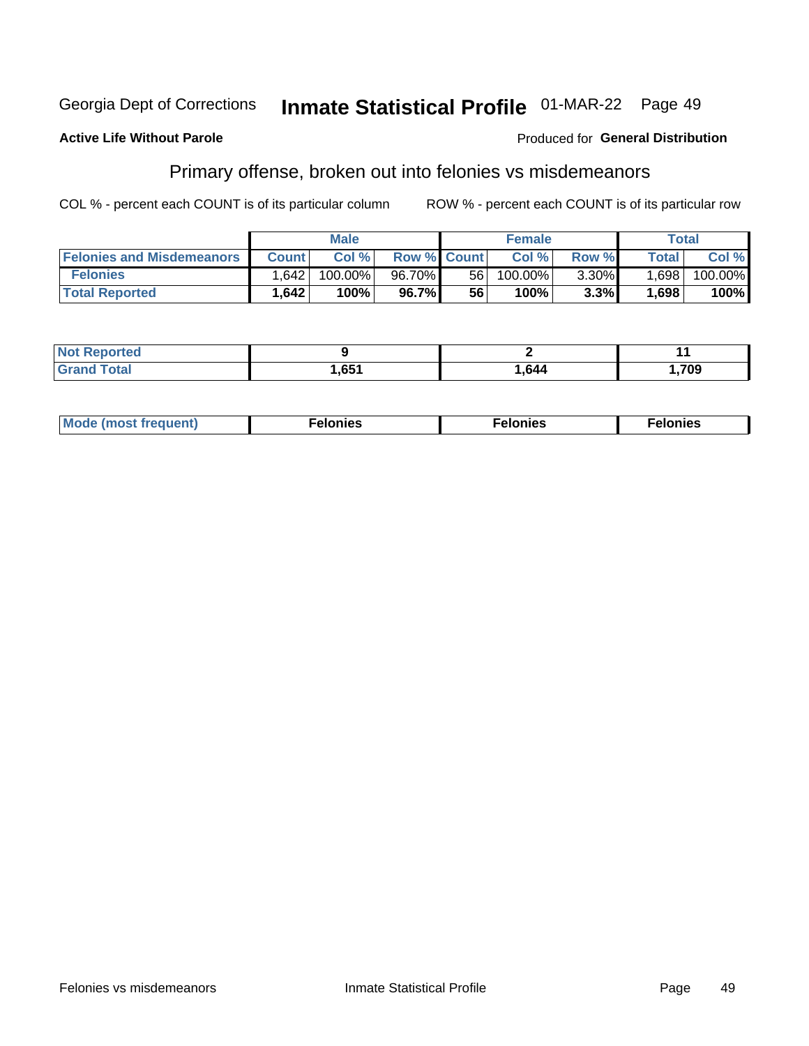Georgia Dept of Corrections **Inmate Statistical Profile** 01-MAR-22 Page 49

**Active Life Without Parole**

Produced for **General Distribution**

## Primary offense, broken out into felonies vs misdemeanors

COL % - percent each COUNT is of its particular column

ROW % - percent each COUNT is of its particular row

| | Male | | | Female | | | Total | |
|---|---|---|---|---|---|---|---|---|
| **Felonies and Misdemeanors** | **Count** | **Col %** | **Row %** | **Count** | **Col %** | **Row %** | **Total** | **Col %** |
| **Felonies** | 1,642 | 100.00% | 96.70% | 56 | 100.00% | 3.30% | 1,698 | 100.00% |
| **Total Reported** | **1,642** | **100%** | **96.7%** | **56** | **100%** | **3.3%** | **1,698** | **100%** |

| | Male | Female | Total |
|---|---|---|---|
| **Not Reported** | **9** | **2** | **11** |
| **Grand Total** | **1,651** | **1,644** | **1,709** |

| | Male | Female | Total |
|---|---|---|---|
| **Mode (most frequent)** | **Felonies** | **Felonies** | **Felonies** |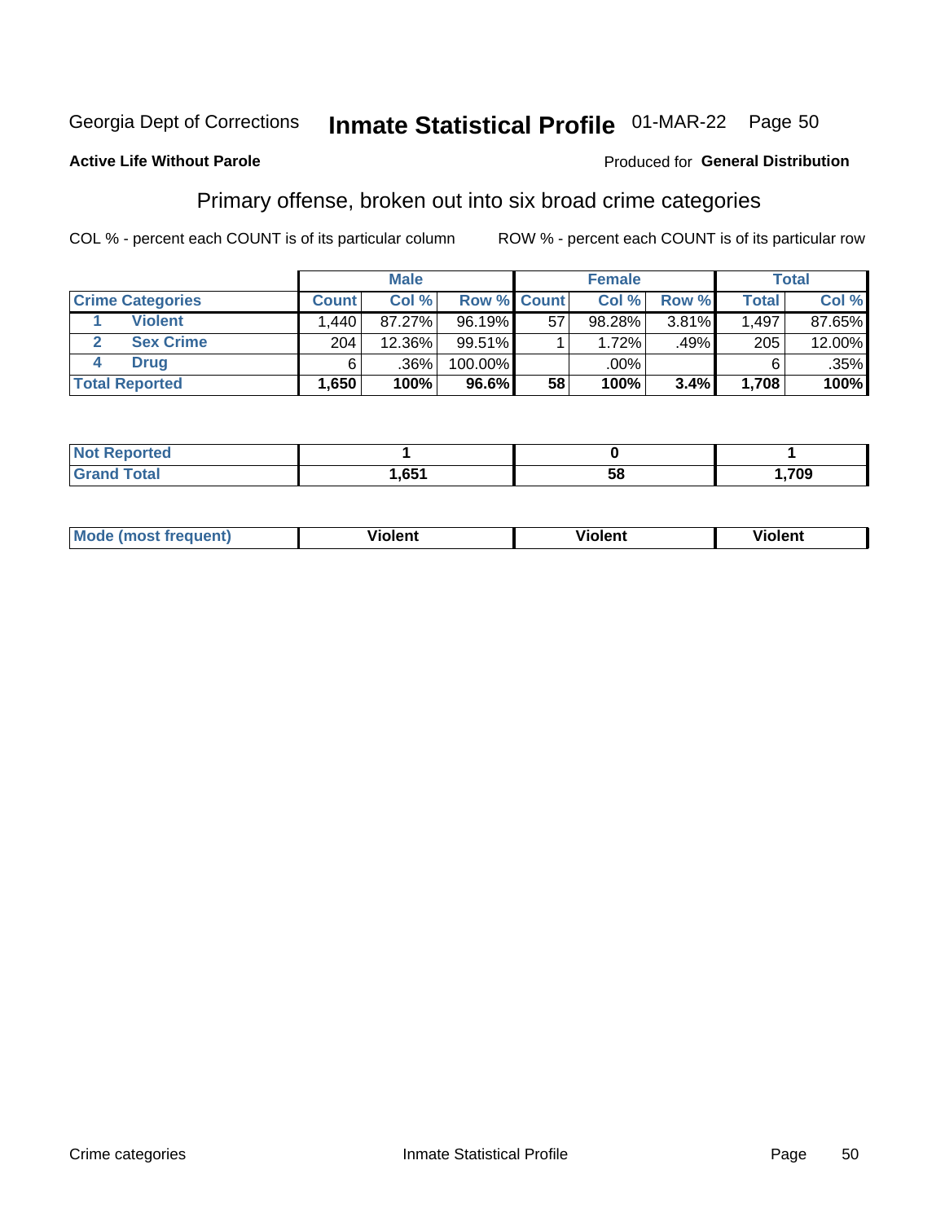Georgia Dept of Corrections **Inmate Statistical Profile** 01-MAR-22 Page 50

**Active Life Without Parole**

Produced for **General Distribution**

## Primary offense, broken out into six broad crime categories

COL % - percent each COUNT is of its particular column

ROW % - percent each COUNT is of its particular row

| | | Male | | | Female | | | Total | |
|---|---|---|---|---|---|---|---|---|---|
| **Crime Categories** | | **Count** | **Col %** | **Row %** | **Count** | **Col %** | **Row %** | **Total** | **Col %** |
| 1 | **Violent** | 1,440 | 87.27% | 96.19% | 57 | 98.28% | 3.81% | 1,497 | 87.65% |
| 2 | **Sex Crime** | 204 | 12.36% | 99.51% | 1 | 1.72% | .49% | 205 | 12.00% |
| 4 | **Drug** | 6 | .36% | 100.00% | | .00% | | 6 | .35% |
| **Total Reported** | | **1,650** | **100%** | **96.6%** | **58** | **100%** | **3.4%** | **1,708** | **100%** |

| | Male | Female | Total |
|---|---|---|---|
| **Not Reported** | **1** | **0** | **1** |
| **Grand Total** | **1,651** | **58** | **1,709** |

| | Male | Female | Total |
|---|---|---|---|
| **Mode (most frequent)** | **Violent** | **Violent** | **Violent** |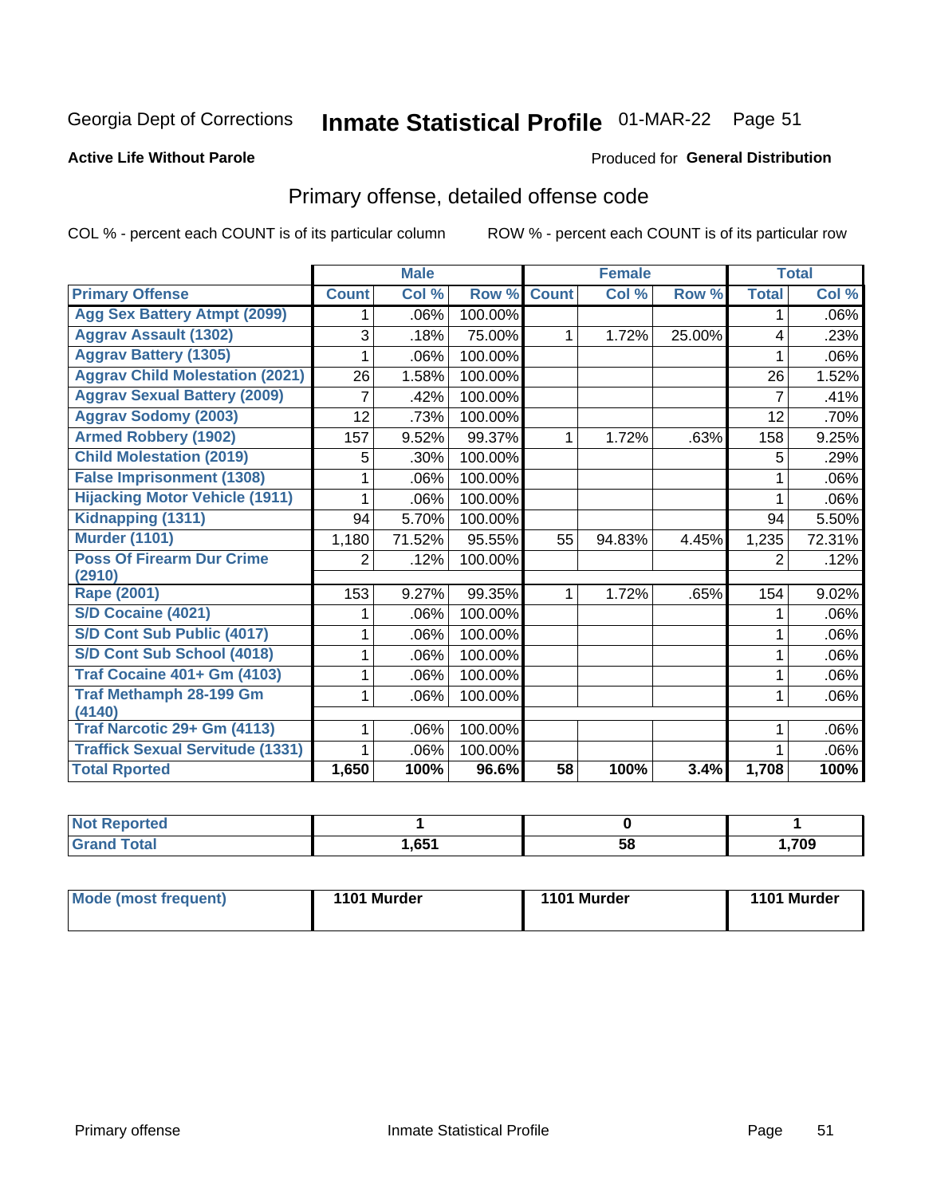Georgia Dept of Corrections **Inmate Statistical Profile** 01-MAR-22 Page 51

**Active Life Without Parole**

Produced for **General Distribution**

## Primary offense, detailed offense code

COL % - percent each COUNT is of its particular column

ROW % - percent each COUNT is of its particular row

| | Male | | | Female | | | Total | |
|---|---|---|---|---|---|---|---|---|
| **Primary Offense** | **Count** | **Col %** | **Row %** | **Count** | **Col %** | **Row %** | **Total** | **Col %** |
| Agg Sex Battery Atmpt (2099) | 1 | .06% | 100.00% | | | | 1 | .06% |
| Aggrav Assault (1302) | 3 | .18% | 75.00% | 1 | 1.72% | 25.00% | 4 | .23% |
| Aggrav Battery (1305) | 1 | .06% | 100.00% | | | | 1 | .06% |
| Aggrav Child Molestation (2021) | 26 | 1.58% | 100.00% | | | | 26 | 1.52% |
| Aggrav Sexual Battery (2009) | 7 | .42% | 100.00% | | | | 7 | .41% |
| Aggrav Sodomy (2003) | 12 | .73% | 100.00% | | | | 12 | .70% |
| Armed Robbery (1902) | 157 | 9.52% | 99.37% | 1 | 1.72% | .63% | 158 | 9.25% |
| Child Molestation (2019) | 5 | .30% | 100.00% | | | | 5 | .29% |
| False Imprisonment (1308) | 1 | .06% | 100.00% | | | | 1 | .06% |
| Hijacking Motor Vehicle (1911) | 1 | .06% | 100.00% | | | | 1 | .06% |
| Kidnapping (1311) | 94 | 5.70% | 100.00% | | | | 94 | 5.50% |
| Murder (1101) | 1,180 | 71.52% | 95.55% | 55 | 94.83% | 4.45% | 1,235 | 72.31% |
| Poss Of Firearm Dur Crime (2910) | 2 | .12% | 100.00% | | | | 2 | .12% |
| Rape (2001) | 153 | 9.27% | 99.35% | 1 | 1.72% | .65% | 154 | 9.02% |
| S/D Cocaine (4021) | 1 | .06% | 100.00% | | | | 1 | .06% |
| S/D Cont Sub Public (4017) | 1 | .06% | 100.00% | | | | 1 | .06% |
| S/D Cont Sub School (4018) | 1 | .06% | 100.00% | | | | 1 | .06% |
| Traf Cocaine 401+ Gm (4103) | 1 | .06% | 100.00% | | | | 1 | .06% |
| Traf Methamph 28-199 Gm (4140) | 1 | .06% | 100.00% | | | | 1 | .06% |
| Traf Narcotic 29+ Gm (4113) | 1 | .06% | 100.00% | | | | 1 | .06% |
| Traffick Sexual Servitude (1331) | 1 | .06% | 100.00% | | | | 1 | .06% |
| **Total Rported** | **1,650** | **100%** | **96.6%** | **58** | **100%** | **3.4%** | **1,708** | **100%** |

| | Male | Female | Total |
|---|---|---|---|
| Not Reported | **1** | **0** | **1** |
| Grand Total | **1,651** | **58** | **1,709** |

| | Male | Female | Total |
|---|---|---|---|
| Mode (most frequent) | **1101 Murder** | **1101 Murder** | **1101 Murder** |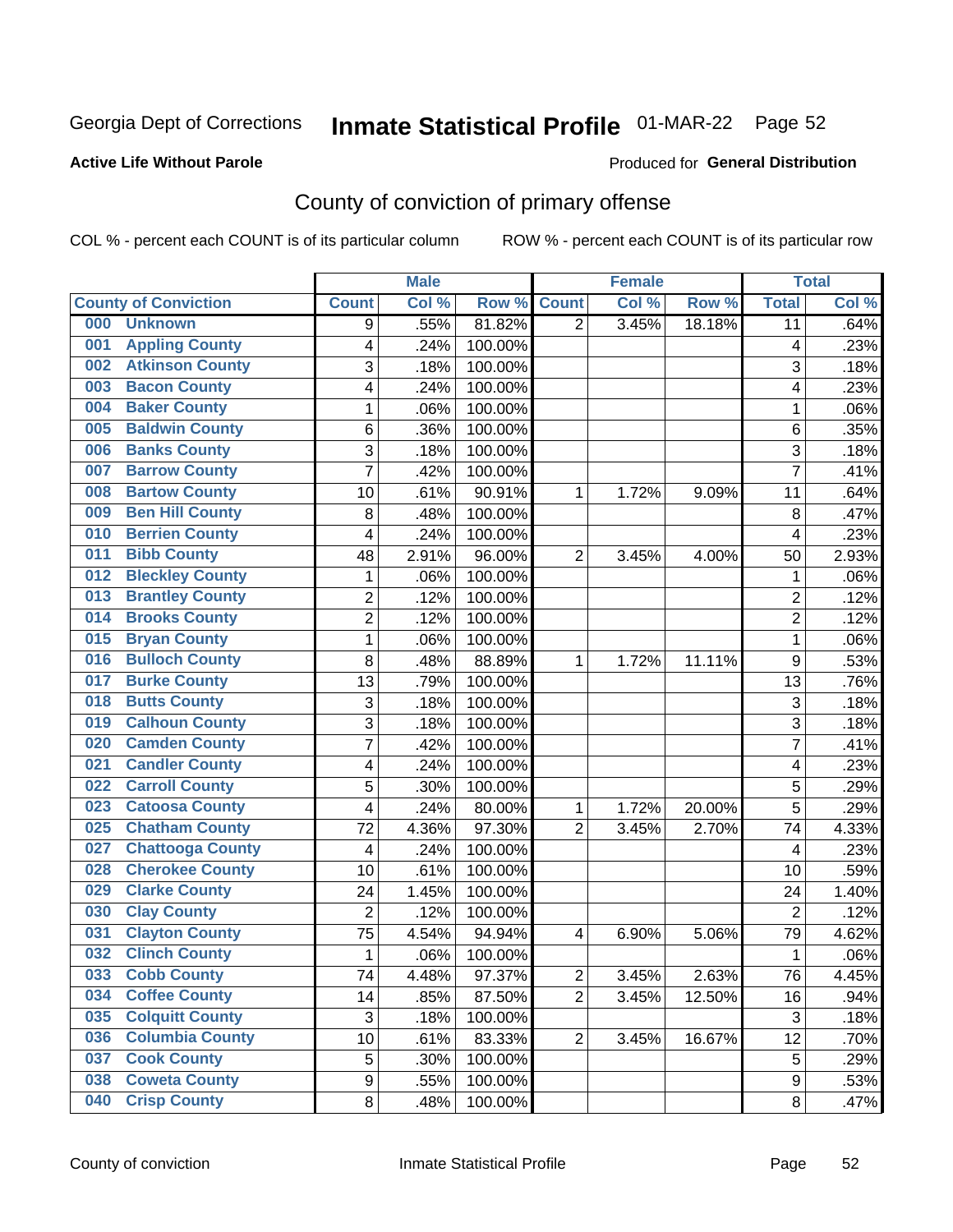Georgia Dept of Corrections **Inmate Statistical Profile** 01-MAR-22 Page 52

**Active Life Without Parole**

Produced for **General Distribution**

## County of conviction of primary offense

COL % - percent each COUNT is of its particular column ROW % - percent each COUNT is of its particular row

| County of Conviction | Male | | | Female | | | Total | |
|---|---|---|---|---|---|---|---|---|
| | Count | Col % | Row % | Count | Col % | Row % | Total | Col % |
| 000 Unknown | 9 | .55% | 81.82% | 2 | 3.45% | 18.18% | 11 | .64% |
| 001 Appling County | 4 | .24% | 100.00% | | | | 4 | .23% |
| 002 Atkinson County | 3 | .18% | 100.00% | | | | 3 | .18% |
| 003 Bacon County | 4 | .24% | 100.00% | | | | 4 | .23% |
| 004 Baker County | 1 | .06% | 100.00% | | | | 1 | .06% |
| 005 Baldwin County | 6 | .36% | 100.00% | | | | 6 | .35% |
| 006 Banks County | 3 | .18% | 100.00% | | | | 3 | .18% |
| 007 Barrow County | 7 | .42% | 100.00% | | | | 7 | .41% |
| 008 Bartow County | 10 | .61% | 90.91% | 1 | 1.72% | 9.09% | 11 | .64% |
| 009 Ben Hill County | 8 | .48% | 100.00% | | | | 8 | .47% |
| 010 Berrien County | 4 | .24% | 100.00% | | | | 4 | .23% |
| 011 Bibb County | 48 | 2.91% | 96.00% | 2 | 3.45% | 4.00% | 50 | 2.93% |
| 012 Bleckley County | 1 | .06% | 100.00% | | | | 1 | .06% |
| 013 Brantley County | 2 | .12% | 100.00% | | | | 2 | .12% |
| 014 Brooks County | 2 | .12% | 100.00% | | | | 2 | .12% |
| 015 Bryan County | 1 | .06% | 100.00% | | | | 1 | .06% |
| 016 Bulloch County | 8 | .48% | 88.89% | 1 | 1.72% | 11.11% | 9 | .53% |
| 017 Burke County | 13 | .79% | 100.00% | | | | 13 | .76% |
| 018 Butts County | 3 | .18% | 100.00% | | | | 3 | .18% |
| 019 Calhoun County | 3 | .18% | 100.00% | | | | 3 | .18% |
| 020 Camden County | 7 | .42% | 100.00% | | | | 7 | .41% |
| 021 Candler County | 4 | .24% | 100.00% | | | | 4 | .23% |
| 022 Carroll County | 5 | .30% | 100.00% | | | | 5 | .29% |
| 023 Catoosa County | 4 | .24% | 80.00% | 1 | 1.72% | 20.00% | 5 | .29% |
| 025 Chatham County | 72 | 4.36% | 97.30% | 2 | 3.45% | 2.70% | 74 | 4.33% |
| 027 Chattooga County | 4 | .24% | 100.00% | | | | 4 | .23% |
| 028 Cherokee County | 10 | .61% | 100.00% | | | | 10 | .59% |
| 029 Clarke County | 24 | 1.45% | 100.00% | | | | 24 | 1.40% |
| 030 Clay County | 2 | .12% | 100.00% | | | | 2 | .12% |
| 031 Clayton County | 75 | 4.54% | 94.94% | 4 | 6.90% | 5.06% | 79 | 4.62% |
| 032 Clinch County | 1 | .06% | 100.00% | | | | 1 | .06% |
| 033 Cobb County | 74 | 4.48% | 97.37% | 2 | 3.45% | 2.63% | 76 | 4.45% |
| 034 Coffee County | 14 | .85% | 87.50% | 2 | 3.45% | 12.50% | 16 | .94% |
| 035 Colquitt County | 3 | .18% | 100.00% | | | | 3 | .18% |
| 036 Columbia County | 10 | .61% | 83.33% | 2 | 3.45% | 16.67% | 12 | .70% |
| 037 Cook County | 5 | .30% | 100.00% | | | | 5 | .29% |
| 038 Coweta County | 9 | .55% | 100.00% | | | | 9 | .53% |
| 040 Crisp County | 8 | .48% | 100.00% | | | | 8 | .47% |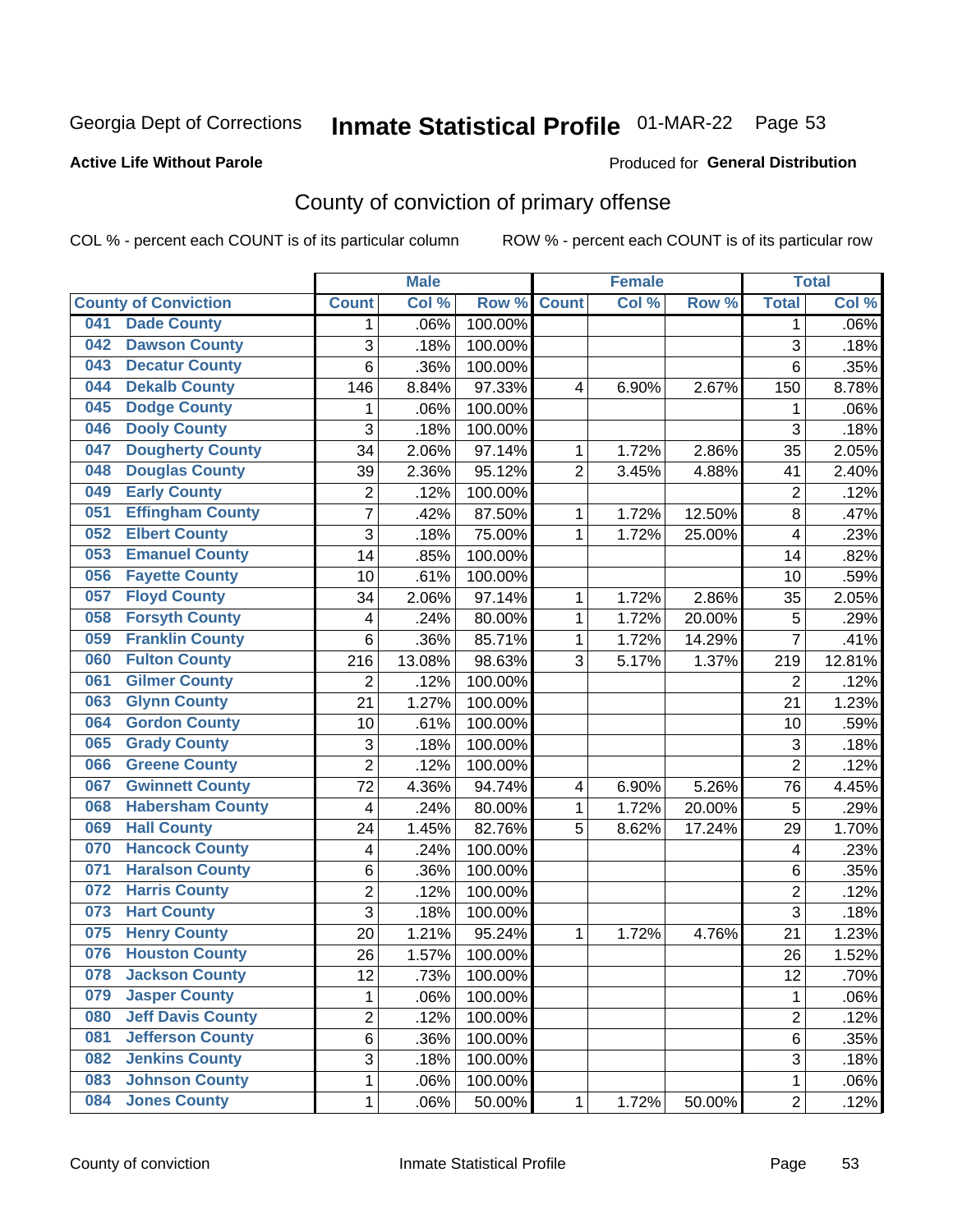Georgia Dept of Corrections **Inmate Statistical Profile** 01-MAR-22

**Active Life Without Parole**

Produced for **General Distribution**

## County of conviction of primary offense

COL % - percent each COUNT is of its particular column ROW % - percent each COUNT is of its particular row

| County of Conviction | Male | | | Female | | | Total | |
|---|---|---|---|---|---|---|---|---|
| | Count | Col % | Row % | Count | Col % | Row % | Total | Col % |
| 041 Dade County | 1 | .06% | 100.00% | | | | 1 | .06% |
| 042 Dawson County | 3 | .18% | 100.00% | | | | 3 | .18% |
| 043 Decatur County | 6 | .36% | 100.00% | | | | 6 | .35% |
| 044 Dekalb County | 146 | 8.84% | 97.33% | 4 | 6.90% | 2.67% | 150 | 8.78% |
| 045 Dodge County | 1 | .06% | 100.00% | | | | 1 | .06% |
| 046 Dooly County | 3 | .18% | 100.00% | | | | 3 | .18% |
| 047 Dougherty County | 34 | 2.06% | 97.14% | 1 | 1.72% | 2.86% | 35 | 2.05% |
| 048 Douglas County | 39 | 2.36% | 95.12% | 2 | 3.45% | 4.88% | 41 | 2.40% |
| 049 Early County | 2 | .12% | 100.00% | | | | 2 | .12% |
| 051 Effingham County | 7 | .42% | 87.50% | 1 | 1.72% | 12.50% | 8 | .47% |
| 052 Elbert County | 3 | .18% | 75.00% | 1 | 1.72% | 25.00% | 4 | .23% |
| 053 Emanuel County | 14 | .85% | 100.00% | | | | 14 | .82% |
| 056 Fayette County | 10 | .61% | 100.00% | | | | 10 | .59% |
| 057 Floyd County | 34 | 2.06% | 97.14% | 1 | 1.72% | 2.86% | 35 | 2.05% |
| 058 Forsyth County | 4 | .24% | 80.00% | 1 | 1.72% | 20.00% | 5 | .29% |
| 059 Franklin County | 6 | .36% | 85.71% | 1 | 1.72% | 14.29% | 7 | .41% |
| 060 Fulton County | 216 | 13.08% | 98.63% | 3 | 5.17% | 1.37% | 219 | 12.81% |
| 061 Gilmer County | 2 | .12% | 100.00% | | | | 2 | .12% |
| 063 Glynn County | 21 | 1.27% | 100.00% | | | | 21 | 1.23% |
| 064 Gordon County | 10 | .61% | 100.00% | | | | 10 | .59% |
| 065 Grady County | 3 | .18% | 100.00% | | | | 3 | .18% |
| 066 Greene County | 2 | .12% | 100.00% | | | | 2 | .12% |
| 067 Gwinnett County | 72 | 4.36% | 94.74% | 4 | 6.90% | 5.26% | 76 | 4.45% |
| 068 Habersham County | 4 | .24% | 80.00% | 1 | 1.72% | 20.00% | 5 | .29% |
| 069 Hall County | 24 | 1.45% | 82.76% | 5 | 8.62% | 17.24% | 29 | 1.70% |
| 070 Hancock County | 4 | .24% | 100.00% | | | | 4 | .23% |
| 071 Haralson County | 6 | .36% | 100.00% | | | | 6 | .35% |
| 072 Harris County | 2 | .12% | 100.00% | | | | 2 | .12% |
| 073 Hart County | 3 | .18% | 100.00% | | | | 3 | .18% |
| 075 Henry County | 20 | 1.21% | 95.24% | 1 | 1.72% | 4.76% | 21 | 1.23% |
| 076 Houston County | 26 | 1.57% | 100.00% | | | | 26 | 1.52% |
| 078 Jackson County | 12 | .73% | 100.00% | | | | 12 | .70% |
| 079 Jasper County | 1 | .06% | 100.00% | | | | 1 | .06% |
| 080 Jeff Davis County | 2 | .12% | 100.00% | | | | 2 | .12% |
| 081 Jefferson County | 6 | .36% | 100.00% | | | | 6 | .35% |
| 082 Jenkins County | 3 | .18% | 100.00% | | | | 3 | .18% |
| 083 Johnson County | 1 | .06% | 100.00% | | | | 1 | .06% |
| 084 Jones County | 1 | .06% | 50.00% | 1 | 1.72% | 50.00% | 2 | .12% |

County of conviction Inmate Statistical Profile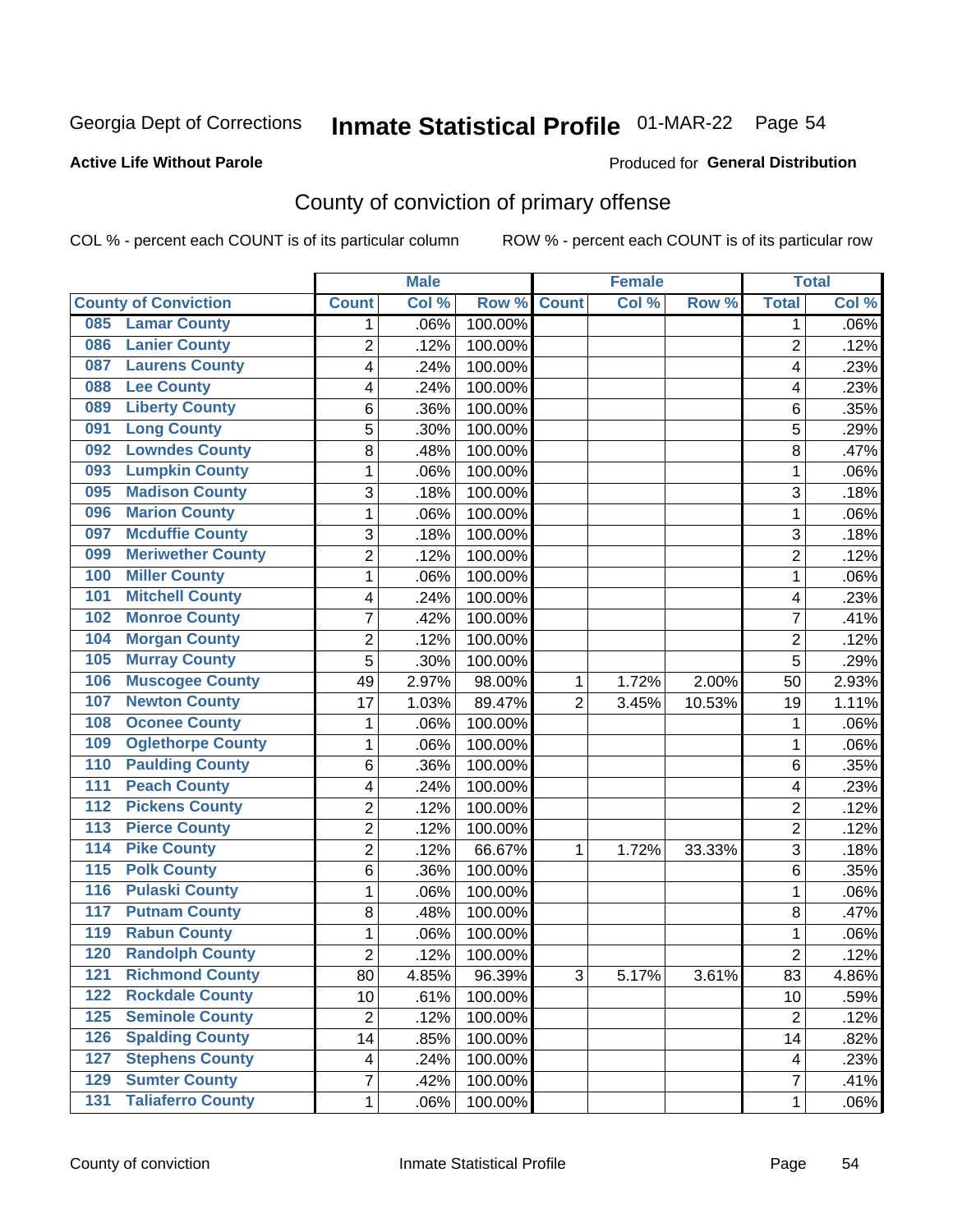Georgia Dept of Corrections **Inmate Statistical Profile** 01-MAR-22 Page 54

**Active Life Without Parole**

Produced for **General Distribution**

## County of conviction of primary offense

COL % - percent each COUNT is of its particular column ROW % - percent each COUNT is of its particular row

| County of Conviction | Male | | | Female | | | Total | |
|---|---|---|---|---|---|---|---|---|
| | Count | Col % | Row % | Count | Col % | Row % | Total | Col % |
| 085 Lamar County | 1 | .06% | 100.00% | | | | 1 | .06% |
| 086 Lanier County | 2 | .12% | 100.00% | | | | 2 | .12% |
| 087 Laurens County | 4 | .24% | 100.00% | | | | 4 | .23% |
| 088 Lee County | 4 | .24% | 100.00% | | | | 4 | .23% |
| 089 Liberty County | 6 | .36% | 100.00% | | | | 6 | .35% |
| 091 Long County | 5 | .30% | 100.00% | | | | 5 | .29% |
| 092 Lowndes County | 8 | .48% | 100.00% | | | | 8 | .47% |
| 093 Lumpkin County | 1 | .06% | 100.00% | | | | 1 | .06% |
| 095 Madison County | 3 | .18% | 100.00% | | | | 3 | .18% |
| 096 Marion County | 1 | .06% | 100.00% | | | | 1 | .06% |
| 097 Mcduffie County | 3 | .18% | 100.00% | | | | 3 | .18% |
| 099 Meriwether County | 2 | .12% | 100.00% | | | | 2 | .12% |
| 100 Miller County | 1 | .06% | 100.00% | | | | 1 | .06% |
| 101 Mitchell County | 4 | .24% | 100.00% | | | | 4 | .23% |
| 102 Monroe County | 7 | .42% | 100.00% | | | | 7 | .41% |
| 104 Morgan County | 2 | .12% | 100.00% | | | | 2 | .12% |
| 105 Murray County | 5 | .30% | 100.00% | | | | 5 | .29% |
| 106 Muscogee County | 49 | 2.97% | 98.00% | 1 | 1.72% | 2.00% | 50 | 2.93% |
| 107 Newton County | 17 | 1.03% | 89.47% | 2 | 3.45% | 10.53% | 19 | 1.11% |
| 108 Oconee County | 1 | .06% | 100.00% | | | | 1 | .06% |
| 109 Oglethorpe County | 1 | .06% | 100.00% | | | | 1 | .06% |
| 110 Paulding County | 6 | .36% | 100.00% | | | | 6 | .35% |
| 111 Peach County | 4 | .24% | 100.00% | | | | 4 | .23% |
| 112 Pickens County | 2 | .12% | 100.00% | | | | 2 | .12% |
| 113 Pierce County | 2 | .12% | 100.00% | | | | 2 | .12% |
| 114 Pike County | 2 | .12% | 66.67% | 1 | 1.72% | 33.33% | 3 | .18% |
| 115 Polk County | 6 | .36% | 100.00% | | | | 6 | .35% |
| 116 Pulaski County | 1 | .06% | 100.00% | | | | 1 | .06% |
| 117 Putnam County | 8 | .48% | 100.00% | | | | 8 | .47% |
| 119 Rabun County | 1 | .06% | 100.00% | | | | 1 | .06% |
| 120 Randolph County | 2 | .12% | 100.00% | | | | 2 | .12% |
| 121 Richmond County | 80 | 4.85% | 96.39% | 3 | 5.17% | 3.61% | 83 | 4.86% |
| 122 Rockdale County | 10 | .61% | 100.00% | | | | 10 | .59% |
| 125 Seminole County | 2 | .12% | 100.00% | | | | 2 | .12% |
| 126 Spalding County | 14 | .85% | 100.00% | | | | 14 | .82% |
| 127 Stephens County | 4 | .24% | 100.00% | | | | 4 | .23% |
| 129 Sumter County | 7 | .42% | 100.00% | | | | 7 | .41% |
| 131 Taliaferro County | 1 | .06% | 100.00% | | | | 1 | .06% |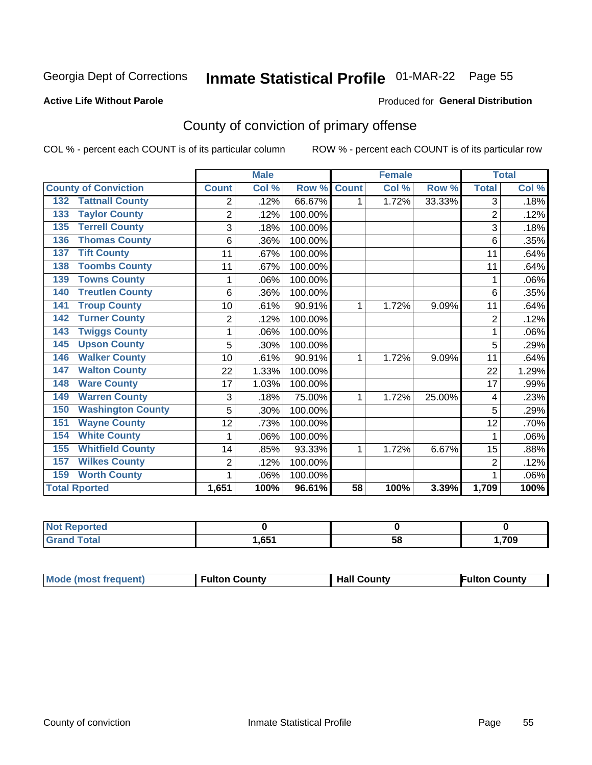Georgia Dept of Corrections **Inmate Statistical Profile** 01-MAR-22 Page 55

**Active Life Without Parole**

Produced for **General Distribution**

## County of conviction of primary offense

COL % - percent each COUNT is of its particular column ROW % - percent each COUNT is of its particular row

| County of Conviction | Male | | | Female | | | Total | |
|---|---|---|---|---|---|---|---|---|
| | Count | Col % | Row % | Count | Col % | Row % | Total | Col % |
| 132 Tattnall County | 2 | .12% | 66.67% | 1 | 1.72% | 33.33% | 3 | .18% |
| 133 Taylor County | 2 | .12% | 100.00% | | | | 2 | .12% |
| 135 Terrell County | 3 | .18% | 100.00% | | | | 3 | .18% |
| 136 Thomas County | 6 | .36% | 100.00% | | | | 6 | .35% |
| 137 Tift County | 11 | .67% | 100.00% | | | | 11 | .64% |
| 138 Toombs County | 11 | .67% | 100.00% | | | | 11 | .64% |
| 139 Towns County | 1 | .06% | 100.00% | | | | 1 | .06% |
| 140 Treutlen County | 6 | .36% | 100.00% | | | | 6 | .35% |
| 141 Troup County | 10 | .61% | 90.91% | 1 | 1.72% | 9.09% | 11 | .64% |
| 142 Turner County | 2 | .12% | 100.00% | | | | 2 | .12% |
| 143 Twiggs County | 1 | .06% | 100.00% | | | | 1 | .06% |
| 145 Upson County | 5 | .30% | 100.00% | | | | 5 | .29% |
| 146 Walker County | 10 | .61% | 90.91% | 1 | 1.72% | 9.09% | 11 | .64% |
| 147 Walton County | 22 | 1.33% | 100.00% | | | | 22 | 1.29% |
| 148 Ware County | 17 | 1.03% | 100.00% | | | | 17 | .99% |
| 149 Warren County | 3 | .18% | 75.00% | 1 | 1.72% | 25.00% | 4 | .23% |
| 150 Washington County | 5 | .30% | 100.00% | | | | 5 | .29% |
| 151 Wayne County | 12 | .73% | 100.00% | | | | 12 | .70% |
| 154 White County | 1 | .06% | 100.00% | | | | 1 | .06% |
| 155 Whitfield County | 14 | .85% | 93.33% | 1 | 1.72% | 6.67% | 15 | .88% |
| 157 Wilkes County | 2 | .12% | 100.00% | | | | 2 | .12% |
| 159 Worth County | 1 | .06% | 100.00% | | | | 1 | .06% |
| **Total Rported** | **1,651** | **100%** | **96.61%** | **58** | **100%** | **3.39%** | **1,709** | **100%** |

| | Male | Female | Total |
|---|---|---|---|
| Not Reported | 0 | 0 | 0 |
| Grand Total | 1,651 | 58 | 1,709 |

| | Male | Female | Total |
|---|---|---|---|
| Mode (most frequent) | Fulton County | Hall County | Fulton County |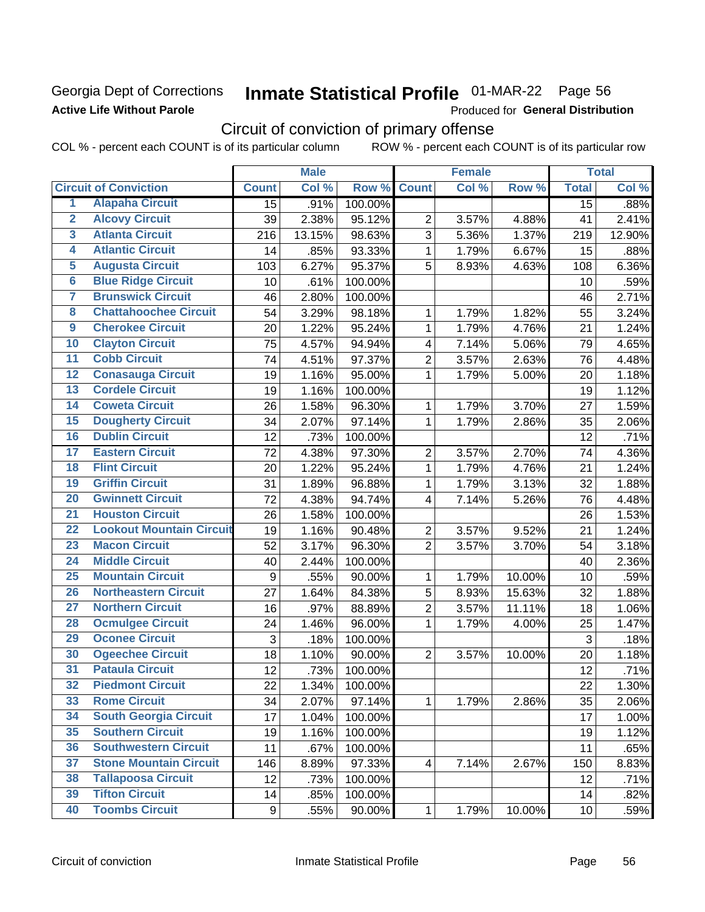Georgia Dept of Corrections
**Active Life Without Parole**

# Inmate Statistical Profile 01-MAR-22 Page 56

Produced for **General Distribution**

## Circuit of conviction of primary offense

COL % - percent each COUNT is of its particular column ROW % - percent each COUNT is of its particular row

| | Circuit of Conviction | Male | | | Female | | | Total | |
|---|---|---|---|---|---|---|---|---|---|
| | | Count | Col % | Row % | Count | Col % | Row % | Total | Col % |
| 1 | Alapaha Circuit | 15 | .91% | 100.00% | | | | 15 | .88% |
| 2 | Alcovy Circuit | 39 | 2.38% | 95.12% | 2 | 3.57% | 4.88% | 41 | 2.41% |
| 3 | Atlanta Circuit | 216 | 13.15% | 98.63% | 3 | 5.36% | 1.37% | 219 | 12.90% |
| 4 | Atlantic Circuit | 14 | .85% | 93.33% | 1 | 1.79% | 6.67% | 15 | .88% |
| 5 | Augusta Circuit | 103 | 6.27% | 95.37% | 5 | 8.93% | 4.63% | 108 | 6.36% |
| 6 | Blue Ridge Circuit | 10 | .61% | 100.00% | | | | 10 | .59% |
| 7 | Brunswick Circuit | 46 | 2.80% | 100.00% | | | | 46 | 2.71% |
| 8 | Chattahoochee Circuit | 54 | 3.29% | 98.18% | 1 | 1.79% | 1.82% | 55 | 3.24% |
| 9 | Cherokee Circuit | 20 | 1.22% | 95.24% | 1 | 1.79% | 4.76% | 21 | 1.24% |
| 10 | Clayton Circuit | 75 | 4.57% | 94.94% | 4 | 7.14% | 5.06% | 79 | 4.65% |
| 11 | Cobb Circuit | 74 | 4.51% | 97.37% | 2 | 3.57% | 2.63% | 76 | 4.48% |
| 12 | Conasauga Circuit | 19 | 1.16% | 95.00% | 1 | 1.79% | 5.00% | 20 | 1.18% |
| 13 | Cordele Circuit | 19 | 1.16% | 100.00% | | | | 19 | 1.12% |
| 14 | Coweta Circuit | 26 | 1.58% | 96.30% | 1 | 1.79% | 3.70% | 27 | 1.59% |
| 15 | Dougherty Circuit | 34 | 2.07% | 97.14% | 1 | 1.79% | 2.86% | 35 | 2.06% |
| 16 | Dublin Circuit | 12 | .73% | 100.00% | | | | 12 | .71% |
| 17 | Eastern Circuit | 72 | 4.38% | 97.30% | 2 | 3.57% | 2.70% | 74 | 4.36% |
| 18 | Flint Circuit | 20 | 1.22% | 95.24% | 1 | 1.79% | 4.76% | 21 | 1.24% |
| 19 | Griffin Circuit | 31 | 1.89% | 96.88% | 1 | 1.79% | 3.13% | 32 | 1.88% |
| 20 | Gwinnett Circuit | 72 | 4.38% | 94.74% | 4 | 7.14% | 5.26% | 76 | 4.48% |
| 21 | Houston Circuit | 26 | 1.58% | 100.00% | | | | 26 | 1.53% |
| 22 | Lookout Mountain Circuit | 19 | 1.16% | 90.48% | 2 | 3.57% | 9.52% | 21 | 1.24% |
| 23 | Macon Circuit | 52 | 3.17% | 96.30% | 2 | 3.57% | 3.70% | 54 | 3.18% |
| 24 | Middle Circuit | 40 | 2.44% | 100.00% | | | | 40 | 2.36% |
| 25 | Mountain Circuit | 9 | .55% | 90.00% | 1 | 1.79% | 10.00% | 10 | .59% |
| 26 | Northeastern Circuit | 27 | 1.64% | 84.38% | 5 | 8.93% | 15.63% | 32 | 1.88% |
| 27 | Northern Circuit | 16 | .97% | 88.89% | 2 | 3.57% | 11.11% | 18 | 1.06% |
| 28 | Ocmulgee Circuit | 24 | 1.46% | 96.00% | 1 | 1.79% | 4.00% | 25 | 1.47% |
| 29 | Oconee Circuit | 3 | .18% | 100.00% | | | | 3 | .18% |
| 30 | Ogeechee Circuit | 18 | 1.10% | 90.00% | 2 | 3.57% | 10.00% | 20 | 1.18% |
| 31 | Pataula Circuit | 12 | .73% | 100.00% | | | | 12 | .71% |
| 32 | Piedmont Circuit | 22 | 1.34% | 100.00% | | | | 22 | 1.30% |
| 33 | Rome Circuit | 34 | 2.07% | 97.14% | 1 | 1.79% | 2.86% | 35 | 2.06% |
| 34 | South Georgia Circuit | 17 | 1.04% | 100.00% | | | | 17 | 1.00% |
| 35 | Southern Circuit | 19 | 1.16% | 100.00% | | | | 19 | 1.12% |
| 36 | Southwestern Circuit | 11 | .67% | 100.00% | | | | 11 | .65% |
| 37 | Stone Mountain Circuit | 146 | 8.89% | 97.33% | 4 | 7.14% | 2.67% | 150 | 8.83% |
| 38 | Tallapoosa Circuit | 12 | .73% | 100.00% | | | | 12 | .71% |
| 39 | Tifton Circuit | 14 | .85% | 100.00% | | | | 14 | .82% |
| 40 | Toombs Circuit | 9 | .55% | 90.00% | 1 | 1.79% | 10.00% | 10 | .59% |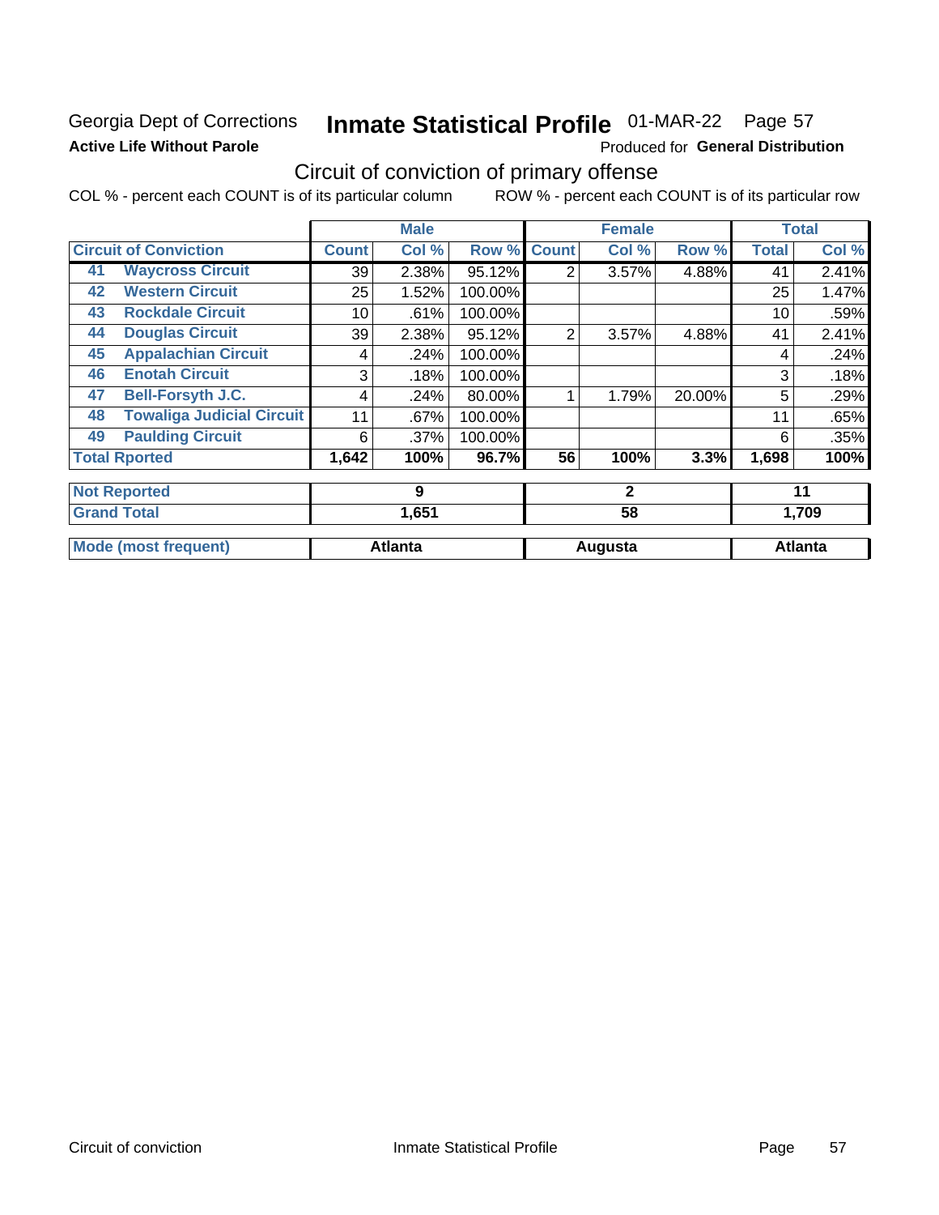Georgia Dept of Corrections **Inmate Statistical Profile** 01-MAR-22

**Active Life Without Parole**

Produced for **General Distribution**

## Circuit of conviction of primary offense

COL % - percent each COUNT is of its particular column ROW % - percent each COUNT is of its particular row

| Circuit of Conviction | | Male | | | Female | | | Total | |
|---|---|---|---|---|---|---|---|---|---|
| | | Count | Col % | Row % | Count | Col % | Row % | Total | Col % |
| 41 | Waycross Circuit | 39 | 2.38% | 95.12% | 2 | 3.57% | 4.88% | 41 | 2.41% |
| 42 | Western Circuit | 25 | 1.52% | 100.00% | | | | 25 | 1.47% |
| 43 | Rockdale Circuit | 10 | .61% | 100.00% | | | | 10 | .59% |
| 44 | Douglas Circuit | 39 | 2.38% | 95.12% | 2 | 3.57% | 4.88% | 41 | 2.41% |
| 45 | Appalachian Circuit | 4 | .24% | 100.00% | | | | 4 | .24% |
| 46 | Enotah Circuit | 3 | .18% | 100.00% | | | | 3 | .18% |
| 47 | Bell-Forsyth J.C. | 4 | .24% | 80.00% | 1 | 1.79% | 20.00% | 5 | .29% |
| 48 | Towaliga Judicial Circuit | 11 | .67% | 100.00% | | | | 11 | .65% |
| 49 | Paulding Circuit | 6 | .37% | 100.00% | | | | 6 | .35% |
| **Total Rported** | | **1,642** | **100%** | **96.7%** | **56** | **100%** | **3.3%** | **1,698** | **100%** |
| **Not Reported** | | **9** | | | **2** | | | **11** | |
| **Grand Total** | | **1,651** | | | **58** | | | **1,709** | |
| **Mode (most frequent)** | | **Atlanta** | | | **Augusta** | | | **Atlanta** | |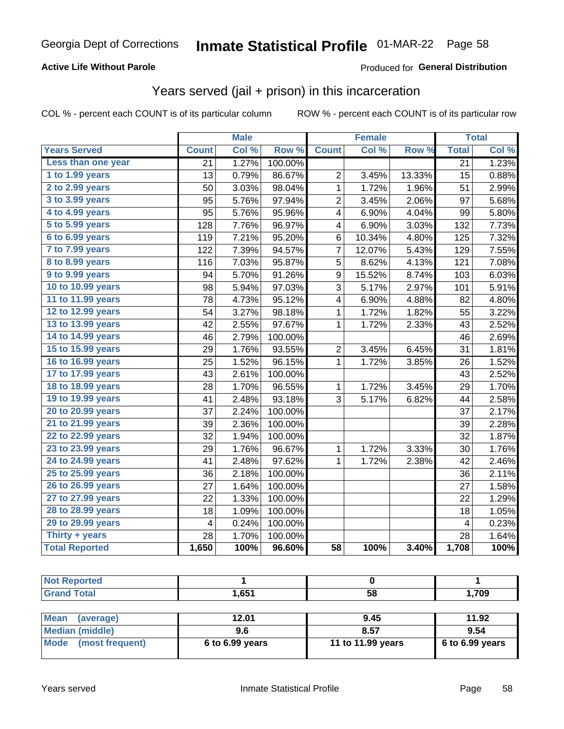Georgia Dept of Corrections **Inmate Statistical Profile** 01-MAR-22

**Active Life Without Parole**

Produced for **General Distribution**

## Years served (jail + prison) in this incarceration

COL % - percent each COUNT is of its particular column

ROW % - percent each COUNT is of its particular row

| | Male | | | Female | | | Total | |
|---|---|---|---|---|---|---|---|---|
| **Years Served** | **Count** | **Col %** | **Row %** | **Count** | **Col %** | **Row %** | **Total** | **Col %** |
| Less than one year | 21 | 1.27% | 100.00% | | | | 21 | 1.23% |
| 1 to 1.99 years | 13 | 0.79% | 86.67% | 2 | 3.45% | 13.33% | 15 | 0.88% |
| 2 to 2.99 years | 50 | 3.03% | 98.04% | 1 | 1.72% | 1.96% | 51 | 2.99% |
| 3 to 3.99 years | 95 | 5.76% | 97.94% | 2 | 3.45% | 2.06% | 97 | 5.68% |
| 4 to 4.99 years | 95 | 5.76% | 95.96% | 4 | 6.90% | 4.04% | 99 | 5.80% |
| 5 to 5.99 years | 128 | 7.76% | 96.97% | 4 | 6.90% | 3.03% | 132 | 7.73% |
| 6 to 6.99 years | 119 | 7.21% | 95.20% | 6 | 10.34% | 4.80% | 125 | 7.32% |
| 7 to 7.99 years | 122 | 7.39% | 94.57% | 7 | 12.07% | 5.43% | 129 | 7.55% |
| 8 to 8.99 years | 116 | 7.03% | 95.87% | 5 | 8.62% | 4.13% | 121 | 7.08% |
| 9 to 9.99 years | 94 | 5.70% | 91.26% | 9 | 15.52% | 8.74% | 103 | 6.03% |
| 10 to 10.99 years | 98 | 5.94% | 97.03% | 3 | 5.17% | 2.97% | 101 | 5.91% |
| 11 to 11.99 years | 78 | 4.73% | 95.12% | 4 | 6.90% | 4.88% | 82 | 4.80% |
| 12 to 12.99 years | 54 | 3.27% | 98.18% | 1 | 1.72% | 1.82% | 55 | 3.22% |
| 13 to 13.99 years | 42 | 2.55% | 97.67% | 1 | 1.72% | 2.33% | 43 | 2.52% |
| 14 to 14.99 years | 46 | 2.79% | 100.00% | | | | 46 | 2.69% |
| 15 to 15.99 years | 29 | 1.76% | 93.55% | 2 | 3.45% | 6.45% | 31 | 1.81% |
| 16 to 16.99 years | 25 | 1.52% | 96.15% | 1 | 1.72% | 3.85% | 26 | 1.52% |
| 17 to 17.99 years | 43 | 2.61% | 100.00% | | | | 43 | 2.52% |
| 18 to 18.99 years | 28 | 1.70% | 96.55% | 1 | 1.72% | 3.45% | 29 | 1.70% |
| 19 to 19.99 years | 41 | 2.48% | 93.18% | 3 | 5.17% | 6.82% | 44 | 2.58% |
| 20 to 20.99 years | 37 | 2.24% | 100.00% | | | | 37 | 2.17% |
| 21 to 21.99 years | 39 | 2.36% | 100.00% | | | | 39 | 2.28% |
| 22 to 22.99 years | 32 | 1.94% | 100.00% | | | | 32 | 1.87% |
| 23 to 23.99 years | 29 | 1.76% | 96.67% | 1 | 1.72% | 3.33% | 30 | 1.76% |
| 24 to 24.99 years | 41 | 2.48% | 97.62% | 1 | 1.72% | 2.38% | 42 | 2.46% |
| 25 to 25.99 years | 36 | 2.18% | 100.00% | | | | 36 | 2.11% |
| 26 to 26.99 years | 27 | 1.64% | 100.00% | | | | 27 | 1.58% |
| 27 to 27.99 years | 22 | 1.33% | 100.00% | | | | 22 | 1.29% |
| 28 to 28.99 years | 18 | 1.09% | 100.00% | | | | 18 | 1.05% |
| 29 to 29.99 years | 4 | 0.24% | 100.00% | | | | 4 | 0.23% |
| Thirty + years | 28 | 1.70% | 100.00% | | | | 28 | 1.64% |
| **Total Reported** | **1,650** | **100%** | **96.60%** | **58** | **100%** | **3.40%** | **1,708** | **100%** |

| | Male | Female | Total |
|---|---|---|---|
| Not Reported | 1 | 0 | 1 |
| Grand Total | 1,651 | 58 | 1,709 |

| | Male | Female | Total |
|---|---|---|---|
| Mean (average) | 12.01 | 9.45 | 11.92 |
| Median (middle) | 9.6 | 8.57 | 9.54 |
| Mode (most frequent) | 6 to 6.99 years | 11 to 11.99 years | 6 to 6.99 years |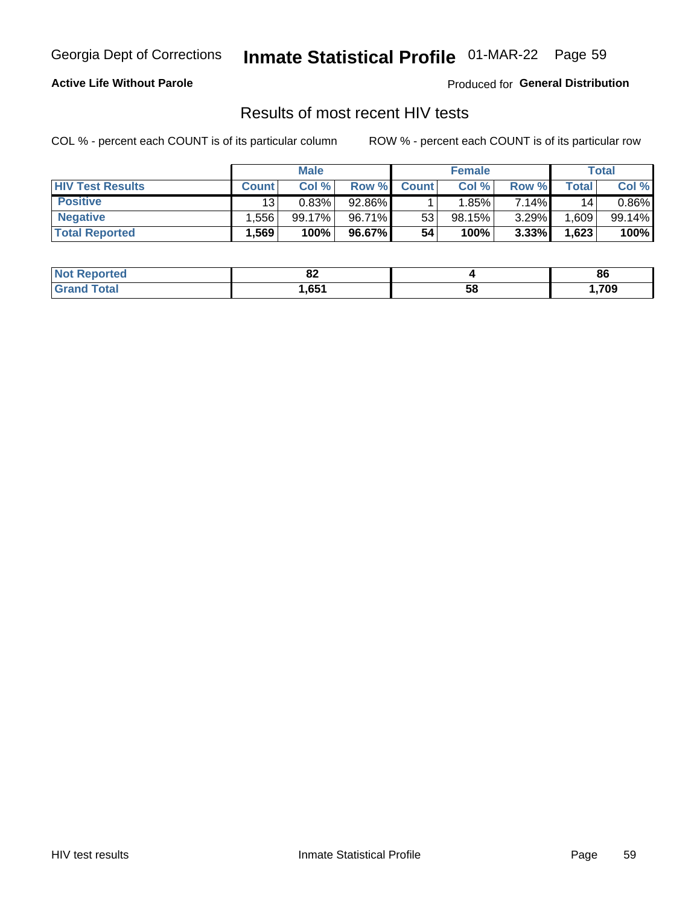Georgia Dept of Corrections **Inmate Statistical Profile** 01-MAR-22 Page 59

**Active Life Without Parole**

Produced for **General Distribution**

## Results of most recent HIV tests

COL % - percent each COUNT is of its particular column

ROW % - percent each COUNT is of its particular row

| | Male | | | Female | | | Total | |
|---|---|---|---|---|---|---|---|---|
| **HIV Test Results** | **Count** | **Col %** | **Row %** | **Count** | **Col %** | **Row %** | **Total** | **Col %** |
| **Positive** | 13 | 0.83% | 92.86% | 1 | 1.85% | 7.14% | 14 | 0.86% |
| **Negative** | 1,556 | 99.17% | 96.71% | 53 | 98.15% | 3.29% | 1,609 | 99.14% |
| **Total Reported** | **1,569** | **100%** | **96.67%** | **54** | **100%** | **3.33%** | **1,623** | **100%** |

| | Male | Female | Total |
|---|---|---|---|
| **Not Reported** | **82** | **4** | **86** |
| **Grand Total** | **1,651** | **58** | **1,709** |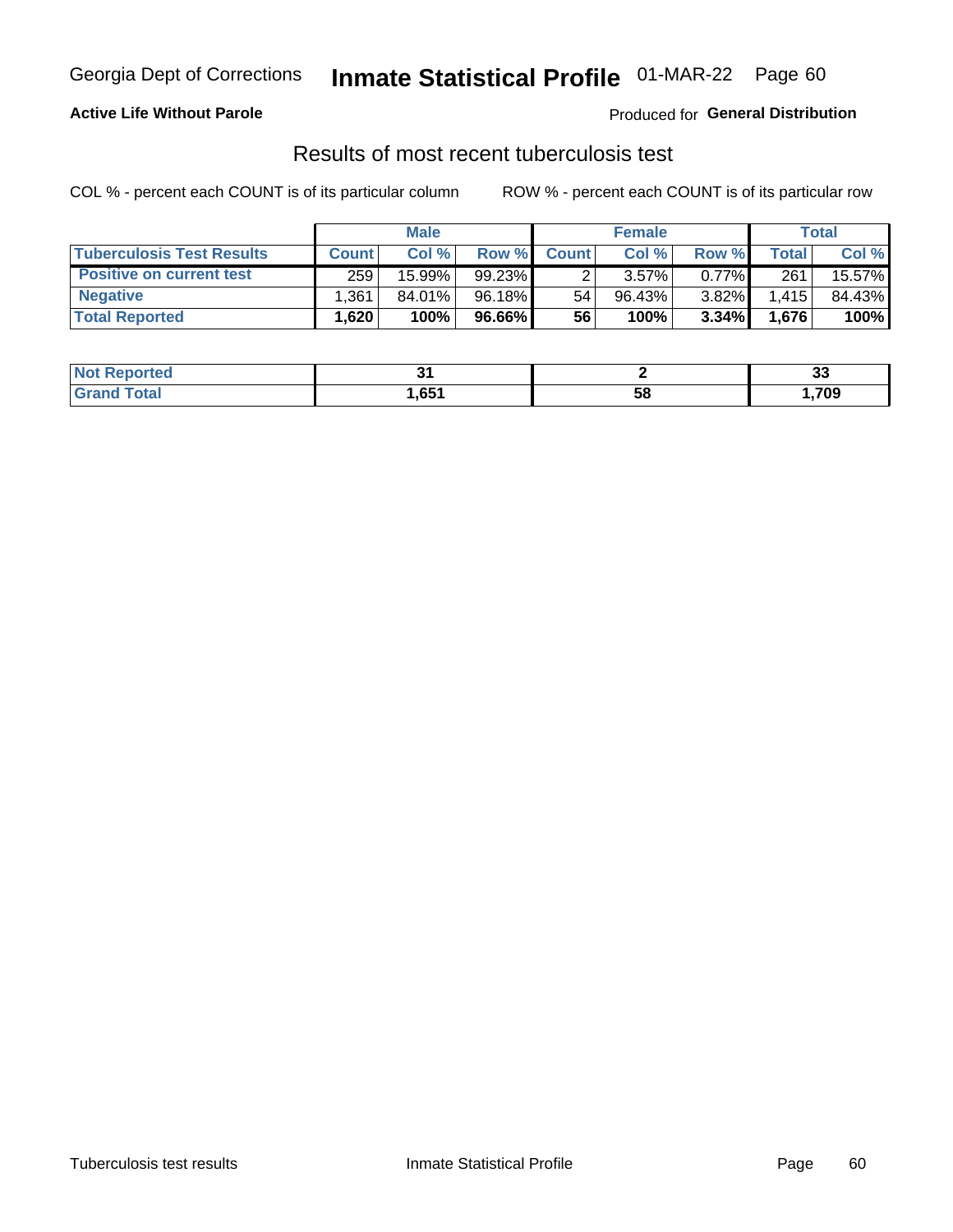Georgia Dept of Corrections **Inmate Statistical Profile** 01-MAR-22 Page 60

**Active Life Without Parole**

Produced for **General Distribution**

## Results of most recent tuberculosis test

COL % - percent each COUNT is of its particular column

ROW % - percent each COUNT is of its particular row

| | Male | | | Female | | | Total | |
|---|---|---|---|---|---|---|---|---|
| **Tuberculosis Test Results** | **Count** | **Col %** | **Row %** | **Count** | **Col %** | **Row %** | **Total** | **Col %** |
| **Positive on current test** | 259 | 15.99% | 99.23% | 2 | 3.57% | 0.77% | 261 | 15.57% |
| **Negative** | 1,361 | 84.01% | 96.18% | 54 | 96.43% | 3.82% | 1,415 | 84.43% |
| **Total Reported** | **1,620** | **100%** | **96.66%** | **56** | **100%** | **3.34%** | **1,676** | **100%** |

| | Male | Female | Total |
|---|---|---|---|
| **Not Reported** | **31** | **2** | **33** |
| **Grand Total** | **1,651** | **58** | **1,709** |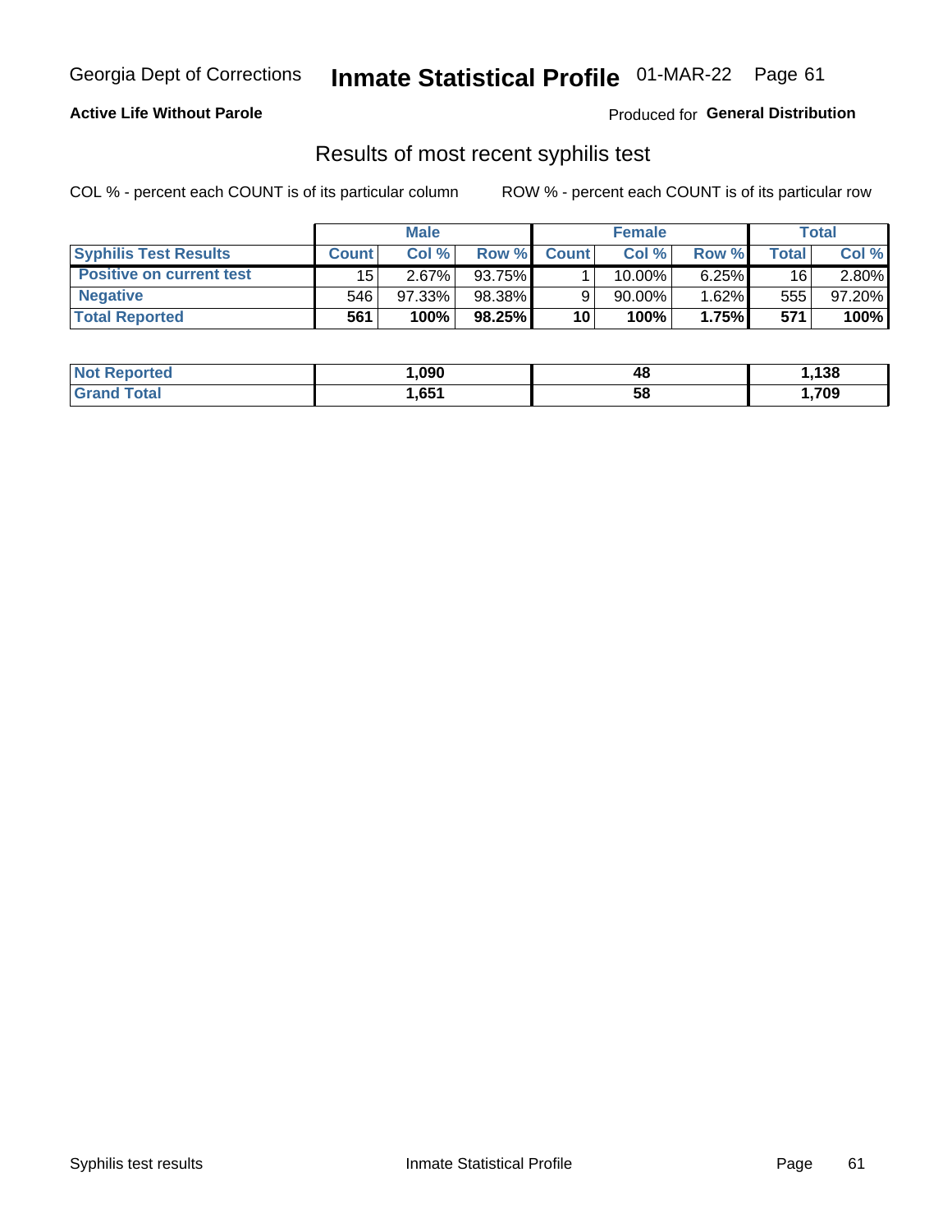Georgia Dept of Corrections **Inmate Statistical Profile** 01-MAR-22

**Active Life Without Parole**

Produced for **General Distribution**

## Results of most recent syphilis test

COL % - percent each COUNT is of its particular column     ROW % - percent each COUNT is of its particular row

| | Male | | | Female | | | Total | |
|---|---|---|---|---|---|---|---|---|
| **Syphilis Test Results** | **Count** | **Col %** | **Row %** | **Count** | **Col %** | **Row %** | **Total** | **Col %** |
| **Positive on current test** | 15 | 2.67% | 93.75% | 1 | 10.00% | 6.25% | 16 | 2.80% |
| **Negative** | 546 | 97.33% | 98.38% | 9 | 90.00% | 1.62% | 555 | 97.20% |
| **Total Reported** | **561** | **100%** | **98.25%** | **10** | **100%** | **1.75%** | **571** | **100%** |

| | Male | Female | Total |
|---|---|---|---|
| **Not Reported** | **1,090** | **48** | **1,138** |
| **Grand Total** | **1,651** | **58** | **1,709** |

Syphilis test results     Inmate Statistical Profile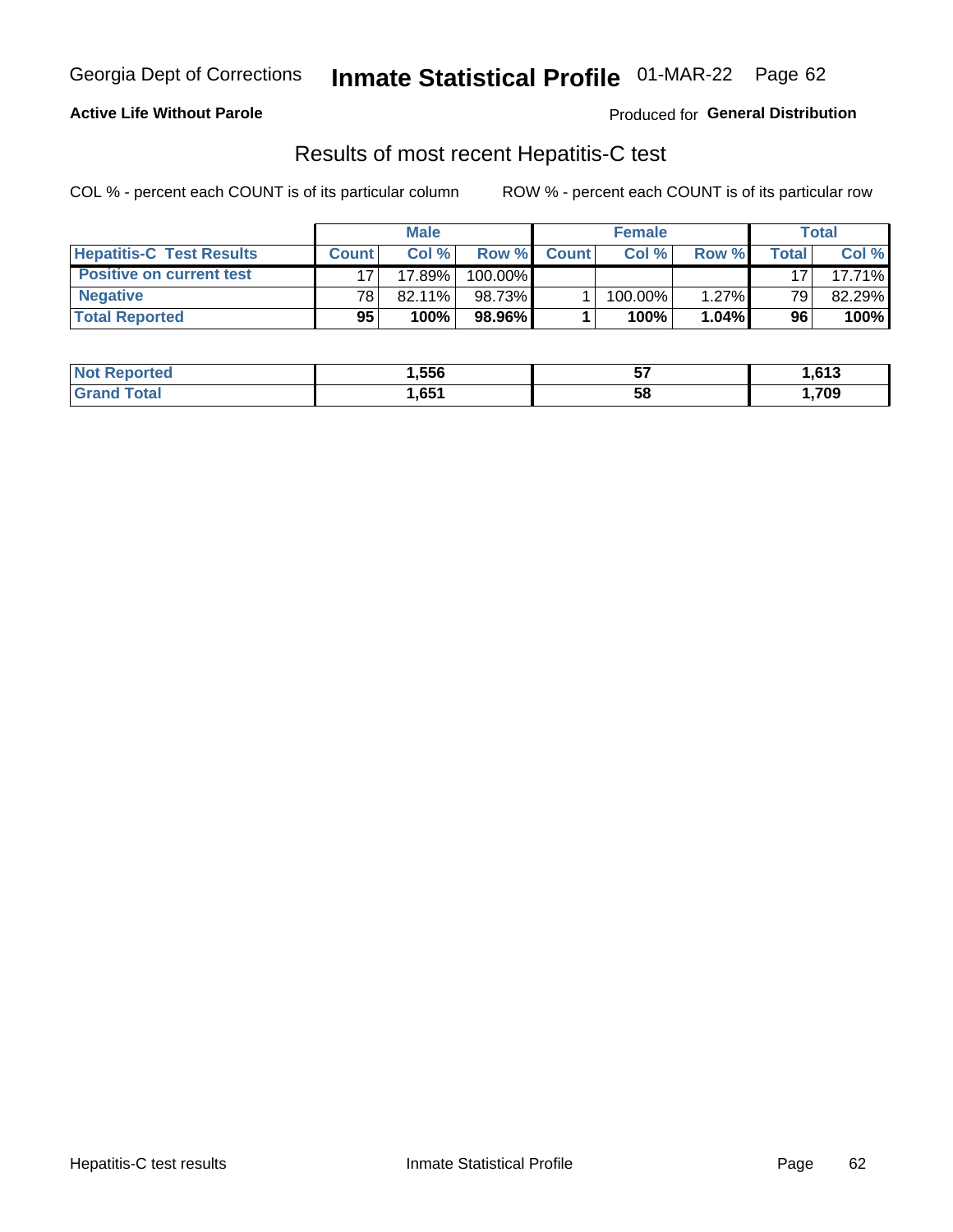Georgia Dept of Corrections **Inmate Statistical Profile** 01-MAR-22

**Active Life Without Parole**

Produced for **General Distribution**

## Results of most recent Hepatitis-C test

COL % - percent each COUNT is of its particular column

ROW % - percent each COUNT is of its particular row

| | Male | | | Female | | | Total | |
|---|---|---|---|---|---|---|---|---|
| **Hepatitis-C Test Results** | **Count** | **Col %** | **Row %** | **Count** | **Col %** | **Row %** | **Total** | **Col %** |
| **Positive on current test** | 17 | 17.89% | 100.00% | | | | 17 | 17.71% |
| **Negative** | 78 | 82.11% | 98.73% | 1 | 100.00% | 1.27% | 79 | 82.29% |
| **Total Reported** | **95** | **100%** | **98.96%** | **1** | **100%** | **1.04%** | **96** | **100%** |

| | Male | Female | Total |
|---|---|---|---|
| **Not Reported** | **1,556** | **57** | **1,613** |
| **Grand Total** | **1,651** | **58** | **1,709** |

Hepatitis-C test results